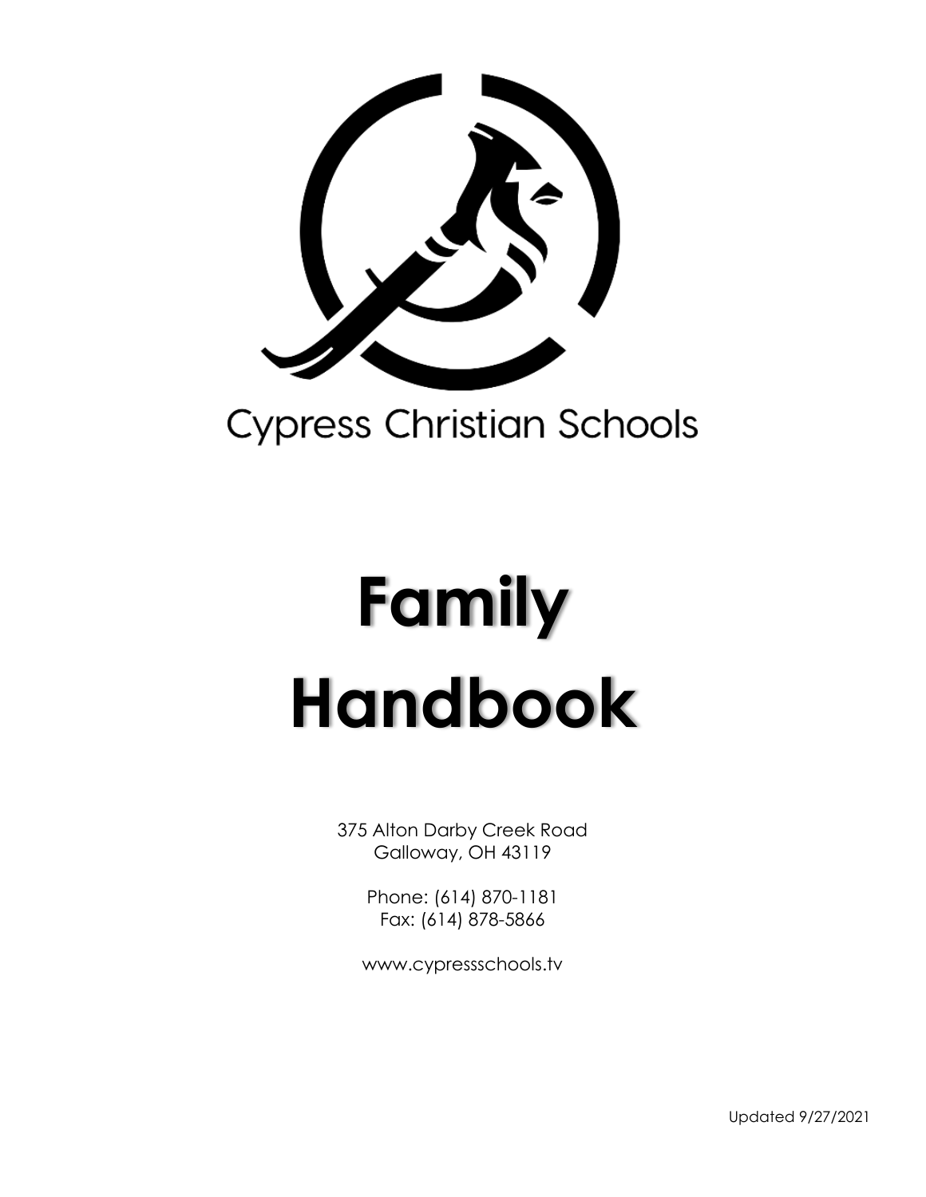Cypress Christian Schools

# Family Handbook

375 Alton Darby Creek Road
Galloway, OH 43119

Phone: (614) 870-1181
Fax: (614) 878-5866

www.cypressschools.tv

Updated 9/27/2021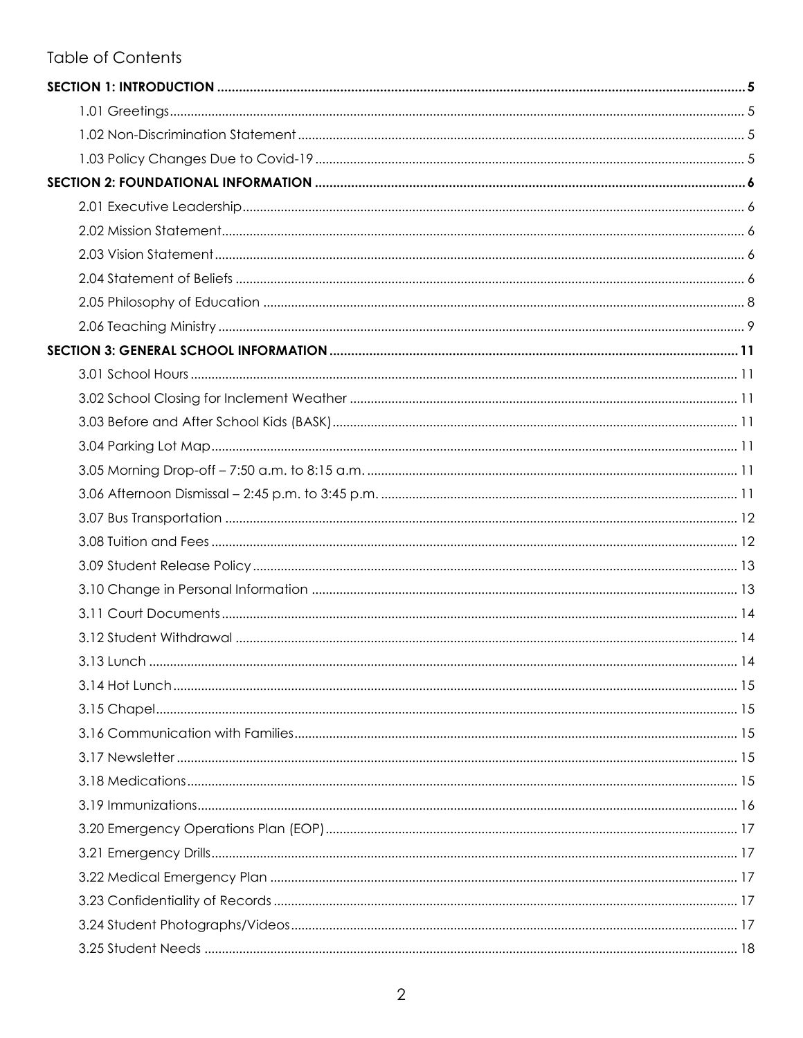# Table of Contents

**SECTION 1: INTRODUCTION** ..... 5

- 1.01 Greetings ..... 5
- 1.02 Non-Discrimination Statement ..... 5
- 1.03 Policy Changes Due to Covid-19 ..... 5

**SECTION 2: FOUNDATIONAL INFORMATION** ..... 6

- 2.01 Executive Leadership ..... 6
- 2.02 Mission Statement ..... 6
- 2.03 Vision Statement ..... 6
- 2.04 Statement of Beliefs ..... 6
- 2.05 Philosophy of Education ..... 8
- 2.06 Teaching Ministry ..... 9

**SECTION 3: GENERAL SCHOOL INFORMATION** ..... 11

- 3.01 School Hours ..... 11
- 3.02 School Closing for Inclement Weather ..... 11
- 3.03 Before and After School Kids (BASK) ..... 11
- 3.04 Parking Lot Map ..... 11
- 3.05 Morning Drop-off – 7:50 a.m. to 8:15 a.m. ..... 11
- 3.06 Afternoon Dismissal – 2:45 p.m. to 3:45 p.m. ..... 11
- 3.07 Bus Transportation ..... 12
- 3.08 Tuition and Fees ..... 12
- 3.09 Student Release Policy ..... 13
- 3.10 Change in Personal Information ..... 13
- 3.11 Court Documents ..... 14
- 3.12 Student Withdrawal ..... 14
- 3.13 Lunch ..... 14
- 3.14 Hot Lunch ..... 15
- 3.15 Chapel ..... 15
- 3.16 Communication with Families ..... 15
- 3.17 Newsletter ..... 15
- 3.18 Medications ..... 15
- 3.19 Immunizations ..... 16
- 3.20 Emergency Operations Plan (EOP) ..... 17
- 3.21 Emergency Drills ..... 17
- 3.22 Medical Emergency Plan ..... 17
- 3.23 Confidentiality of Records ..... 17
- 3.24 Student Photographs/Videos ..... 17
- 3.25 Student Needs ..... 18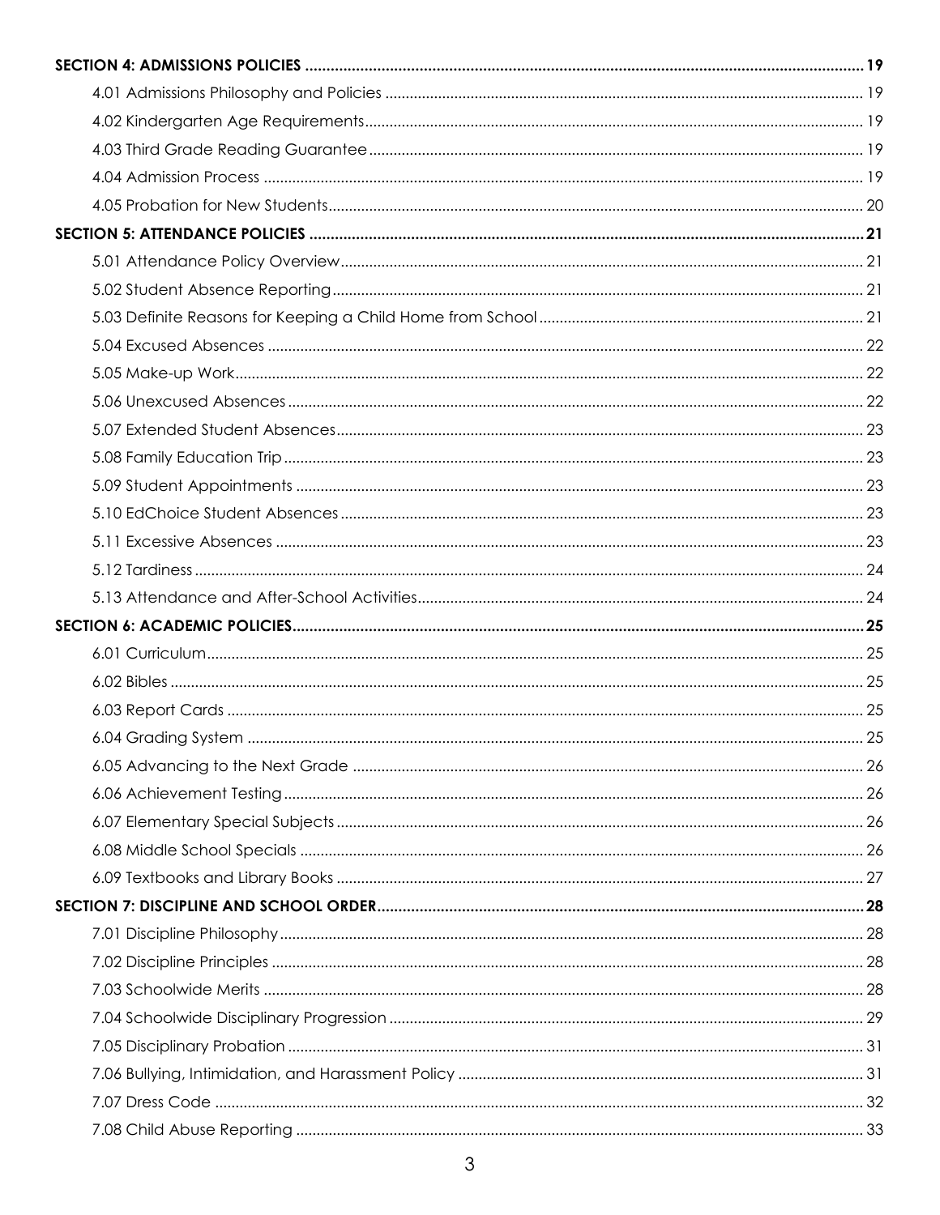**SECTION 4: ADMISSIONS POLICIES** .......... 19

4.01 Admissions Philosophy and Policies .......... 19

4.02 Kindergarten Age Requirements .......... 19

4.03 Third Grade Reading Guarantee .......... 19

4.04 Admission Process .......... 19

4.05 Probation for New Students .......... 20

**SECTION 5: ATTENDANCE POLICIES** .......... 21

5.01 Attendance Policy Overview .......... 21

5.02 Student Absence Reporting .......... 21

5.03 Definite Reasons for Keeping a Child Home from School .......... 21

5.04 Excused Absences .......... 22

5.05 Make-up Work .......... 22

5.06 Unexcused Absences .......... 22

5.07 Extended Student Absences .......... 23

5.08 Family Education Trip .......... 23

5.09 Student Appointments .......... 23

5.10 EdChoice Student Absences .......... 23

5.11 Excessive Absences .......... 23

5.12 Tardiness .......... 24

5.13 Attendance and After-School Activities .......... 24

**SECTION 6: ACADEMIC POLICIES** .......... 25

6.01 Curriculum .......... 25

6.02 Bibles .......... 25

6.03 Report Cards .......... 25

6.04 Grading System .......... 25

6.05 Advancing to the Next Grade .......... 26

6.06 Achievement Testing .......... 26

6.07 Elementary Special Subjects .......... 26

6.08 Middle School Specials .......... 26

6.09 Textbooks and Library Books .......... 27

**SECTION 7: DISCIPLINE AND SCHOOL ORDER** .......... 28

7.01 Discipline Philosophy .......... 28

7.02 Discipline Principles .......... 28

7.03 Schoolwide Merits .......... 28

7.04 Schoolwide Disciplinary Progression .......... 29

7.05 Disciplinary Probation .......... 31

7.06 Bullying, Intimidation, and Harassment Policy .......... 31

7.07 Dress Code .......... 32

7.08 Child Abuse Reporting .......... 33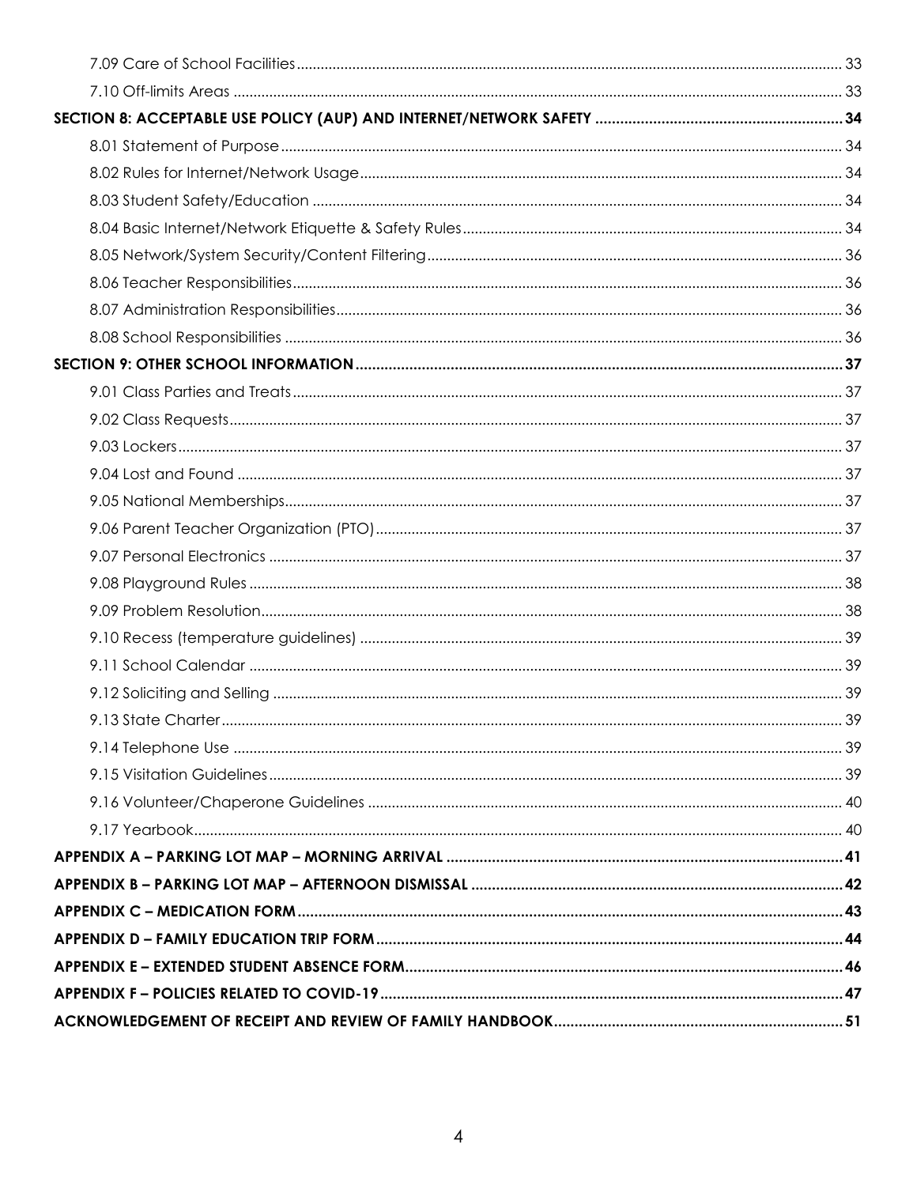7.09 Care of School Facilities ........ 33
7.10 Off-limits Areas ........ 33

**SECTION 8: ACCEPTABLE USE POLICY (AUP) AND INTERNET/NETWORK SAFETY ........ 34**

8.01 Statement of Purpose ........ 34
8.02 Rules for Internet/Network Usage ........ 34
8.03 Student Safety/Education ........ 34
8.04 Basic Internet/Network Etiquette & Safety Rules ........ 34
8.05 Network/System Security/Content Filtering ........ 36
8.06 Teacher Responsibilities ........ 36
8.07 Administration Responsibilities ........ 36
8.08 School Responsibilities ........ 36

**SECTION 9: OTHER SCHOOL INFORMATION ........ 37**

9.01 Class Parties and Treats ........ 37
9.02 Class Requests ........ 37
9.03 Lockers ........ 37
9.04 Lost and Found ........ 37
9.05 National Memberships ........ 37
9.06 Parent Teacher Organization (PTO) ........ 37
9.07 Personal Electronics ........ 37
9.08 Playground Rules ........ 38
9.09 Problem Resolution ........ 38
9.10 Recess (temperature guidelines) ........ 39
9.11 School Calendar ........ 39
9.12 Soliciting and Selling ........ 39
9.13 State Charter ........ 39
9.14 Telephone Use ........ 39
9.15 Visitation Guidelines ........ 39
9.16 Volunteer/Chaperone Guidelines ........ 40
9.17 Yearbook ........ 40

**APPENDIX A – PARKING LOT MAP – MORNING ARRIVAL ........ 41**

**APPENDIX B – PARKING LOT MAP – AFTERNOON DISMISSAL ........ 42**

**APPENDIX C – MEDICATION FORM ........ 43**

**APPENDIX D – FAMILY EDUCATION TRIP FORM ........ 44**

**APPENDIX E – EXTENDED STUDENT ABSENCE FORM ........ 46**

**APPENDIX F – POLICIES RELATED TO COVID-19 ........ 47**

**ACKNOWLEDGEMENT OF RECEIPT AND REVIEW OF FAMILY HANDBOOK ........ 51**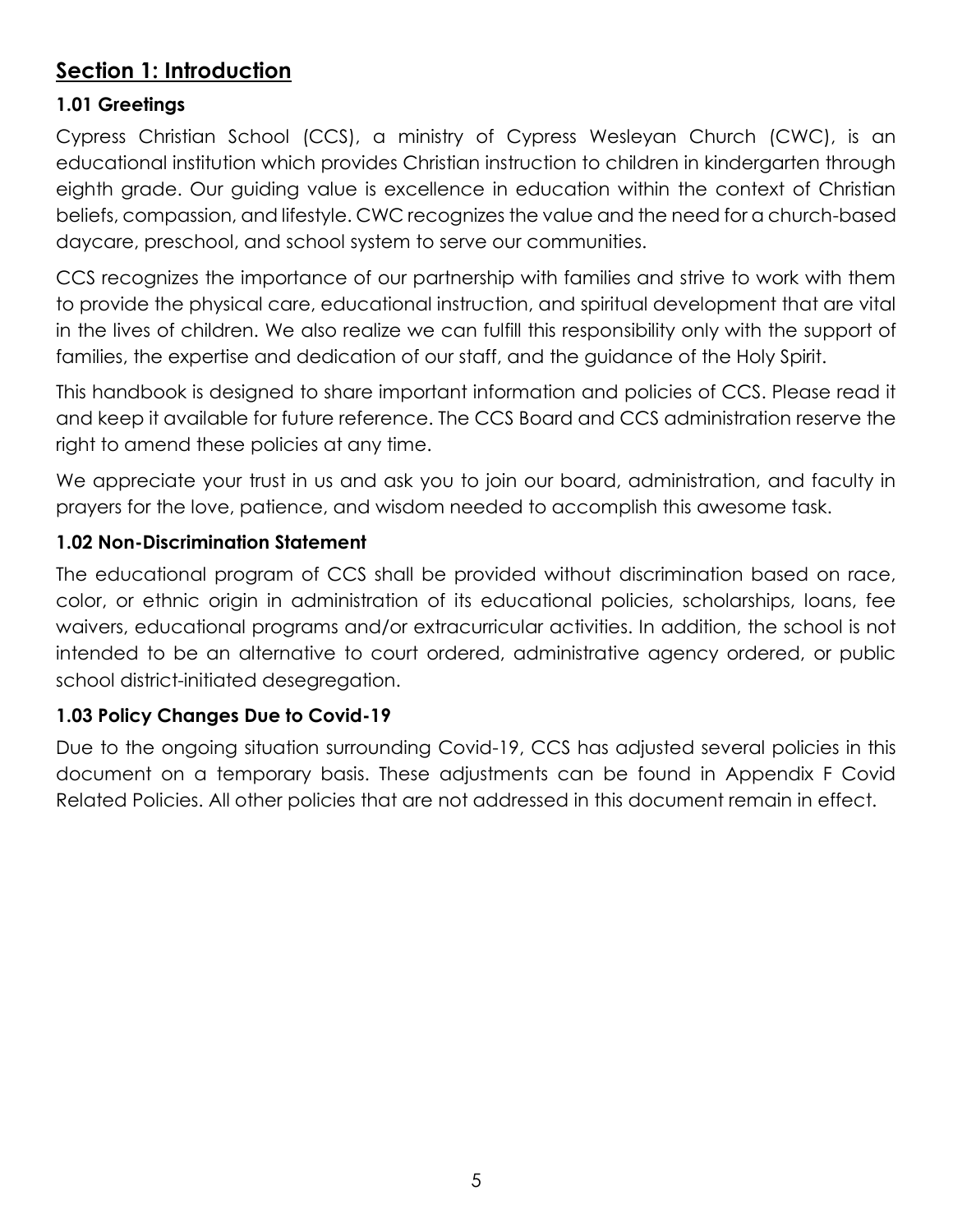## Section 1: Introduction

### 1.01 Greetings

Cypress Christian School (CCS), a ministry of Cypress Wesleyan Church (CWC), is an educational institution which provides Christian instruction to children in kindergarten through eighth grade. Our guiding value is excellence in education within the context of Christian beliefs, compassion, and lifestyle. CWC recognizes the value and the need for a church-based daycare, preschool, and school system to serve our communities.

CCS recognizes the importance of our partnership with families and strive to work with them to provide the physical care, educational instruction, and spiritual development that are vital in the lives of children. We also realize we can fulfill this responsibility only with the support of families, the expertise and dedication of our staff, and the guidance of the Holy Spirit.

This handbook is designed to share important information and policies of CCS. Please read it and keep it available for future reference. The CCS Board and CCS administration reserve the right to amend these policies at any time.

We appreciate your trust in us and ask you to join our board, administration, and faculty in prayers for the love, patience, and wisdom needed to accomplish this awesome task.

### 1.02 Non-Discrimination Statement

The educational program of CCS shall be provided without discrimination based on race, color, or ethnic origin in administration of its educational policies, scholarships, loans, fee waivers, educational programs and/or extracurricular activities. In addition, the school is not intended to be an alternative to court ordered, administrative agency ordered, or public school district-initiated desegregation.

### 1.03 Policy Changes Due to Covid-19

Due to the ongoing situation surrounding Covid-19, CCS has adjusted several policies in this document on a temporary basis. These adjustments can be found in Appendix F Covid Related Policies. All other policies that are not addressed in this document remain in effect.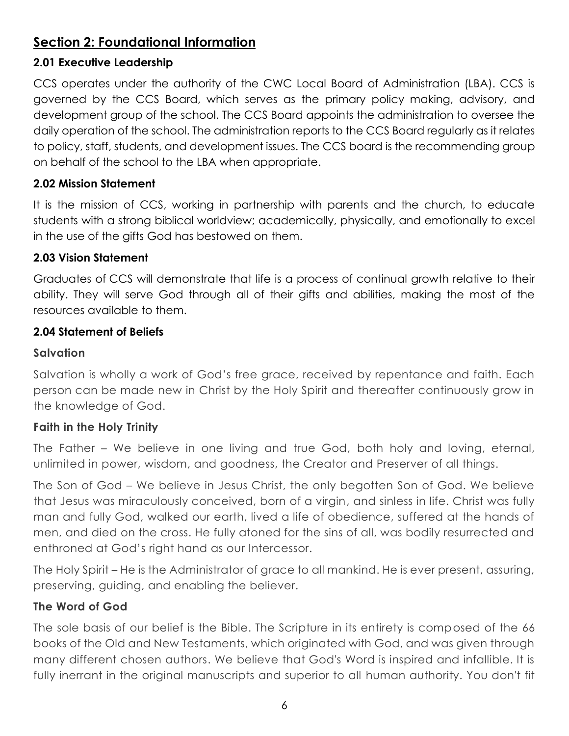## Section 2: Foundational Information

### 2.01 Executive Leadership

CCS operates under the authority of the CWC Local Board of Administration (LBA). CCS is governed by the CCS Board, which serves as the primary policy making, advisory, and development group of the school. The CCS Board appoints the administration to oversee the daily operation of the school. The administration reports to the CCS Board regularly as it relates to policy, staff, students, and development issues. The CCS board is the recommending group on behalf of the school to the LBA when appropriate.

### 2.02 Mission Statement

It is the mission of CCS, working in partnership with parents and the church, to educate students with a strong biblical worldview; academically, physically, and emotionally to excel in the use of the gifts God has bestowed on them.

### 2.03 Vision Statement

Graduates of CCS will demonstrate that life is a process of continual growth relative to their ability. They will serve God through all of their gifts and abilities, making the most of the resources available to them.

### 2.04 Statement of Beliefs

#### Salvation

Salvation is wholly a work of God's free grace, received by repentance and faith. Each person can be made new in Christ by the Holy Spirit and thereafter continuously grow in the knowledge of God.

#### Faith in the Holy Trinity

The Father – We believe in one living and true God, both holy and loving, eternal, unlimited in power, wisdom, and goodness, the Creator and Preserver of all things.

The Son of God – We believe in Jesus Christ, the only begotten Son of God. We believe that Jesus was miraculously conceived, born of a virgin, and sinless in life. Christ was fully man and fully God, walked our earth, lived a life of obedience, suffered at the hands of men, and died on the cross. He fully atoned for the sins of all, was bodily resurrected and enthroned at God's right hand as our Intercessor.

The Holy Spirit – He is the Administrator of grace to all mankind. He is ever present, assuring, preserving, guiding, and enabling the believer.

#### The Word of God

The sole basis of our belief is the Bible. The Scripture in its entirety is composed of the 66 books of the Old and New Testaments, which originated with God, and was given through many different chosen authors. We believe that God's Word is inspired and infallible. It is fully inerrant in the original manuscripts and superior to all human authority. You don't fit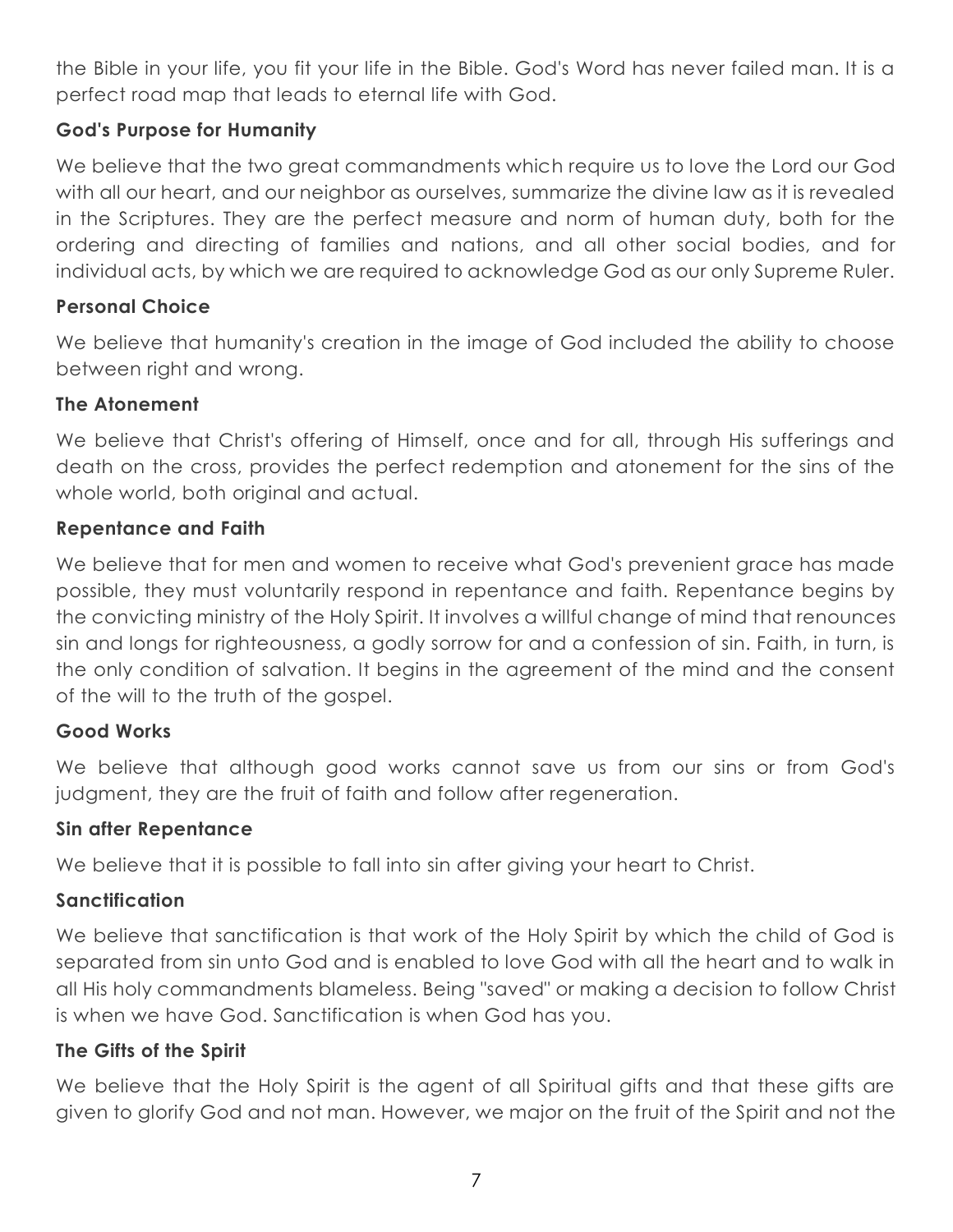the Bible in your life, you fit your life in the Bible. God's Word has never failed man. It is a perfect road map that leads to eternal life with God.

**God's Purpose for Humanity**

We believe that the two great commandments which require us to love the Lord our God with all our heart, and our neighbor as ourselves, summarize the divine law as it is revealed in the Scriptures. They are the perfect measure and norm of human duty, both for the ordering and directing of families and nations, and all other social bodies, and for individual acts, by which we are required to acknowledge God as our only Supreme Ruler.

**Personal Choice**

We believe that humanity's creation in the image of God included the ability to choose between right and wrong.

**The Atonement**

We believe that Christ's offering of Himself, once and for all, through His sufferings and death on the cross, provides the perfect redemption and atonement for the sins of the whole world, both original and actual.

**Repentance and Faith**

We believe that for men and women to receive what God's prevenient grace has made possible, they must voluntarily respond in repentance and faith. Repentance begins by the convicting ministry of the Holy Spirit. It involves a willful change of mind that renounces sin and longs for righteousness, a godly sorrow for and a confession of sin. Faith, in turn, is the only condition of salvation. It begins in the agreement of the mind and the consent of the will to the truth of the gospel.

**Good Works**

We believe that although good works cannot save us from our sins or from God's judgment, they are the fruit of faith and follow after regeneration.

**Sin after Repentance**

We believe that it is possible to fall into sin after giving your heart to Christ.

**Sanctification**

We believe that sanctification is that work of the Holy Spirit by which the child of God is separated from sin unto God and is enabled to love God with all the heart and to walk in all His holy commandments blameless. Being "saved" or making a decision to follow Christ is when we have God. Sanctification is when God has you.

**The Gifts of the Spirit**

We believe that the Holy Spirit is the agent of all Spiritual gifts and that these gifts are given to glorify God and not man. However, we major on the fruit of the Spirit and not the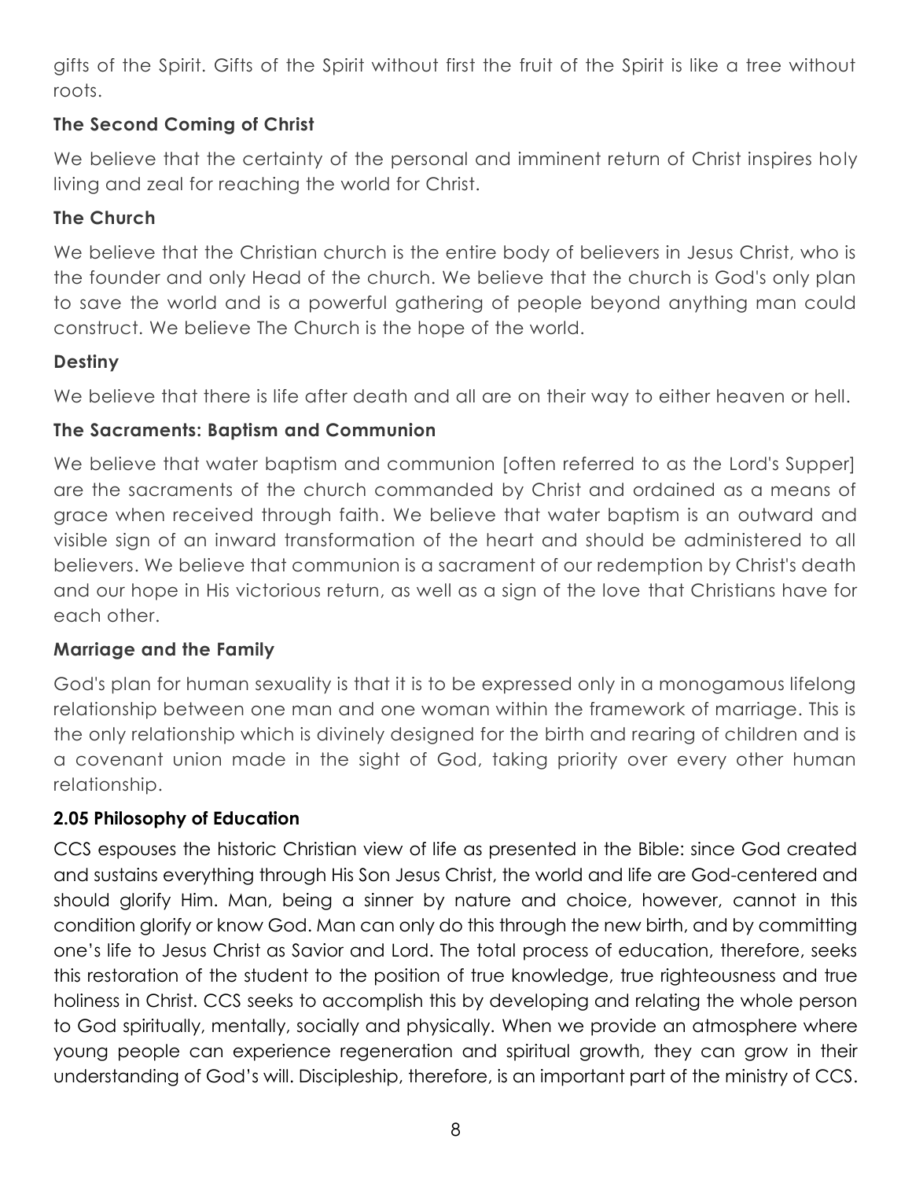gifts of the Spirit. Gifts of the Spirit without first the fruit of the Spirit is like a tree without roots.

### The Second Coming of Christ

We believe that the certainty of the personal and imminent return of Christ inspires holy living and zeal for reaching the world for Christ.

### The Church

We believe that the Christian church is the entire body of believers in Jesus Christ, who is the founder and only Head of the church. We believe that the church is God's only plan to save the world and is a powerful gathering of people beyond anything man could construct. We believe The Church is the hope of the world.

### Destiny

We believe that there is life after death and all are on their way to either heaven or hell.

### The Sacraments: Baptism and Communion

We believe that water baptism and communion [often referred to as the Lord's Supper] are the sacraments of the church commanded by Christ and ordained as a means of grace when received through faith. We believe that water baptism is an outward and visible sign of an inward transformation of the heart and should be administered to all believers. We believe that communion is a sacrament of our redemption by Christ's death and our hope in His victorious return, as well as a sign of the love that Christians have for each other.

### Marriage and the Family

God's plan for human sexuality is that it is to be expressed only in a monogamous lifelong relationship between one man and one woman within the framework of marriage. This is the only relationship which is divinely designed for the birth and rearing of children and is a covenant union made in the sight of God, taking priority over every other human relationship.

### 2.05 Philosophy of Education

CCS espouses the historic Christian view of life as presented in the Bible: since God created and sustains everything through His Son Jesus Christ, the world and life are God-centered and should glorify Him. Man, being a sinner by nature and choice, however, cannot in this condition glorify or know God. Man can only do this through the new birth, and by committing one's life to Jesus Christ as Savior and Lord. The total process of education, therefore, seeks this restoration of the student to the position of true knowledge, true righteousness and true holiness in Christ. CCS seeks to accomplish this by developing and relating the whole person to God spiritually, mentally, socially and physically. When we provide an atmosphere where young people can experience regeneration and spiritual growth, they can grow in their understanding of God's will. Discipleship, therefore, is an important part of the ministry of CCS.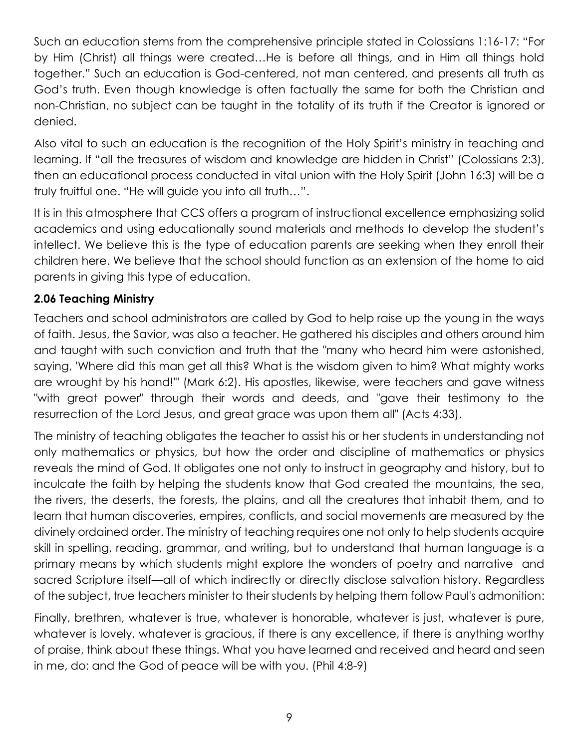Such an education stems from the comprehensive principle stated in Colossians 1:16-17: "For by Him (Christ) all things were created…He is before all things, and in Him all things hold together." Such an education is God-centered, not man centered, and presents all truth as God's truth. Even though knowledge is often factually the same for both the Christian and non-Christian, no subject can be taught in the totality of its truth if the Creator is ignored or denied.

Also vital to such an education is the recognition of the Holy Spirit's ministry in teaching and learning. If "all the treasures of wisdom and knowledge are hidden in Christ" (Colossians 2:3), then an educational process conducted in vital union with the Holy Spirit (John 16:3) will be a truly fruitful one. "He will guide you into all truth…".

It is in this atmosphere that CCS offers a program of instructional excellence emphasizing solid academics and using educationally sound materials and methods to develop the student's intellect. We believe this is the type of education parents are seeking when they enroll their children here. We believe that the school should function as an extension of the home to aid parents in giving this type of education.

### 2.06 Teaching Ministry

Teachers and school administrators are called by God to help raise up the young in the ways of faith. Jesus, the Savior, was also a teacher. He gathered his disciples and others around him and taught with such conviction and truth that the "many who heard him were astonished, saying, 'Where did this man get all this? What is the wisdom given to him? What mighty works are wrought by his hand!'" (Mark 6:2). His apostles, likewise, were teachers and gave witness "with great power" through their words and deeds, and "gave their testimony to the resurrection of the Lord Jesus, and great grace was upon them all" (Acts 4:33).

The ministry of teaching obligates the teacher to assist his or her students in understanding not only mathematics or physics, but how the order and discipline of mathematics or physics reveals the mind of God. It obligates one not only to instruct in geography and history, but to inculcate the faith by helping the students know that God created the mountains, the sea, the rivers, the deserts, the forests, the plains, and all the creatures that inhabit them, and to learn that human discoveries, empires, conflicts, and social movements are measured by the divinely ordained order. The ministry of teaching requires one not only to help students acquire skill in spelling, reading, grammar, and writing, but to understand that human language is a primary means by which students might explore the wonders of poetry and narrative and sacred Scripture itself—all of which indirectly or directly disclose salvation history. Regardless of the subject, true teachers minister to their students by helping them follow Paul's admonition:

Finally, brethren, whatever is true, whatever is honorable, whatever is just, whatever is pure, whatever is lovely, whatever is gracious, if there is any excellence, if there is anything worthy of praise, think about these things. What you have learned and received and heard and seen in me, do: and the God of peace will be with you. (Phil 4:8-9)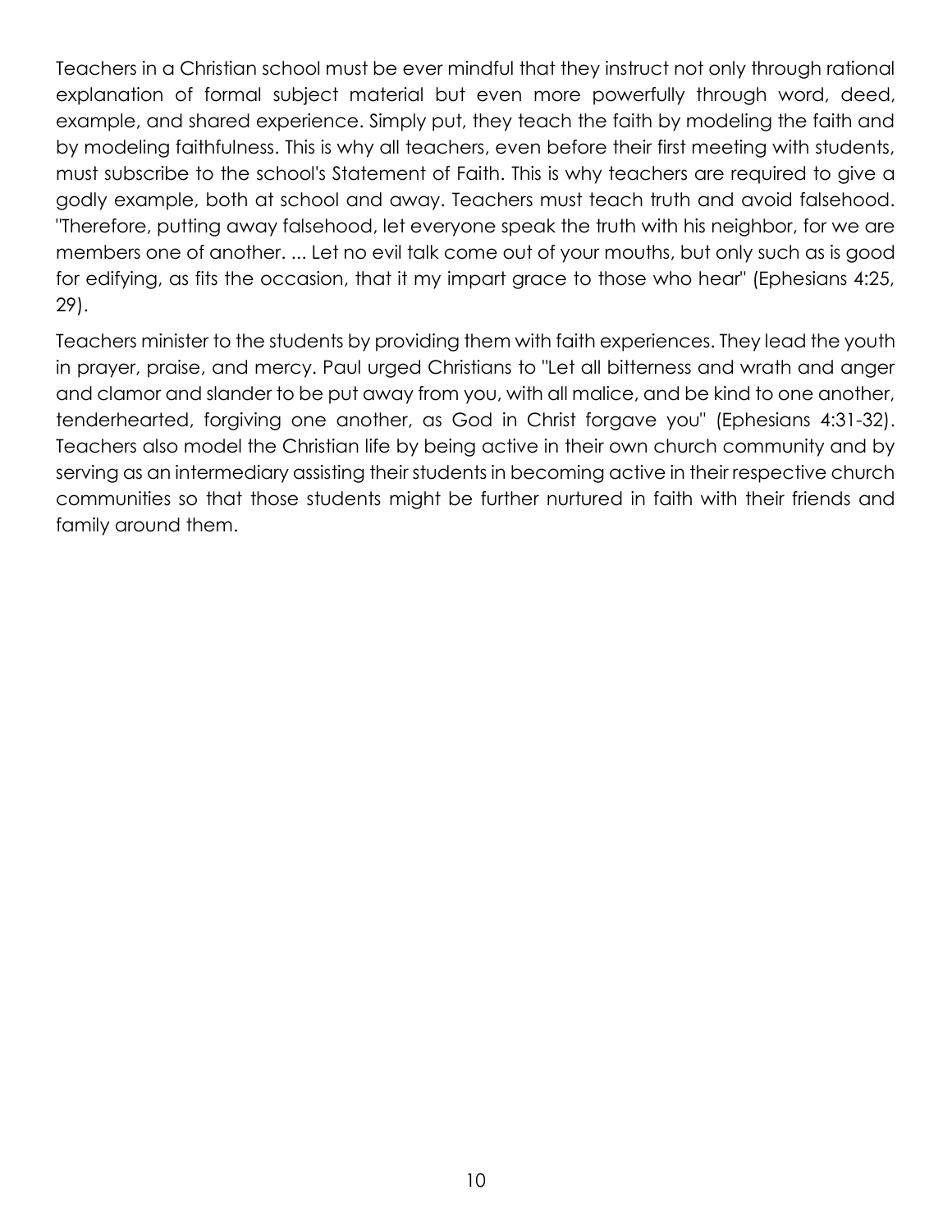Teachers in a Christian school must be ever mindful that they instruct not only through rational explanation of formal subject material but even more powerfully through word, deed, example, and shared experience. Simply put, they teach the faith by modeling the faith and by modeling faithfulness. This is why all teachers, even before their first meeting with students, must subscribe to the school's Statement of Faith. This is why teachers are required to give a godly example, both at school and away. Teachers must teach truth and avoid falsehood. "Therefore, putting away falsehood, let everyone speak the truth with his neighbor, for we are members one of another. ... Let no evil talk come out of your mouths, but only such as is good for edifying, as fits the occasion, that it my impart grace to those who hear" (Ephesians 4:25, 29).

Teachers minister to the students by providing them with faith experiences. They lead the youth in prayer, praise, and mercy. Paul urged Christians to "Let all bitterness and wrath and anger and clamor and slander to be put away from you, with all malice, and be kind to one another, tenderhearted, forgiving one another, as God in Christ forgave you" (Ephesians 4:31-32). Teachers also model the Christian life by being active in their own church community and by serving as an intermediary assisting their students in becoming active in their respective church communities so that those students might be further nurtured in faith with their friends and family around them.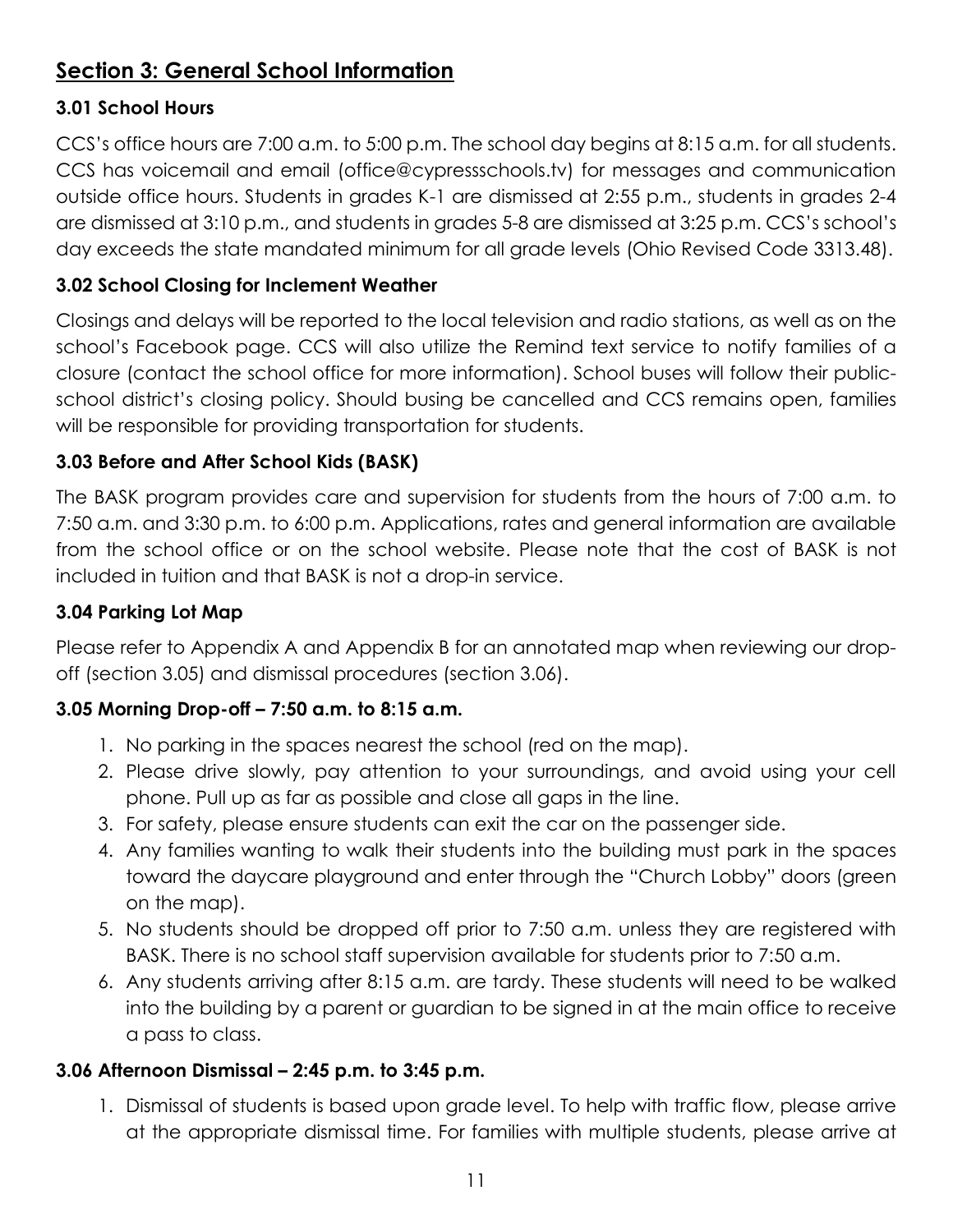## Section 3: General School Information

### 3.01 School Hours

CCS's office hours are 7:00 a.m. to 5:00 p.m. The school day begins at 8:15 a.m. for all students. CCS has voicemail and email (office@cypressschools.tv) for messages and communication outside office hours. Students in grades K-1 are dismissed at 2:55 p.m., students in grades 2-4 are dismissed at 3:10 p.m., and students in grades 5-8 are dismissed at 3:25 p.m. CCS's school's day exceeds the state mandated minimum for all grade levels (Ohio Revised Code 3313.48).

### 3.02 School Closing for Inclement Weather

Closings and delays will be reported to the local television and radio stations, as well as on the school's Facebook page. CCS will also utilize the Remind text service to notify families of a closure (contact the school office for more information). School buses will follow their public-school district's closing policy. Should busing be cancelled and CCS remains open, families will be responsible for providing transportation for students.

### 3.03 Before and After School Kids (BASK)

The BASK program provides care and supervision for students from the hours of 7:00 a.m. to 7:50 a.m. and 3:30 p.m. to 6:00 p.m. Applications, rates and general information are available from the school office or on the school website. Please note that the cost of BASK is not included in tuition and that BASK is not a drop-in service.

### 3.04 Parking Lot Map

Please refer to Appendix A and Appendix B for an annotated map when reviewing our drop-off (section 3.05) and dismissal procedures (section 3.06).

### 3.05 Morning Drop-off – 7:50 a.m. to 8:15 a.m.

1. No parking in the spaces nearest the school (red on the map).
2. Please drive slowly, pay attention to your surroundings, and avoid using your cell phone. Pull up as far as possible and close all gaps in the line.
3. For safety, please ensure students can exit the car on the passenger side.
4. Any families wanting to walk their students into the building must park in the spaces toward the daycare playground and enter through the "Church Lobby" doors (green on the map).
5. No students should be dropped off prior to 7:50 a.m. unless they are registered with BASK. There is no school staff supervision available for students prior to 7:50 a.m.
6. Any students arriving after 8:15 a.m. are tardy. These students will need to be walked into the building by a parent or guardian to be signed in at the main office to receive a pass to class.

### 3.06 Afternoon Dismissal – 2:45 p.m. to 3:45 p.m.

1. Dismissal of students is based upon grade level. To help with traffic flow, please arrive at the appropriate dismissal time. For families with multiple students, please arrive at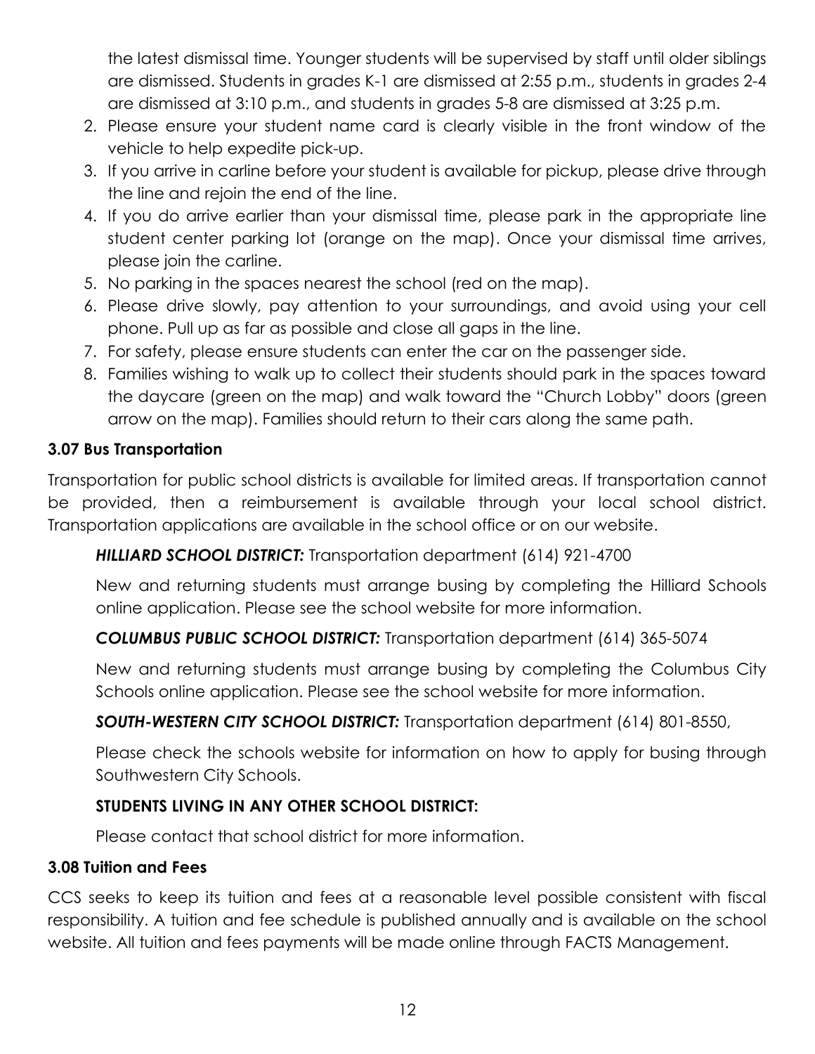the latest dismissal time. Younger students will be supervised by staff until older siblings are dismissed. Students in grades K-1 are dismissed at 2:55 p.m., students in grades 2-4 are dismissed at 3:10 p.m., and students in grades 5-8 are dismissed at 3:25 p.m.

2. Please ensure your student name card is clearly visible in the front window of the vehicle to help expedite pick-up.
3. If you arrive in carline before your student is available for pickup, please drive through the line and rejoin the end of the line.
4. If you do arrive earlier than your dismissal time, please park in the appropriate line student center parking lot (orange on the map). Once your dismissal time arrives, please join the carline.
5. No parking in the spaces nearest the school (red on the map).
6. Please drive slowly, pay attention to your surroundings, and avoid using your cell phone. Pull up as far as possible and close all gaps in the line.
7. For safety, please ensure students can enter the car on the passenger side.
8. Families wishing to walk up to collect their students should park in the spaces toward the daycare (green on the map) and walk toward the "Church Lobby" doors (green arrow on the map). Families should return to their cars along the same path.

### 3.07 Bus Transportation

Transportation for public school districts is available for limited areas. If transportation cannot be provided, then a reimbursement is available through your local school district. Transportation applications are available in the school office or on our website.

***HILLIARD SCHOOL DISTRICT:*** Transportation department (614) 921-4700

New and returning students must arrange busing by completing the Hilliard Schools online application. Please see the school website for more information.

***COLUMBUS PUBLIC SCHOOL DISTRICT:*** Transportation department (614) 365-5074

New and returning students must arrange busing by completing the Columbus City Schools online application. Please see the school website for more information.

***SOUTH-WESTERN CITY SCHOOL DISTRICT:*** Transportation department (614) 801-8550,

Please check the schools website for information on how to apply for busing through Southwestern City Schools.

**STUDENTS LIVING IN ANY OTHER SCHOOL DISTRICT:**

Please contact that school district for more information.

### 3.08 Tuition and Fees

CCS seeks to keep its tuition and fees at a reasonable level possible consistent with fiscal responsibility. A tuition and fee schedule is published annually and is available on the school website. All tuition and fees payments will be made online through FACTS Management.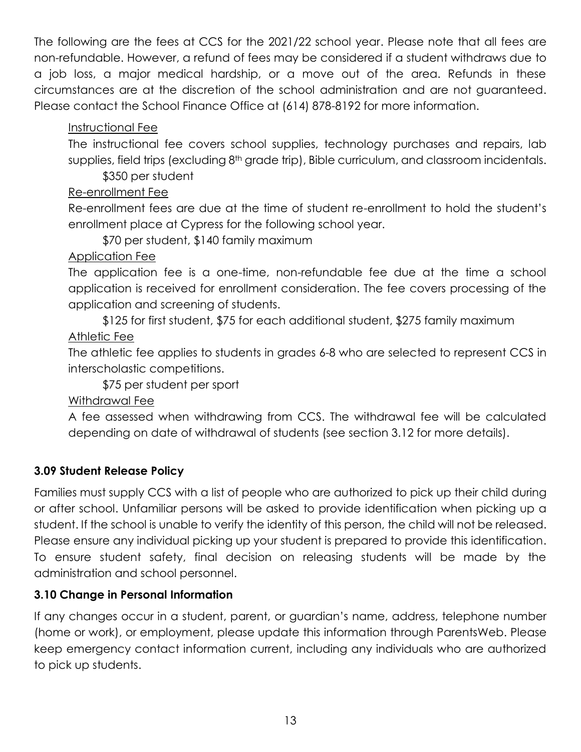The following are the fees at CCS for the 2021/22 school year. Please note that all fees are non-refundable. However, a refund of fees may be considered if a student withdraws due to a job loss, a major medical hardship, or a move out of the area. Refunds in these circumstances are at the discretion of the school administration and are not guaranteed. Please contact the School Finance Office at (614) 878-8192 for more information.

<u>Instructional Fee</u>

The instructional fee covers school supplies, technology purchases and repairs, lab supplies, field trips (excluding 8th grade trip), Bible curriculum, and classroom incidentals.

\$350 per student

<u>Re-enrollment Fee</u>

Re-enrollment fees are due at the time of student re-enrollment to hold the student's enrollment place at Cypress for the following school year.

\$70 per student, \$140 family maximum

<u>Application Fee</u>

The application fee is a one-time, non-refundable fee due at the time a school application is received for enrollment consideration. The fee covers processing of the application and screening of students.

\$125 for first student, \$75 for each additional student, \$275 family maximum

<u>Athletic Fee</u>

The athletic fee applies to students in grades 6-8 who are selected to represent CCS in interscholastic competitions.

\$75 per student per sport

<u>Withdrawal Fee</u>

A fee assessed when withdrawing from CCS. The withdrawal fee will be calculated depending on date of withdrawal of students (see section 3.12 for more details).

**3.09 Student Release Policy**

Families must supply CCS with a list of people who are authorized to pick up their child during or after school. Unfamiliar persons will be asked to provide identification when picking up a student. If the school is unable to verify the identity of this person, the child will not be released. Please ensure any individual picking up your student is prepared to provide this identification. To ensure student safety, final decision on releasing students will be made by the administration and school personnel.

**3.10 Change in Personal Information**

If any changes occur in a student, parent, or guardian's name, address, telephone number (home or work), or employment, please update this information through ParentsWeb. Please keep emergency contact information current, including any individuals who are authorized to pick up students.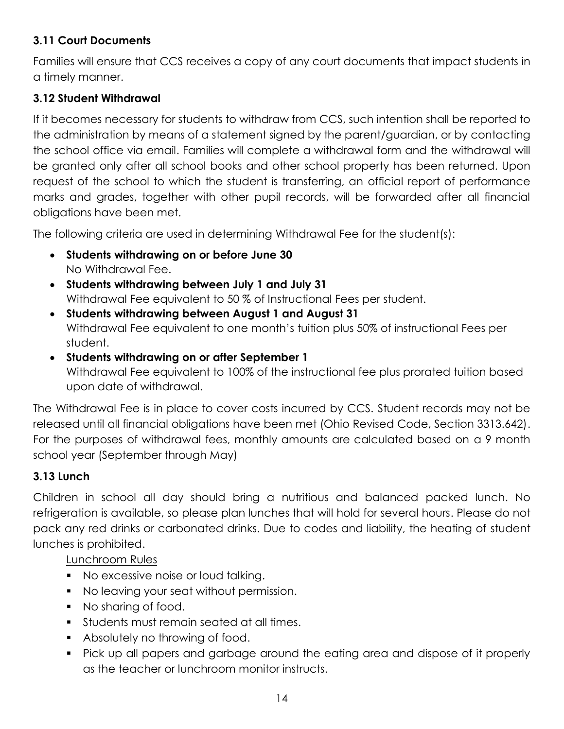### 3.11 Court Documents

Families will ensure that CCS receives a copy of any court documents that impact students in a timely manner.

### 3.12 Student Withdrawal

If it becomes necessary for students to withdraw from CCS, such intention shall be reported to the administration by means of a statement signed by the parent/guardian, or by contacting the school office via email. Families will complete a withdrawal form and the withdrawal will be granted only after all school books and other school property has been returned. Upon request of the school to which the student is transferring, an official report of performance marks and grades, together with other pupil records, will be forwarded after all financial obligations have been met.

The following criteria are used in determining Withdrawal Fee for the student(s):

- **Students withdrawing on or before June 30**
  No Withdrawal Fee.
- **Students withdrawing between July 1 and July 31**
  Withdrawal Fee equivalent to 50 % of Instructional Fees per student.
- **Students withdrawing between August 1 and August 31**
  Withdrawal Fee equivalent to one month's tuition plus 50% of instructional Fees per student.
- **Students withdrawing on or after September 1**
  Withdrawal Fee equivalent to 100% of the instructional fee plus prorated tuition based upon date of withdrawal.

The Withdrawal Fee is in place to cover costs incurred by CCS. Student records may not be released until all financial obligations have been met (Ohio Revised Code, Section 3313.642). For the purposes of withdrawal fees, monthly amounts are calculated based on a 9 month school year (September through May)

### 3.13 Lunch

Children in school all day should bring a nutritious and balanced packed lunch. No refrigeration is available, so please plan lunches that will hold for several hours. Please do not pack any red drinks or carbonated drinks. Due to codes and liability, the heating of student lunches is prohibited.

<u>Lunchroom Rules</u>

- No excessive noise or loud talking.
- No leaving your seat without permission.
- No sharing of food.
- Students must remain seated at all times.
- Absolutely no throwing of food.
- Pick up all papers and garbage around the eating area and dispose of it properly as the teacher or lunchroom monitor instructs.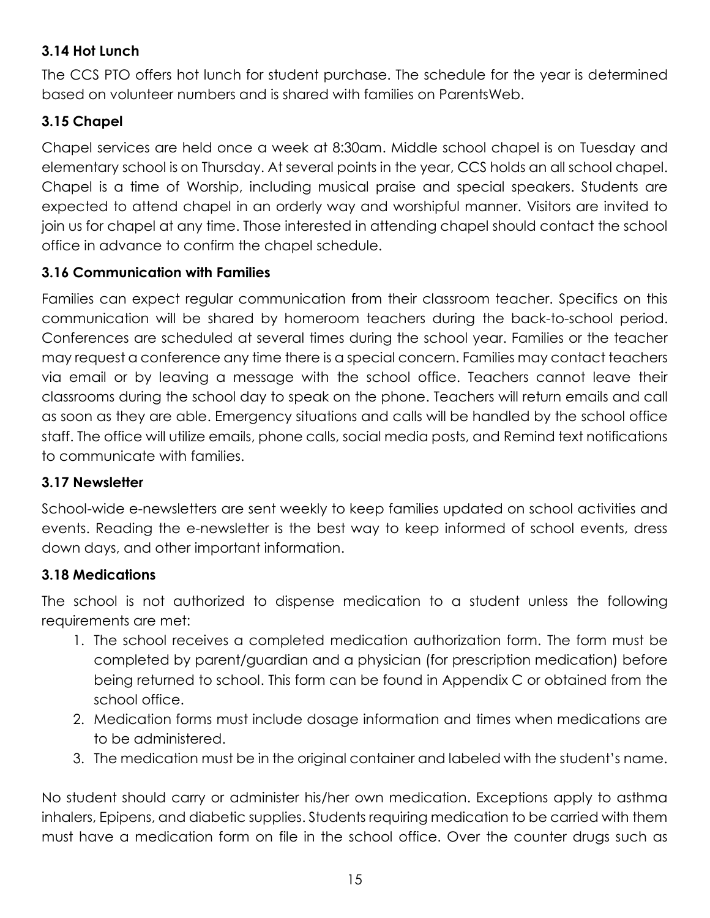### 3.14 Hot Lunch

The CCS PTO offers hot lunch for student purchase. The schedule for the year is determined based on volunteer numbers and is shared with families on ParentsWeb.

### 3.15 Chapel

Chapel services are held once a week at 8:30am. Middle school chapel is on Tuesday and elementary school is on Thursday. At several points in the year, CCS holds an all school chapel. Chapel is a time of Worship, including musical praise and special speakers. Students are expected to attend chapel in an orderly way and worshipful manner. Visitors are invited to join us for chapel at any time. Those interested in attending chapel should contact the school office in advance to confirm the chapel schedule.

### 3.16 Communication with Families

Families can expect regular communication from their classroom teacher. Specifics on this communication will be shared by homeroom teachers during the back-to-school period. Conferences are scheduled at several times during the school year. Families or the teacher may request a conference any time there is a special concern. Families may contact teachers via email or by leaving a message with the school office. Teachers cannot leave their classrooms during the school day to speak on the phone. Teachers will return emails and call as soon as they are able. Emergency situations and calls will be handled by the school office staff. The office will utilize emails, phone calls, social media posts, and Remind text notifications to communicate with families.

### 3.17 Newsletter

School-wide e-newsletters are sent weekly to keep families updated on school activities and events. Reading the e-newsletter is the best way to keep informed of school events, dress down days, and other important information.

### 3.18 Medications

The school is not authorized to dispense medication to a student unless the following requirements are met:

1. The school receives a completed medication authorization form. The form must be completed by parent/guardian and a physician (for prescription medication) before being returned to school. This form can be found in Appendix C or obtained from the school office.
2. Medication forms must include dosage information and times when medications are to be administered.
3. The medication must be in the original container and labeled with the student's name.

No student should carry or administer his/her own medication. Exceptions apply to asthma inhalers, Epipens, and diabetic supplies. Students requiring medication to be carried with them must have a medication form on file in the school office. Over the counter drugs such as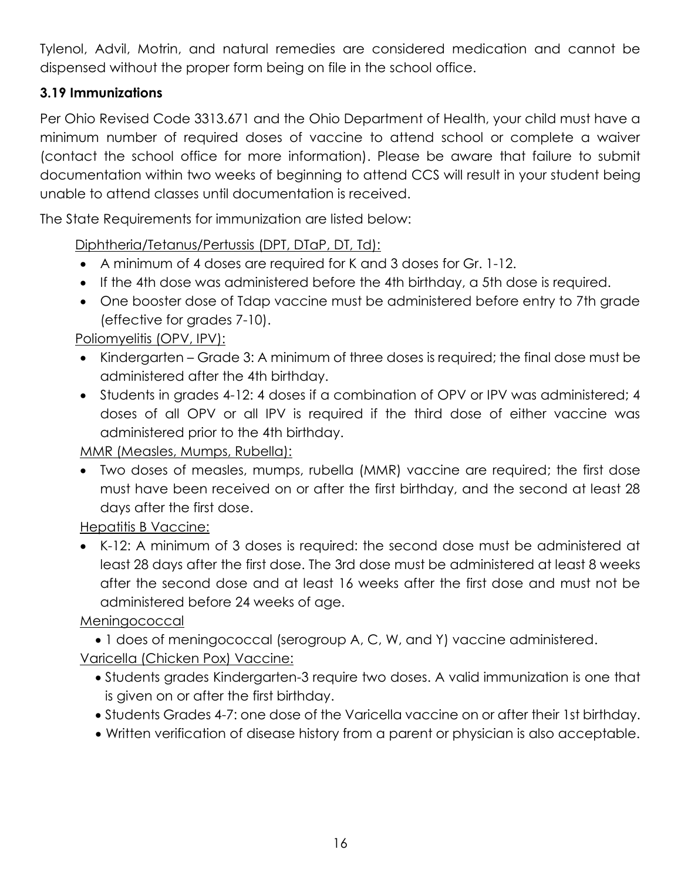Tylenol, Advil, Motrin, and natural remedies are considered medication and cannot be dispensed without the proper form being on file in the school office.

### 3.19 Immunizations

Per Ohio Revised Code 3313.671 and the Ohio Department of Health, your child must have a minimum number of required doses of vaccine to attend school or complete a waiver (contact the school office for more information). Please be aware that failure to submit documentation within two weeks of beginning to attend CCS will result in your student being unable to attend classes until documentation is received.

The State Requirements for immunization are listed below:

<u>Diphtheria/Tetanus/Pertussis (DPT, DTaP, DT, Td):</u>

- A minimum of 4 doses are required for K and 3 doses for Gr. 1-12.
- If the 4th dose was administered before the 4th birthday, a 5th dose is required.
- One booster dose of Tdap vaccine must be administered before entry to 7th grade (effective for grades 7-10).

<u>Poliomyelitis (OPV, IPV):</u>

- Kindergarten – Grade 3: A minimum of three doses is required; the final dose must be administered after the 4th birthday.
- Students in grades 4-12: 4 doses if a combination of OPV or IPV was administered; 4 doses of all OPV or all IPV is required if the third dose of either vaccine was administered prior to the 4th birthday.

<u>MMR (Measles, Mumps, Rubella):</u>

- Two doses of measles, mumps, rubella (MMR) vaccine are required; the first dose must have been received on or after the first birthday, and the second at least 28 days after the first dose.

<u>Hepatitis B Vaccine:</u>

- K-12: A minimum of 3 doses is required: the second dose must be administered at least 28 days after the first dose. The 3rd dose must be administered at least 8 weeks after the second dose and at least 16 weeks after the first dose and must not be administered before 24 weeks of age.

<u>Meningococcal</u>

- 1 does of meningococcal (serogroup A, C, W, and Y) vaccine administered.

<u>Varicella (Chicken Pox) Vaccine:</u>

- Students grades Kindergarten-3 require two doses. A valid immunization is one that is given on or after the first birthday.
- Students Grades 4-7: one dose of the Varicella vaccine on or after their 1st birthday.
- Written verification of disease history from a parent or physician is also acceptable.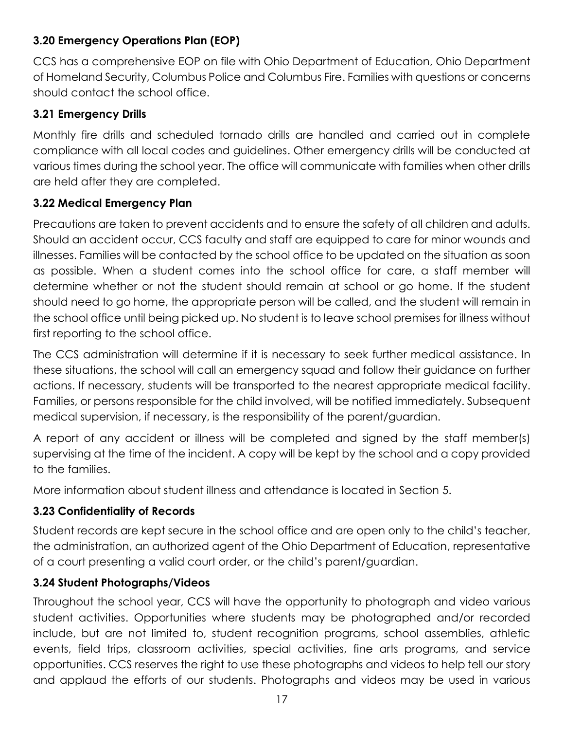### 3.20 Emergency Operations Plan (EOP)

CCS has a comprehensive EOP on file with Ohio Department of Education, Ohio Department of Homeland Security, Columbus Police and Columbus Fire. Families with questions or concerns should contact the school office.

### 3.21 Emergency Drills

Monthly fire drills and scheduled tornado drills are handled and carried out in complete compliance with all local codes and guidelines. Other emergency drills will be conducted at various times during the school year. The office will communicate with families when other drills are held after they are completed.

### 3.22 Medical Emergency Plan

Precautions are taken to prevent accidents and to ensure the safety of all children and adults. Should an accident occur, CCS faculty and staff are equipped to care for minor wounds and illnesses. Families will be contacted by the school office to be updated on the situation as soon as possible. When a student comes into the school office for care, a staff member will determine whether or not the student should remain at school or go home. If the student should need to go home, the appropriate person will be called, and the student will remain in the school office until being picked up. No student is to leave school premises for illness without first reporting to the school office.

The CCS administration will determine if it is necessary to seek further medical assistance. In these situations, the school will call an emergency squad and follow their guidance on further actions. If necessary, students will be transported to the nearest appropriate medical facility. Families, or persons responsible for the child involved, will be notified immediately. Subsequent medical supervision, if necessary, is the responsibility of the parent/guardian.

A report of any accident or illness will be completed and signed by the staff member(s) supervising at the time of the incident. A copy will be kept by the school and a copy provided to the families.

More information about student illness and attendance is located in Section 5.

### 3.23 Confidentiality of Records

Student records are kept secure in the school office and are open only to the child's teacher, the administration, an authorized agent of the Ohio Department of Education, representative of a court presenting a valid court order, or the child's parent/guardian.

### 3.24 Student Photographs/Videos

Throughout the school year, CCS will have the opportunity to photograph and video various student activities. Opportunities where students may be photographed and/or recorded include, but are not limited to, student recognition programs, school assemblies, athletic events, field trips, classroom activities, special activities, fine arts programs, and service opportunities. CCS reserves the right to use these photographs and videos to help tell our story and applaud the efforts of our students. Photographs and videos may be used in various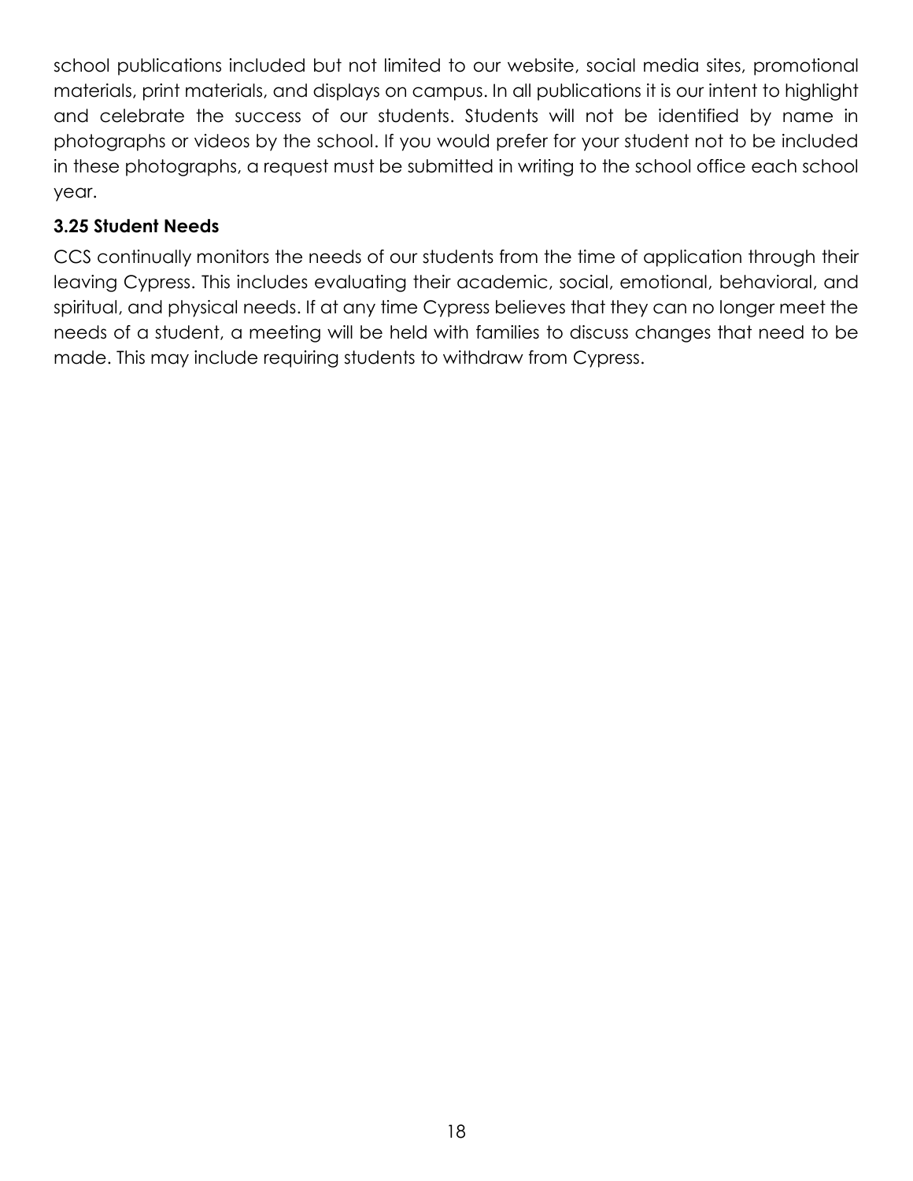school publications included but not limited to our website, social media sites, promotional materials, print materials, and displays on campus. In all publications it is our intent to highlight and celebrate the success of our students. Students will not be identified by name in photographs or videos by the school. If you would prefer for your student not to be included in these photographs, a request must be submitted in writing to the school office each school year.

### 3.25 Student Needs

CCS continually monitors the needs of our students from the time of application through their leaving Cypress. This includes evaluating their academic, social, emotional, behavioral, and spiritual, and physical needs. If at any time Cypress believes that they can no longer meet the needs of a student, a meeting will be held with families to discuss changes that need to be made. This may include requiring students to withdraw from Cypress.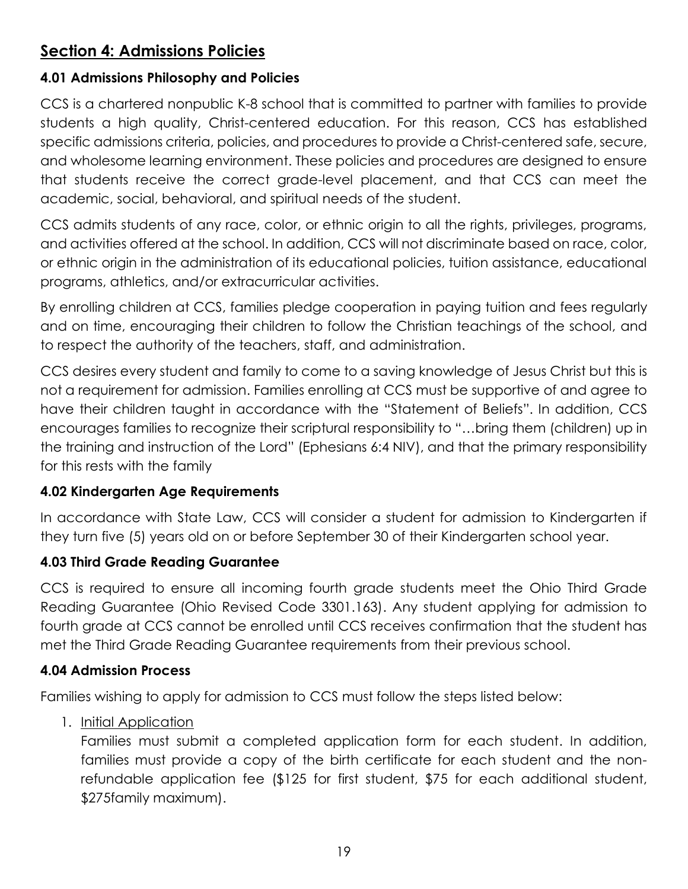## Section 4: Admissions Policies

### 4.01 Admissions Philosophy and Policies

CCS is a chartered nonpublic K-8 school that is committed to partner with families to provide students a high quality, Christ-centered education. For this reason, CCS has established specific admissions criteria, policies, and procedures to provide a Christ-centered safe, secure, and wholesome learning environment. These policies and procedures are designed to ensure that students receive the correct grade-level placement, and that CCS can meet the academic, social, behavioral, and spiritual needs of the student.

CCS admits students of any race, color, or ethnic origin to all the rights, privileges, programs, and activities offered at the school. In addition, CCS will not discriminate based on race, color, or ethnic origin in the administration of its educational policies, tuition assistance, educational programs, athletics, and/or extracurricular activities.

By enrolling children at CCS, families pledge cooperation in paying tuition and fees regularly and on time, encouraging their children to follow the Christian teachings of the school, and to respect the authority of the teachers, staff, and administration.

CCS desires every student and family to come to a saving knowledge of Jesus Christ but this is not a requirement for admission. Families enrolling at CCS must be supportive of and agree to have their children taught in accordance with the "Statement of Beliefs". In addition, CCS encourages families to recognize their scriptural responsibility to "…bring them (children) up in the training and instruction of the Lord" (Ephesians 6:4 NIV), and that the primary responsibility for this rests with the family

### 4.02 Kindergarten Age Requirements

In accordance with State Law, CCS will consider a student for admission to Kindergarten if they turn five (5) years old on or before September 30 of their Kindergarten school year.

### 4.03 Third Grade Reading Guarantee

CCS is required to ensure all incoming fourth grade students meet the Ohio Third Grade Reading Guarantee (Ohio Revised Code 3301.163). Any student applying for admission to fourth grade at CCS cannot be enrolled until CCS receives confirmation that the student has met the Third Grade Reading Guarantee requirements from their previous school.

### 4.04 Admission Process

Families wishing to apply for admission to CCS must follow the steps listed below:

1. Initial Application
   Families must submit a completed application form for each student. In addition, families must provide a copy of the birth certificate for each student and the non-refundable application fee ($125 for first student, $75 for each additional student, $275family maximum).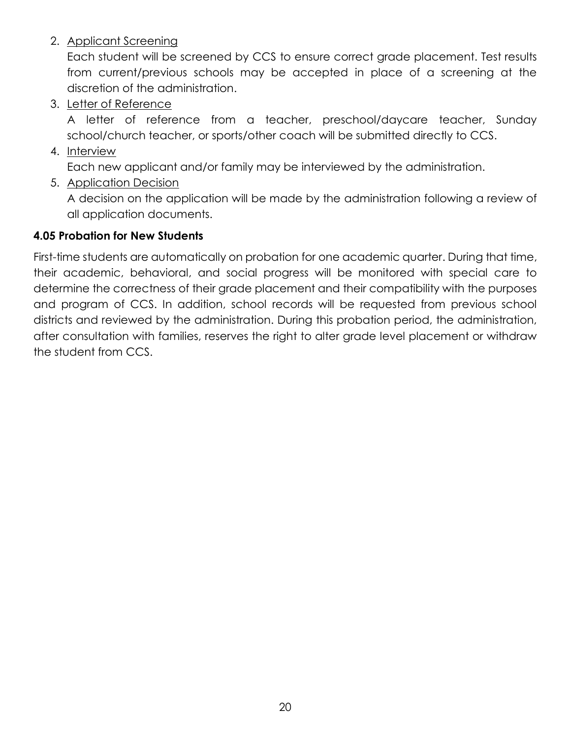2. <u>Applicant Screening</u>
   Each student will be screened by CCS to ensure correct grade placement. Test results from current/previous schools may be accepted in place of a screening at the discretion of the administration.
3. <u>Letter of Reference</u>
   A letter of reference from a teacher, preschool/daycare teacher, Sunday school/church teacher, or sports/other coach will be submitted directly to CCS.
4. <u>Interview</u>
   Each new applicant and/or family may be interviewed by the administration.
5. <u>Application Decision</u>
   A decision on the application will be made by the administration following a review of all application documents.

**4.05 Probation for New Students**

First-time students are automatically on probation for one academic quarter. During that time, their academic, behavioral, and social progress will be monitored with special care to determine the correctness of their grade placement and their compatibility with the purposes and program of CCS. In addition, school records will be requested from previous school districts and reviewed by the administration. During this probation period, the administration, after consultation with families, reserves the right to alter grade level placement or withdraw the student from CCS.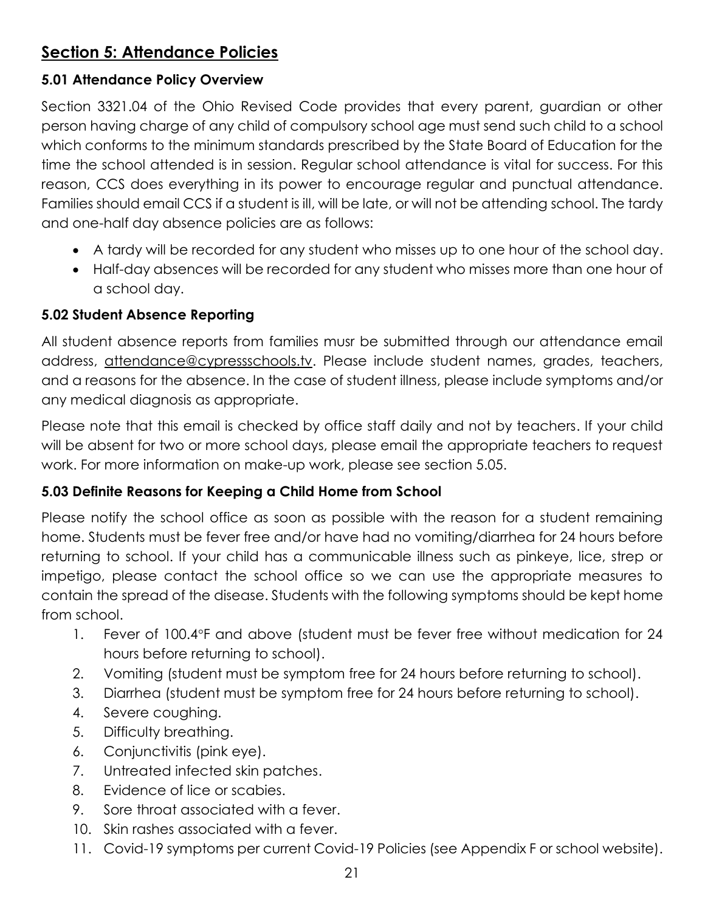## Section 5: Attendance Policies

### 5.01 Attendance Policy Overview

Section 3321.04 of the Ohio Revised Code provides that every parent, guardian or other person having charge of any child of compulsory school age must send such child to a school which conforms to the minimum standards prescribed by the State Board of Education for the time the school attended is in session. Regular school attendance is vital for success. For this reason, CCS does everything in its power to encourage regular and punctual attendance. Families should email CCS if a student is ill, will be late, or will not be attending school. The tardy and one-half day absence policies are as follows:

- A tardy will be recorded for any student who misses up to one hour of the school day.
- Half-day absences will be recorded for any student who misses more than one hour of a school day.

### 5.02 Student Absence Reporting

All student absence reports from families musr be submitted through our attendance email address, attendance@cypressschools.tv. Please include student names, grades, teachers, and a reasons for the absence. In the case of student illness, please include symptoms and/or any medical diagnosis as appropriate.

Please note that this email is checked by office staff daily and not by teachers. If your child will be absent for two or more school days, please email the appropriate teachers to request work. For more information on make-up work, please see section 5.05.

### 5.03 Definite Reasons for Keeping a Child Home from School

Please notify the school office as soon as possible with the reason for a student remaining home. Students must be fever free and/or have had no vomiting/diarrhea for 24 hours before returning to school. If your child has a communicable illness such as pinkeye, lice, strep or impetigo, please contact the school office so we can use the appropriate measures to contain the spread of the disease. Students with the following symptoms should be kept home from school.

1. Fever of 100.4°F and above (student must be fever free without medication for 24 hours before returning to school).
2. Vomiting (student must be symptom free for 24 hours before returning to school).
3. Diarrhea (student must be symptom free for 24 hours before returning to school).
4. Severe coughing.
5. Difficulty breathing.
6. Conjunctivitis (pink eye).
7. Untreated infected skin patches.
8. Evidence of lice or scabies.
9. Sore throat associated with a fever.
10. Skin rashes associated with a fever.
11. Covid-19 symptoms per current Covid-19 Policies (see Appendix F or school website).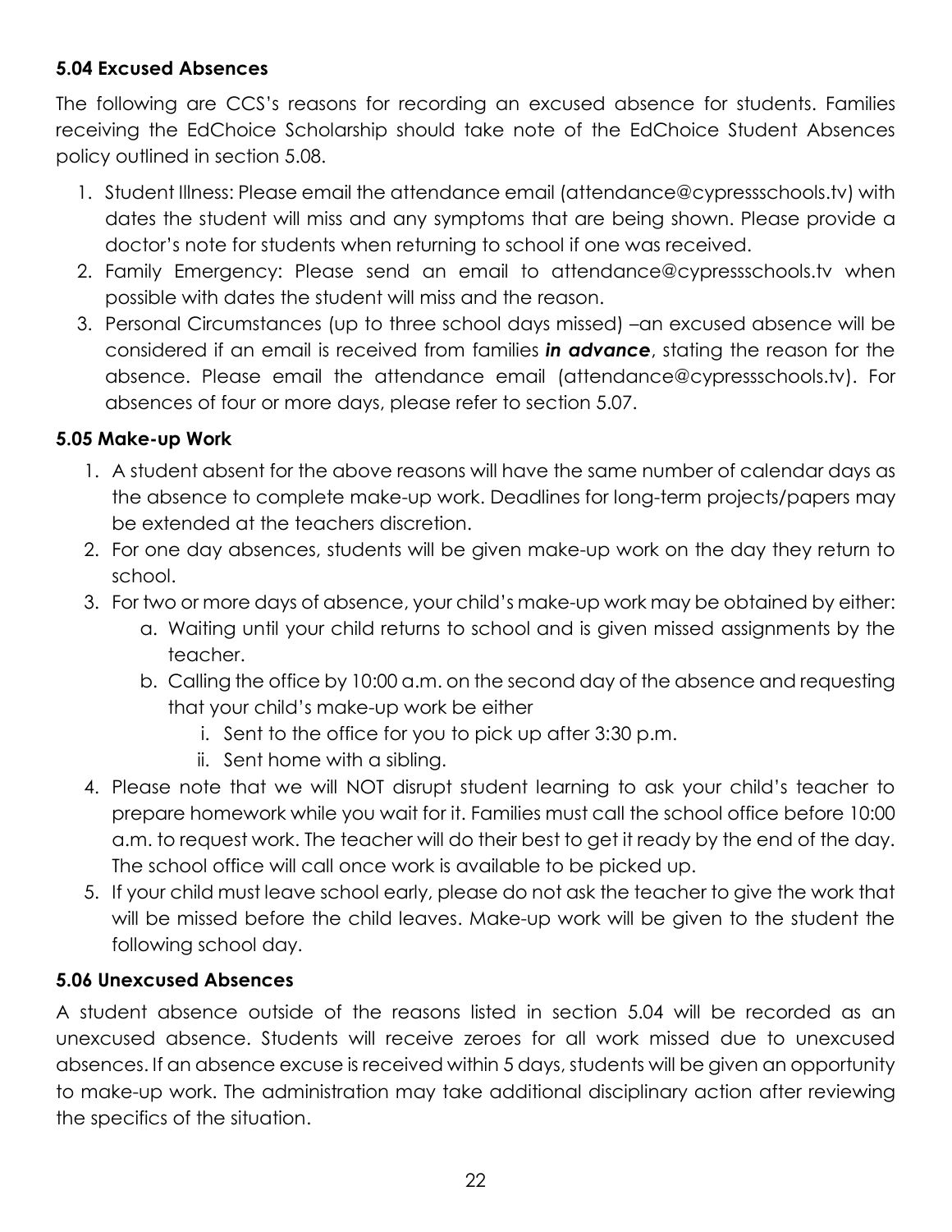### 5.04 Excused Absences

The following are CCS's reasons for recording an excused absence for students. Families receiving the EdChoice Scholarship should take note of the EdChoice Student Absences policy outlined in section 5.08.

1. Student Illness: Please email the attendance email (attendance@cypressschools.tv) with dates the student will miss and any symptoms that are being shown. Please provide a doctor's note for students when returning to school if one was received.
2. Family Emergency: Please send an email to attendance@cypressschools.tv when possible with dates the student will miss and the reason.
3. Personal Circumstances (up to three school days missed) –an excused absence will be considered if an email is received from families ***in advance***, stating the reason for the absence. Please email the attendance email (attendance@cypressschools.tv). For absences of four or more days, please refer to section 5.07.

### 5.05 Make-up Work

1. A student absent for the above reasons will have the same number of calendar days as the absence to complete make-up work. Deadlines for long-term projects/papers may be extended at the teachers discretion.
2. For one day absences, students will be given make-up work on the day they return to school.
3. For two or more days of absence, your child's make-up work may be obtained by either:
    a. Waiting until your child returns to school and is given missed assignments by the teacher.
    b. Calling the office by 10:00 a.m. on the second day of the absence and requesting that your child's make-up work be either
        i. Sent to the office for you to pick up after 3:30 p.m.
        ii. Sent home with a sibling.
4. Please note that we will NOT disrupt student learning to ask your child's teacher to prepare homework while you wait for it. Families must call the school office before 10:00 a.m. to request work. The teacher will do their best to get it ready by the end of the day. The school office will call once work is available to be picked up.
5. If your child must leave school early, please do not ask the teacher to give the work that will be missed before the child leaves. Make-up work will be given to the student the following school day.

### 5.06 Unexcused Absences

A student absence outside of the reasons listed in section 5.04 will be recorded as an unexcused absence. Students will receive zeroes for all work missed due to unexcused absences. If an absence excuse is received within 5 days, students will be given an opportunity to make-up work. The administration may take additional disciplinary action after reviewing the specifics of the situation.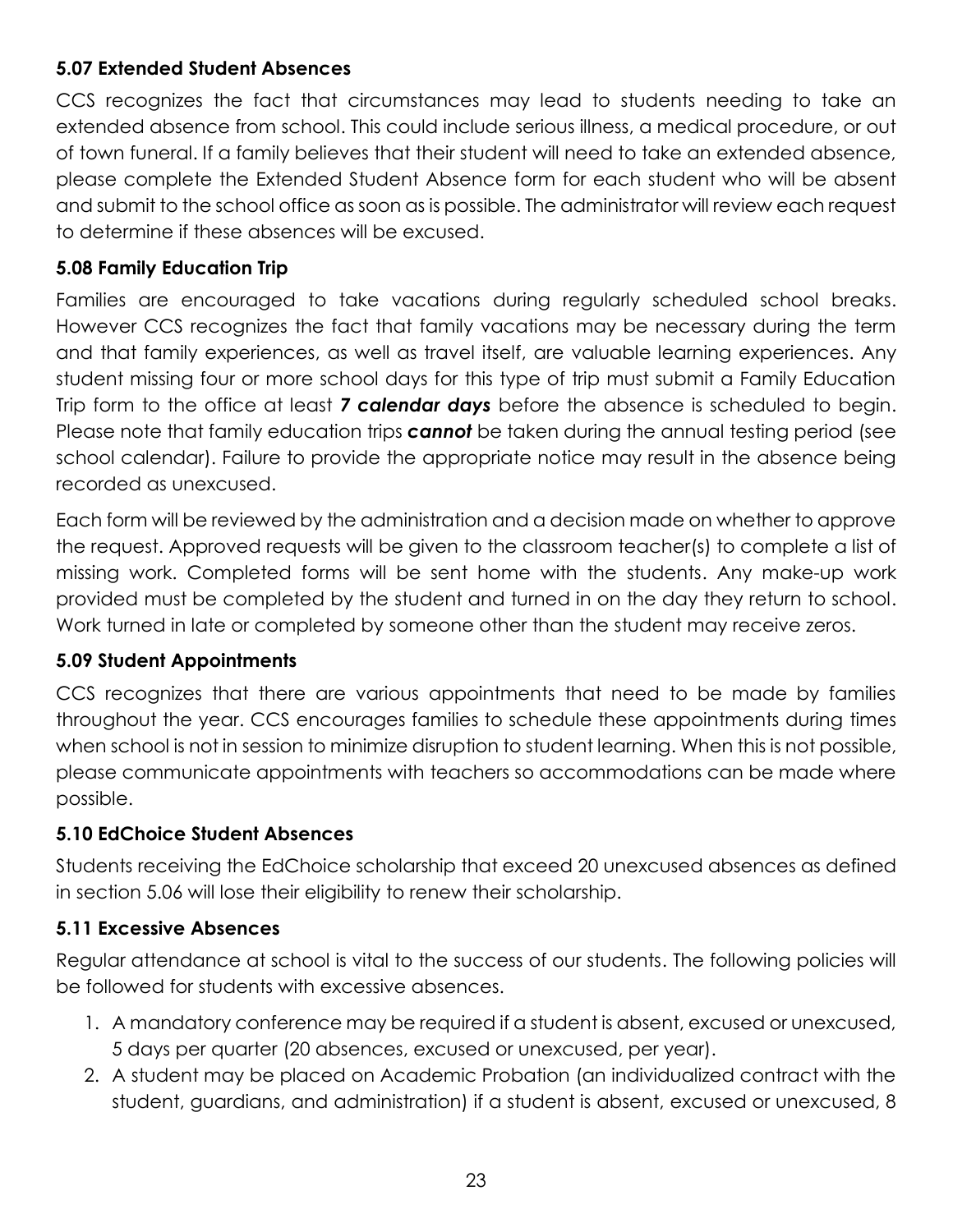### 5.07 Extended Student Absences

CCS recognizes the fact that circumstances may lead to students needing to take an extended absence from school. This could include serious illness, a medical procedure, or out of town funeral. If a family believes that their student will need to take an extended absence, please complete the Extended Student Absence form for each student who will be absent and submit to the school office as soon as is possible. The administrator will review each request to determine if these absences will be excused.

### 5.08 Family Education Trip

Families are encouraged to take vacations during regularly scheduled school breaks. However CCS recognizes the fact that family vacations may be necessary during the term and that family experiences, as well as travel itself, are valuable learning experiences. Any student missing four or more school days for this type of trip must submit a Family Education Trip form to the office at least ***7 calendar days*** before the absence is scheduled to begin. Please note that family education trips ***cannot*** be taken during the annual testing period (see school calendar). Failure to provide the appropriate notice may result in the absence being recorded as unexcused.

Each form will be reviewed by the administration and a decision made on whether to approve the request. Approved requests will be given to the classroom teacher(s) to complete a list of missing work. Completed forms will be sent home with the students. Any make-up work provided must be completed by the student and turned in on the day they return to school. Work turned in late or completed by someone other than the student may receive zeros.

### 5.09 Student Appointments

CCS recognizes that there are various appointments that need to be made by families throughout the year. CCS encourages families to schedule these appointments during times when school is not in session to minimize disruption to student learning. When this is not possible, please communicate appointments with teachers so accommodations can be made where possible.

### 5.10 EdChoice Student Absences

Students receiving the EdChoice scholarship that exceed 20 unexcused absences as defined in section 5.06 will lose their eligibility to renew their scholarship.

### 5.11 Excessive Absences

Regular attendance at school is vital to the success of our students. The following policies will be followed for students with excessive absences.

1. A mandatory conference may be required if a student is absent, excused or unexcused, 5 days per quarter (20 absences, excused or unexcused, per year).
2. A student may be placed on Academic Probation (an individualized contract with the student, guardians, and administration) if a student is absent, excused or unexcused, 8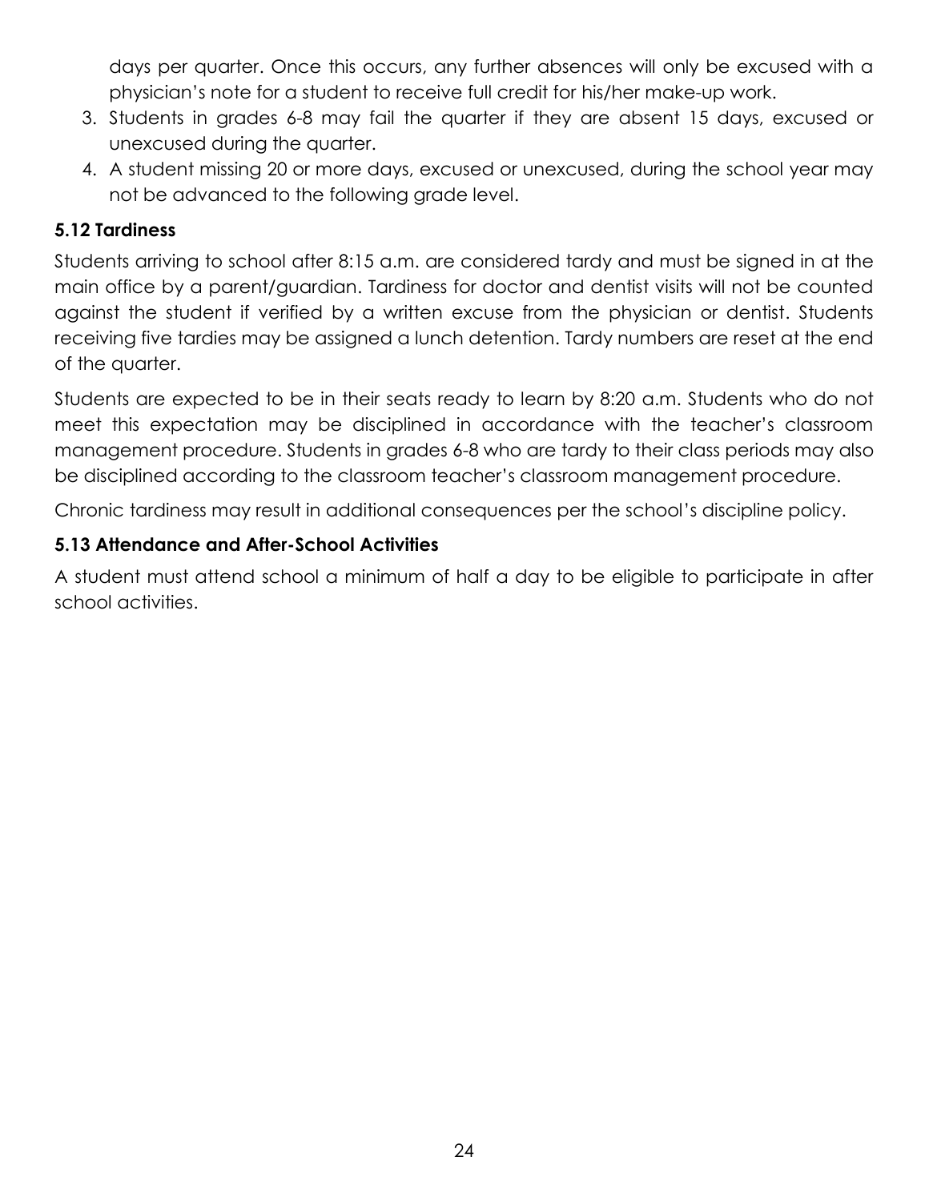days per quarter. Once this occurs, any further absences will only be excused with a physician's note for a student to receive full credit for his/her make-up work.

3. Students in grades 6-8 may fail the quarter if they are absent 15 days, excused or unexcused during the quarter.
4. A student missing 20 or more days, excused or unexcused, during the school year may not be advanced to the following grade level.

### 5.12 Tardiness

Students arriving to school after 8:15 a.m. are considered tardy and must be signed in at the main office by a parent/guardian. Tardiness for doctor and dentist visits will not be counted against the student if verified by a written excuse from the physician or dentist. Students receiving five tardies may be assigned a lunch detention. Tardy numbers are reset at the end of the quarter.

Students are expected to be in their seats ready to learn by 8:20 a.m. Students who do not meet this expectation may be disciplined in accordance with the teacher's classroom management procedure. Students in grades 6-8 who are tardy to their class periods may also be disciplined according to the classroom teacher's classroom management procedure.

Chronic tardiness may result in additional consequences per the school's discipline policy.

### 5.13 Attendance and After-School Activities

A student must attend school a minimum of half a day to be eligible to participate in after school activities.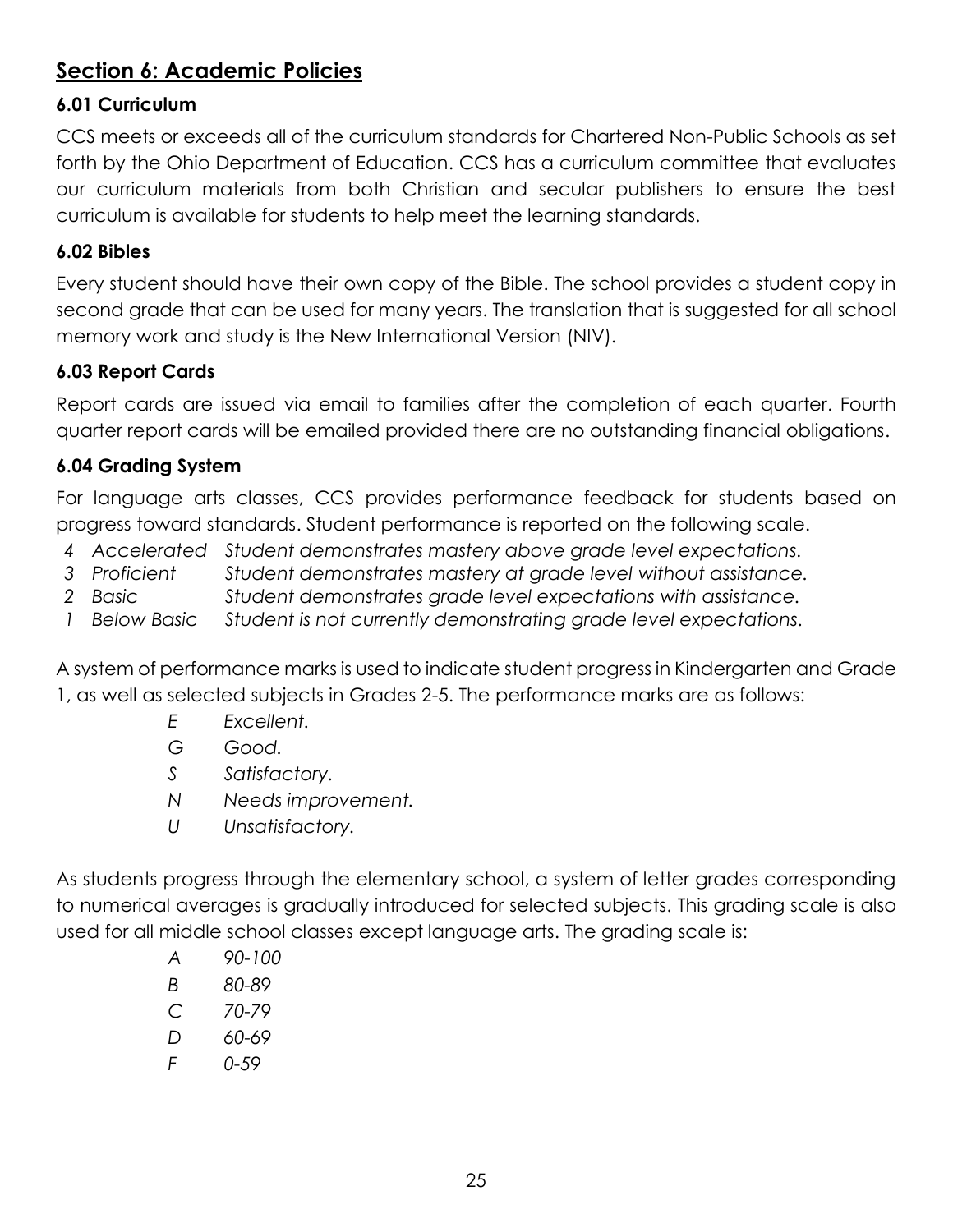## Section 6: Academic Policies

### 6.01 Curriculum

CCS meets or exceeds all of the curriculum standards for Chartered Non-Public Schools as set forth by the Ohio Department of Education. CCS has a curriculum committee that evaluates our curriculum materials from both Christian and secular publishers to ensure the best curriculum is available for students to help meet the learning standards.

### 6.02 Bibles

Every student should have their own copy of the Bible. The school provides a student copy in second grade that can be used for many years. The translation that is suggested for all school memory work and study is the New International Version (NIV).

### 6.03 Report Cards

Report cards are issued via email to families after the completion of each quarter. Fourth quarter report cards will be emailed provided there are no outstanding financial obligations.

### 6.04 Grading System

For language arts classes, CCS provides performance feedback for students based on progress toward standards. Student performance is reported on the following scale.

*4 Accelerated Student demonstrates mastery above grade level expectations.*
*3 Proficient Student demonstrates mastery at grade level without assistance.*
*2 Basic Student demonstrates grade level expectations with assistance.*
*1 Below Basic Student is not currently demonstrating grade level expectations.*

A system of performance marks is used to indicate student progress in Kindergarten and Grade 1, as well as selected subjects in Grades 2-5. The performance marks are as follows:

*E Excellent.*
*G Good.*
*S Satisfactory.*
*N Needs improvement.*
*U Unsatisfactory.*

As students progress through the elementary school, a system of letter grades corresponding to numerical averages is gradually introduced for selected subjects. This grading scale is also used for all middle school classes except language arts. The grading scale is:

*A 90-100*
*B 80-89*
*C 70-79*
*D 60-69*
*F 0-59*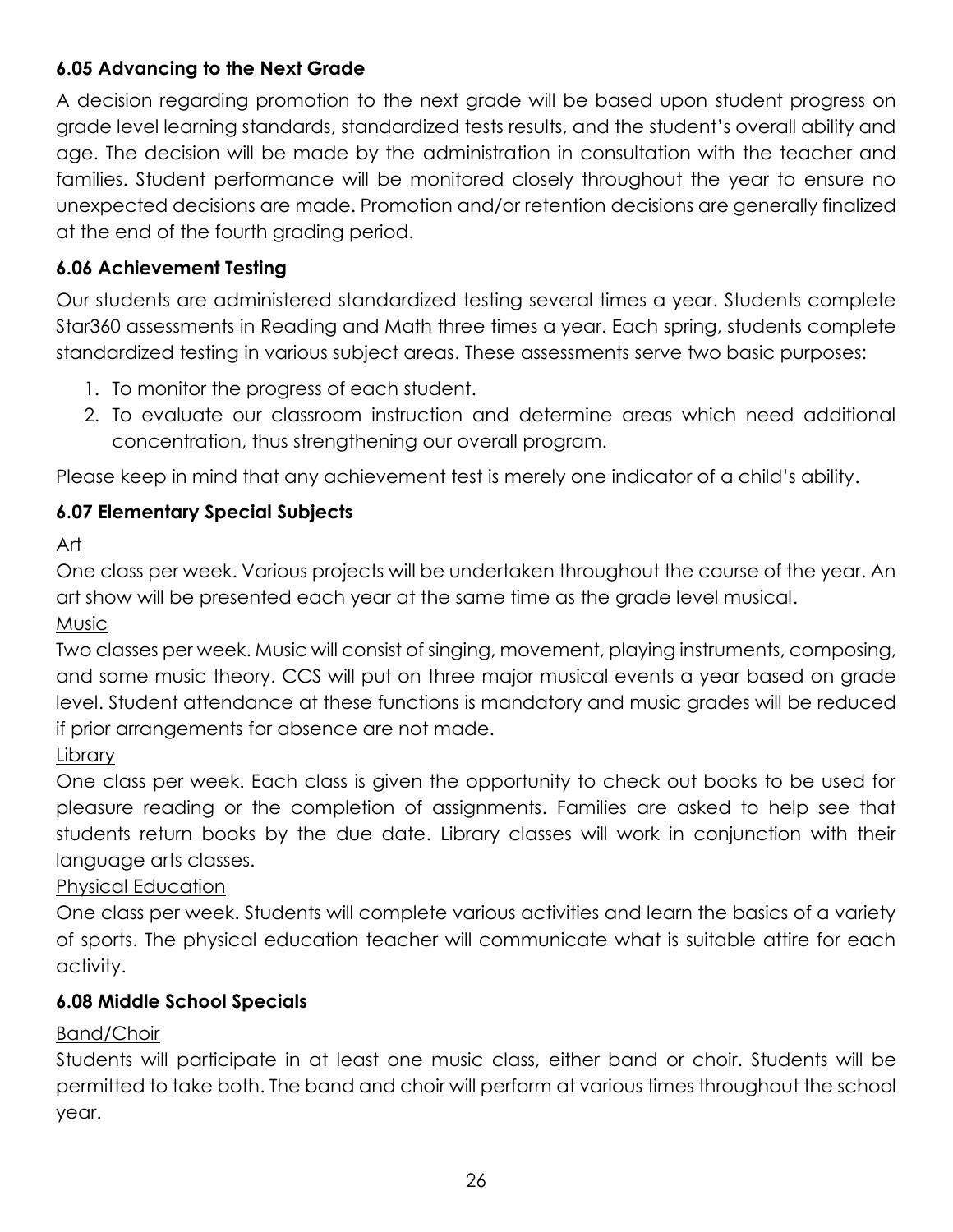### 6.05 Advancing to the Next Grade

A decision regarding promotion to the next grade will be based upon student progress on grade level learning standards, standardized tests results, and the student's overall ability and age. The decision will be made by the administration in consultation with the teacher and families. Student performance will be monitored closely throughout the year to ensure no unexpected decisions are made. Promotion and/or retention decisions are generally finalized at the end of the fourth grading period.

### 6.06 Achievement Testing

Our students are administered standardized testing several times a year. Students complete Star360 assessments in Reading and Math three times a year. Each spring, students complete standardized testing in various subject areas. These assessments serve two basic purposes:

1. To monitor the progress of each student.
2. To evaluate our classroom instruction and determine areas which need additional concentration, thus strengthening our overall program.

Please keep in mind that any achievement test is merely one indicator of a child's ability.

### 6.07 Elementary Special Subjects

<u>Art</u>

One class per week. Various projects will be undertaken throughout the course of the year. An art show will be presented each year at the same time as the grade level musical.

<u>Music</u>

Two classes per week. Music will consist of singing, movement, playing instruments, composing, and some music theory. CCS will put on three major musical events a year based on grade level. Student attendance at these functions is mandatory and music grades will be reduced if prior arrangements for absence are not made.

<u>Library</u>

One class per week. Each class is given the opportunity to check out books to be used for pleasure reading or the completion of assignments. Families are asked to help see that students return books by the due date. Library classes will work in conjunction with their language arts classes.

<u>Physical Education</u>

One class per week. Students will complete various activities and learn the basics of a variety of sports. The physical education teacher will communicate what is suitable attire for each activity.

### 6.08 Middle School Specials

<u>Band/Choir</u>

Students will participate in at least one music class, either band or choir. Students will be permitted to take both. The band and choir will perform at various times throughout the school year.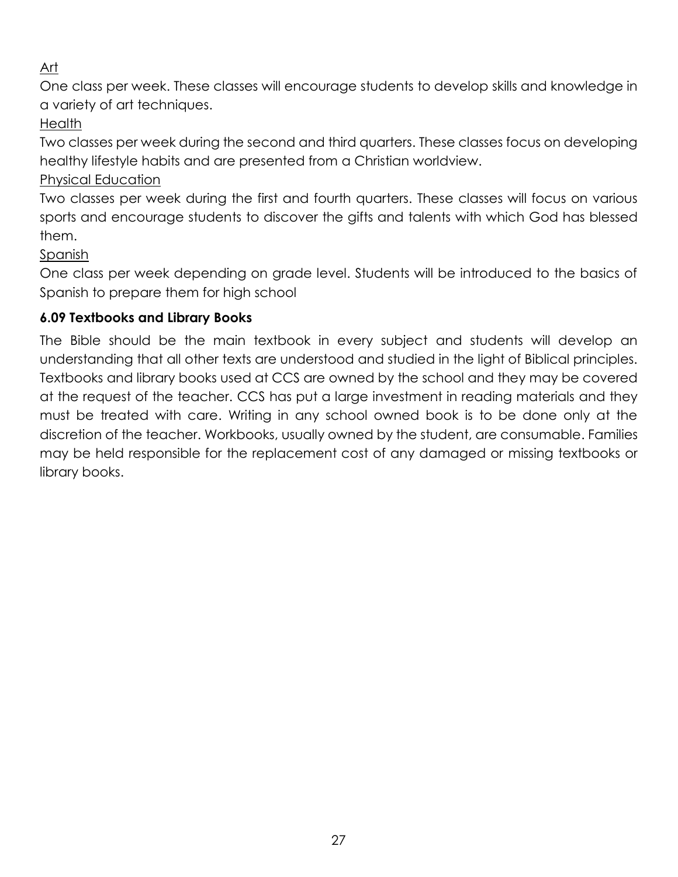Art

One class per week. These classes will encourage students to develop skills and knowledge in a variety of art techniques.

Health

Two classes per week during the second and third quarters. These classes focus on developing healthy lifestyle habits and are presented from a Christian worldview.

Physical Education

Two classes per week during the first and fourth quarters. These classes will focus on various sports and encourage students to discover the gifts and talents with which God has blessed them.

Spanish

One class per week depending on grade level. Students will be introduced to the basics of Spanish to prepare them for high school

### 6.09 Textbooks and Library Books

The Bible should be the main textbook in every subject and students will develop an understanding that all other texts are understood and studied in the light of Biblical principles. Textbooks and library books used at CCS are owned by the school and they may be covered at the request of the teacher. CCS has put a large investment in reading materials and they must be treated with care. Writing in any school owned book is to be done only at the discretion of the teacher. Workbooks, usually owned by the student, are consumable. Families may be held responsible for the replacement cost of any damaged or missing textbooks or library books.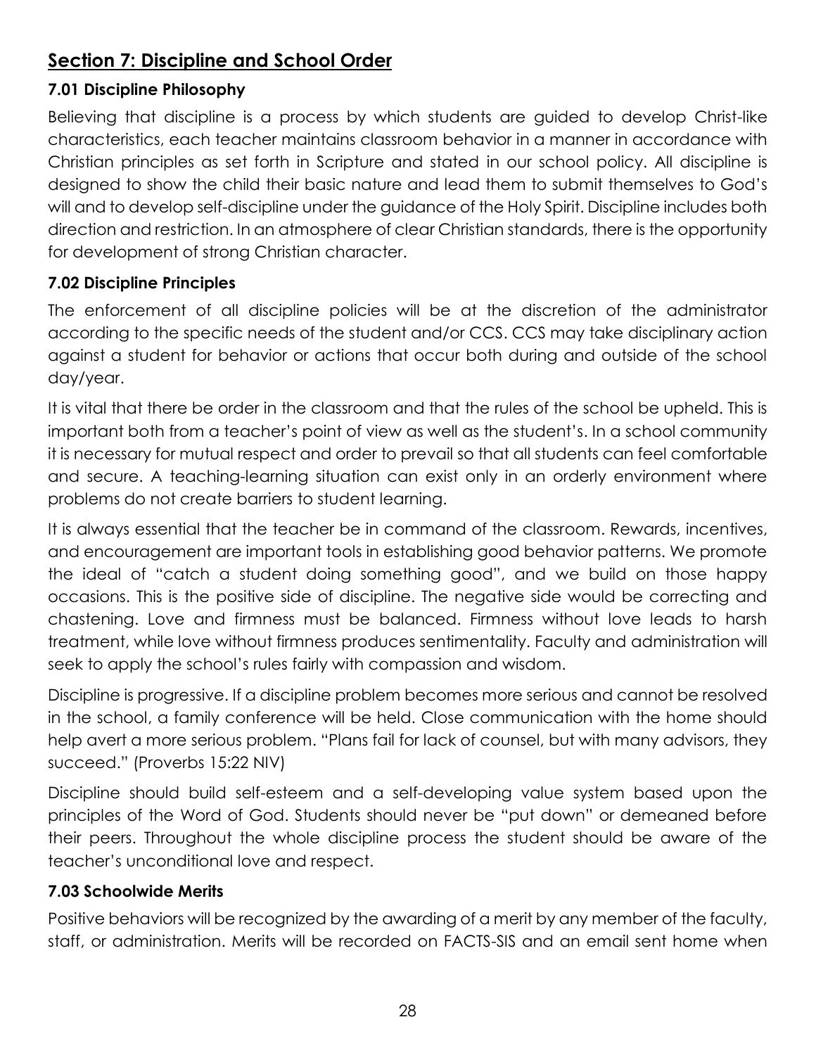## Section 7: Discipline and School Order

### 7.01 Discipline Philosophy

Believing that discipline is a process by which students are guided to develop Christ-like characteristics, each teacher maintains classroom behavior in a manner in accordance with Christian principles as set forth in Scripture and stated in our school policy. All discipline is designed to show the child their basic nature and lead them to submit themselves to God's will and to develop self-discipline under the guidance of the Holy Spirit. Discipline includes both direction and restriction. In an atmosphere of clear Christian standards, there is the opportunity for development of strong Christian character.

### 7.02 Discipline Principles

The enforcement of all discipline policies will be at the discretion of the administrator according to the specific needs of the student and/or CCS. CCS may take disciplinary action against a student for behavior or actions that occur both during and outside of the school day/year.

It is vital that there be order in the classroom and that the rules of the school be upheld. This is important both from a teacher's point of view as well as the student's. In a school community it is necessary for mutual respect and order to prevail so that all students can feel comfortable and secure. A teaching-learning situation can exist only in an orderly environment where problems do not create barriers to student learning.

It is always essential that the teacher be in command of the classroom. Rewards, incentives, and encouragement are important tools in establishing good behavior patterns. We promote the ideal of "catch a student doing something good", and we build on those happy occasions. This is the positive side of discipline. The negative side would be correcting and chastening. Love and firmness must be balanced. Firmness without love leads to harsh treatment, while love without firmness produces sentimentality. Faculty and administration will seek to apply the school's rules fairly with compassion and wisdom.

Discipline is progressive. If a discipline problem becomes more serious and cannot be resolved in the school, a family conference will be held. Close communication with the home should help avert a more serious problem. "Plans fail for lack of counsel, but with many advisors, they succeed." (Proverbs 15:22 NIV)

Discipline should build self-esteem and a self-developing value system based upon the principles of the Word of God. Students should never be "put down" or demeaned before their peers. Throughout the whole discipline process the student should be aware of the teacher's unconditional love and respect.

### 7.03 Schoolwide Merits

Positive behaviors will be recognized by the awarding of a merit by any member of the faculty, staff, or administration. Merits will be recorded on FACTS-SIS and an email sent home when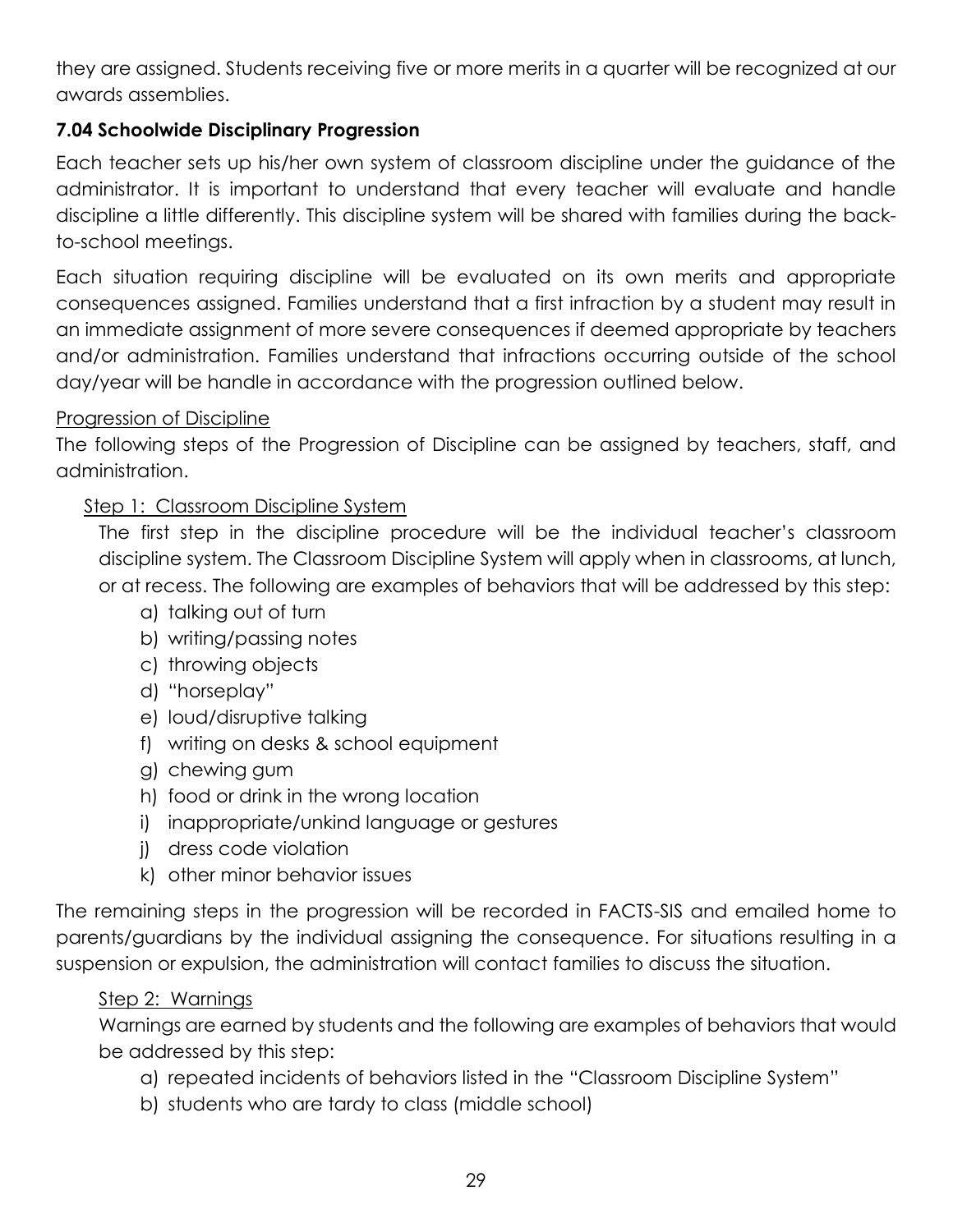they are assigned. Students receiving five or more merits in a quarter will be recognized at our awards assemblies.

### 7.04 Schoolwide Disciplinary Progression

Each teacher sets up his/her own system of classroom discipline under the guidance of the administrator. It is important to understand that every teacher will evaluate and handle discipline a little differently. This discipline system will be shared with families during the back-to-school meetings.

Each situation requiring discipline will be evaluated on its own merits and appropriate consequences assigned. Families understand that a first infraction by a student may result in an immediate assignment of more severe consequences if deemed appropriate by teachers and/or administration. Families understand that infractions occurring outside of the school day/year will be handle in accordance with the progression outlined below.

<u>Progression of Discipline</u>

The following steps of the Progression of Discipline can be assigned by teachers, staff, and administration.

<u>Step 1: Classroom Discipline System</u>

The first step in the discipline procedure will be the individual teacher's classroom discipline system. The Classroom Discipline System will apply when in classrooms, at lunch, or at recess. The following are examples of behaviors that will be addressed by this step:

a) talking out of turn
b) writing/passing notes
c) throwing objects
d) "horseplay"
e) loud/disruptive talking
f) writing on desks & school equipment
g) chewing gum
h) food or drink in the wrong location
i) inappropriate/unkind language or gestures
j) dress code violation
k) other minor behavior issues

The remaining steps in the progression will be recorded in FACTS-SIS and emailed home to parents/guardians by the individual assigning the consequence. For situations resulting in a suspension or expulsion, the administration will contact families to discuss the situation.

<u>Step 2: Warnings</u>

Warnings are earned by students and the following are examples of behaviors that would be addressed by this step:

a) repeated incidents of behaviors listed in the "Classroom Discipline System"
b) students who are tardy to class (middle school)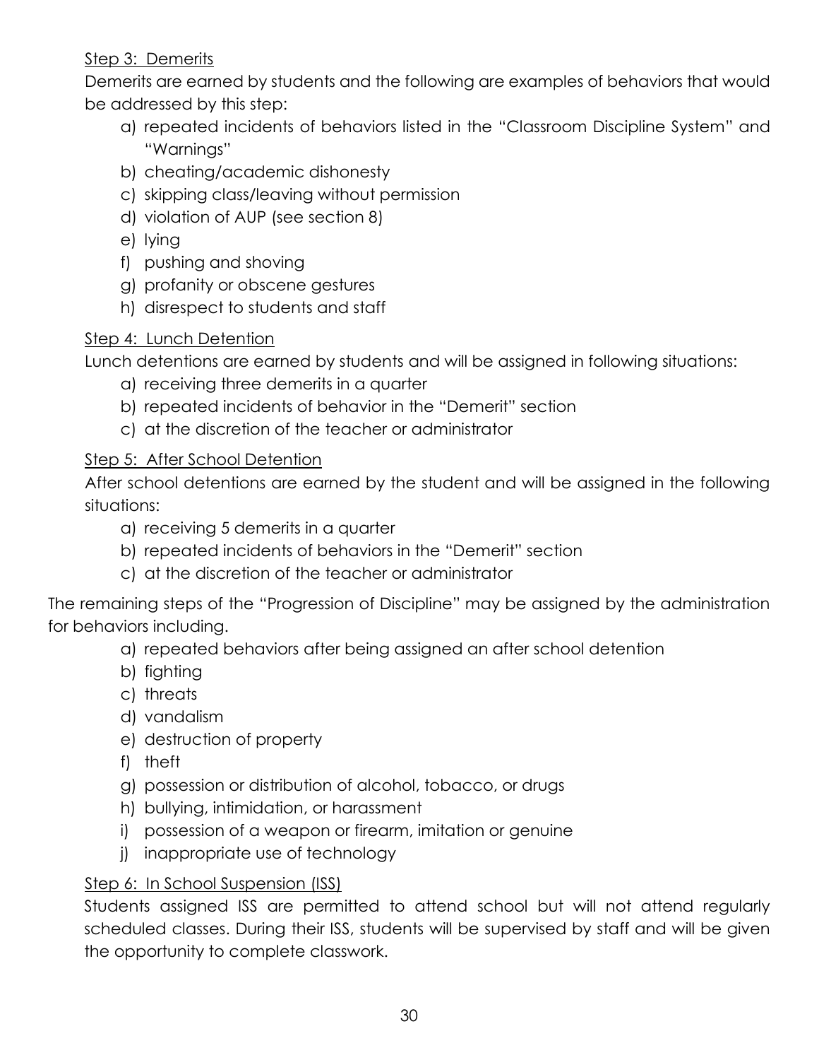Step 3: Demerits

Demerits are earned by students and the following are examples of behaviors that would be addressed by this step:

a) repeated incidents of behaviors listed in the "Classroom Discipline System" and "Warnings"
b) cheating/academic dishonesty
c) skipping class/leaving without permission
d) violation of AUP (see section 8)
e) lying
f) pushing and shoving
g) profanity or obscene gestures
h) disrespect to students and staff

Step 4: Lunch Detention

Lunch detentions are earned by students and will be assigned in following situations:

a) receiving three demerits in a quarter
b) repeated incidents of behavior in the "Demerit" section
c) at the discretion of the teacher or administrator

Step 5: After School Detention

After school detentions are earned by the student and will be assigned in the following situations:

a) receiving 5 demerits in a quarter
b) repeated incidents of behaviors in the "Demerit" section
c) at the discretion of the teacher or administrator

The remaining steps of the "Progression of Discipline" may be assigned by the administration for behaviors including.

a) repeated behaviors after being assigned an after school detention
b) fighting
c) threats
d) vandalism
e) destruction of property
f) theft
g) possession or distribution of alcohol, tobacco, or drugs
h) bullying, intimidation, or harassment
i) possession of a weapon or firearm, imitation or genuine
j) inappropriate use of technology

Step 6: In School Suspension (ISS)

Students assigned ISS are permitted to attend school but will not attend regularly scheduled classes. During their ISS, students will be supervised by staff and will be given the opportunity to complete classwork.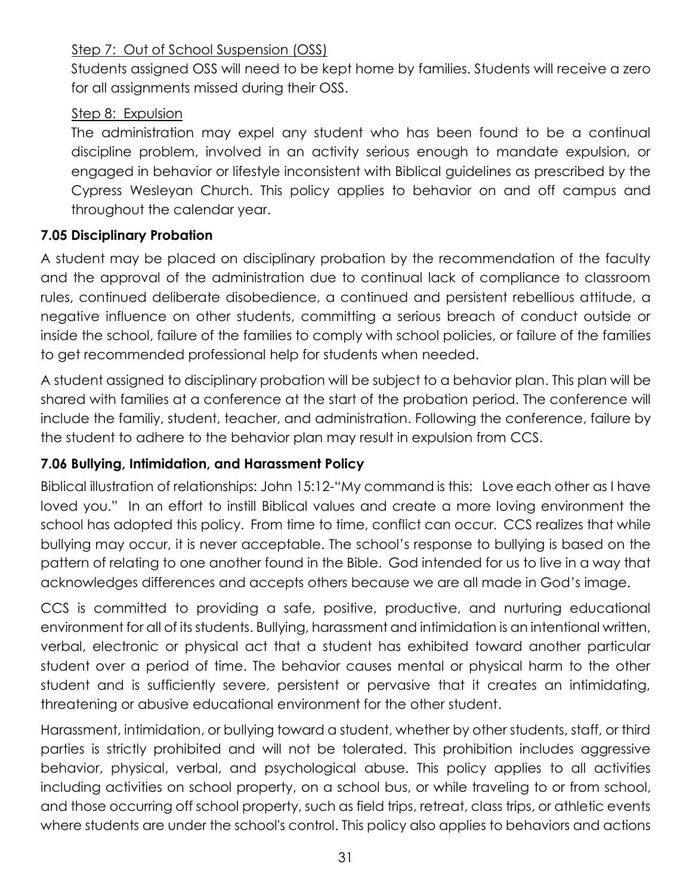Step 7: Out of School Suspension (OSS)

Students assigned OSS will need to be kept home by families. Students will receive a zero for all assignments missed during their OSS.

Step 8: Expulsion

The administration may expel any student who has been found to be a continual discipline problem, involved in an activity serious enough to mandate expulsion, or engaged in behavior or lifestyle inconsistent with Biblical guidelines as prescribed by the Cypress Wesleyan Church. This policy applies to behavior on and off campus and throughout the calendar year.

### 7.05 Disciplinary Probation

A student may be placed on disciplinary probation by the recommendation of the faculty and the approval of the administration due to continual lack of compliance to classroom rules, continued deliberate disobedience, a continued and persistent rebellious attitude, a negative influence on other students, committing a serious breach of conduct outside or inside the school, failure of the families to comply with school policies, or failure of the families to get recommended professional help for students when needed.

A student assigned to disciplinary probation will be subject to a behavior plan. This plan will be shared with families at a conference at the start of the probation period. The conference will include the familiy, student, teacher, and administration. Following the conference, failure by the student to adhere to the behavior plan may result in expulsion from CCS.

### 7.06 Bullying, Intimidation, and Harassment Policy

Biblical illustration of relationships: John 15:12-"My command is this: Love each other as I have loved you." In an effort to instill Biblical values and create a more loving environment the school has adopted this policy. From time to time, conflict can occur. CCS realizes that while bullying may occur, it is never acceptable. The school's response to bullying is based on the pattern of relating to one another found in the Bible. God intended for us to live in a way that acknowledges differences and accepts others because we are all made in God's image.

CCS is committed to providing a safe, positive, productive, and nurturing educational environment for all of its students. Bullying, harassment and intimidation is an intentional written, verbal, electronic or physical act that a student has exhibited toward another particular student over a period of time. The behavior causes mental or physical harm to the other student and is sufficiently severe, persistent or pervasive that it creates an intimidating, threatening or abusive educational environment for the other student.

Harassment, intimidation, or bullying toward a student, whether by other students, staff, or third parties is strictly prohibited and will not be tolerated. This prohibition includes aggressive behavior, physical, verbal, and psychological abuse. This policy applies to all activities including activities on school property, on a school bus, or while traveling to or from school, and those occurring off school property, such as field trips, retreat, class trips, or athletic events where students are under the school's control. This policy also applies to behaviors and actions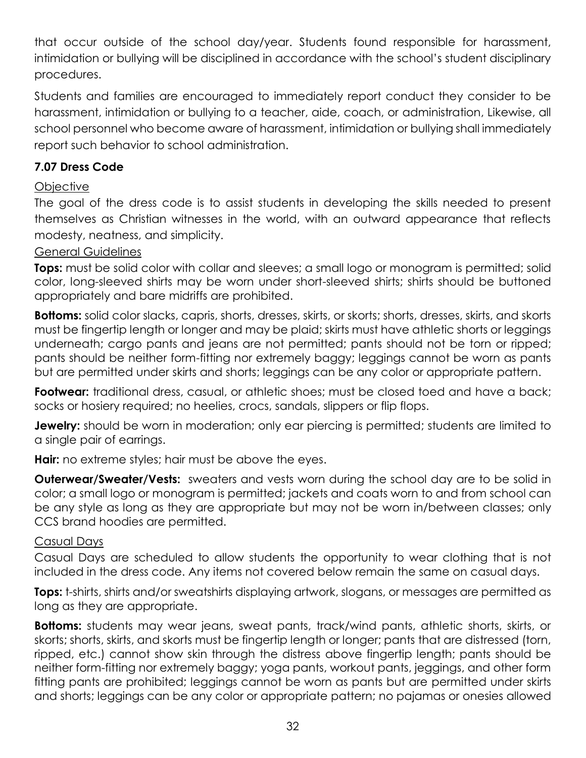that occur outside of the school day/year. Students found responsible for harassment, intimidation or bullying will be disciplined in accordance with the school's student disciplinary procedures.

Students and families are encouraged to immediately report conduct they consider to be harassment, intimidation or bullying to a teacher, aide, coach, or administration, Likewise, all school personnel who become aware of harassment, intimidation or bullying shall immediately report such behavior to school administration.

### 7.07 Dress Code

Objective

The goal of the dress code is to assist students in developing the skills needed to present themselves as Christian witnesses in the world, with an outward appearance that reflects modesty, neatness, and simplicity.

General Guidelines

**Tops:** must be solid color with collar and sleeves; a small logo or monogram is permitted; solid color, long-sleeved shirts may be worn under short-sleeved shirts; shirts should be buttoned appropriately and bare midriffs are prohibited.

**Bottoms:** solid color slacks, capris, shorts, dresses, skirts, or skorts; shorts, dresses, skirts, and skorts must be fingertip length or longer and may be plaid; skirts must have athletic shorts or leggings underneath; cargo pants and jeans are not permitted; pants should not be torn or ripped; pants should be neither form-fitting nor extremely baggy; leggings cannot be worn as pants but are permitted under skirts and shorts; leggings can be any color or appropriate pattern.

**Footwear:** traditional dress, casual, or athletic shoes; must be closed toed and have a back; socks or hosiery required; no heelies, crocs, sandals, slippers or flip flops.

**Jewelry:** should be worn in moderation; only ear piercing is permitted; students are limited to a single pair of earrings.

**Hair:** no extreme styles; hair must be above the eyes.

**Outerwear/Sweater/Vests:** sweaters and vests worn during the school day are to be solid in color; a small logo or monogram is permitted; jackets and coats worn to and from school can be any style as long as they are appropriate but may not be worn in/between classes; only CCS brand hoodies are permitted.

Casual Days

Casual Days are scheduled to allow students the opportunity to wear clothing that is not included in the dress code. Any items not covered below remain the same on casual days.

**Tops:** t-shirts, shirts and/or sweatshirts displaying artwork, slogans, or messages are permitted as long as they are appropriate.

**Bottoms:** students may wear jeans, sweat pants, track/wind pants, athletic shorts, skirts, or skorts; shorts, skirts, and skorts must be fingertip length or longer; pants that are distressed (torn, ripped, etc.) cannot show skin through the distress above fingertip length; pants should be neither form-fitting nor extremely baggy; yoga pants, workout pants, jeggings, and other form fitting pants are prohibited; leggings cannot be worn as pants but are permitted under skirts and shorts; leggings can be any color or appropriate pattern; no pajamas or onesies allowed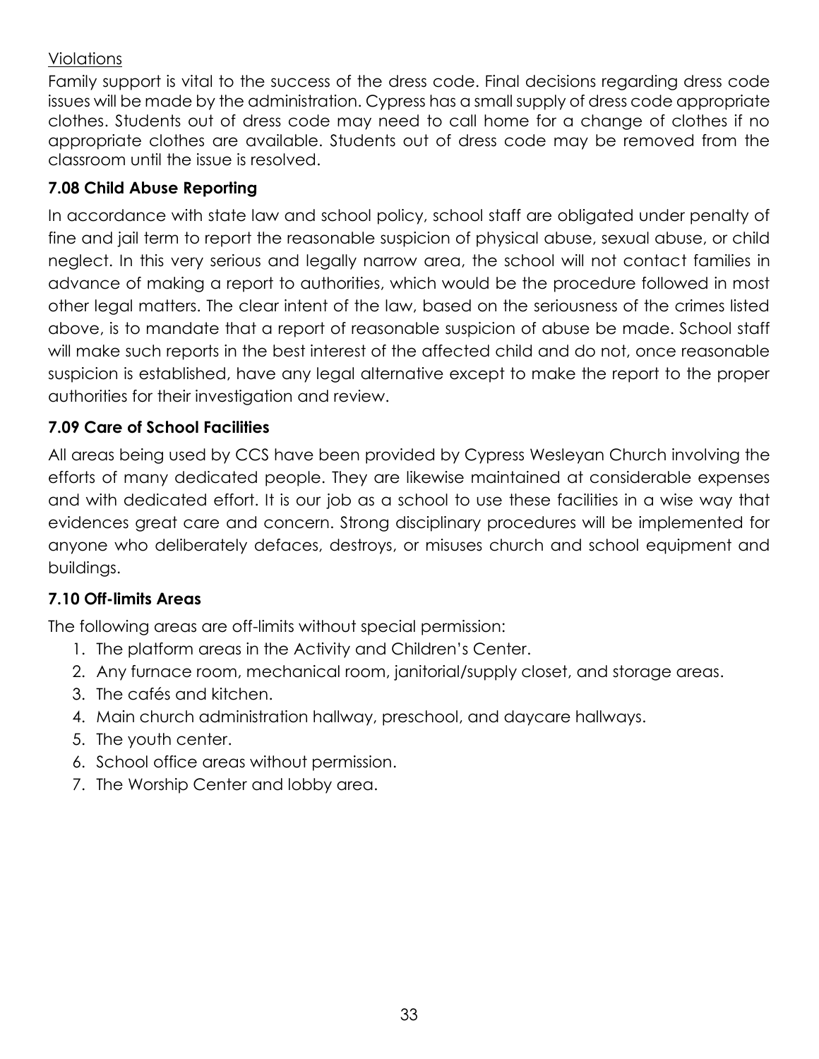Violations

Family support is vital to the success of the dress code. Final decisions regarding dress code issues will be made by the administration. Cypress has a small supply of dress code appropriate clothes. Students out of dress code may need to call home for a change of clothes if no appropriate clothes are available. Students out of dress code may be removed from the classroom until the issue is resolved.

### 7.08 Child Abuse Reporting

In accordance with state law and school policy, school staff are obligated under penalty of fine and jail term to report the reasonable suspicion of physical abuse, sexual abuse, or child neglect. In this very serious and legally narrow area, the school will not contact families in advance of making a report to authorities, which would be the procedure followed in most other legal matters. The clear intent of the law, based on the seriousness of the crimes listed above, is to mandate that a report of reasonable suspicion of abuse be made. School staff will make such reports in the best interest of the affected child and do not, once reasonable suspicion is established, have any legal alternative except to make the report to the proper authorities for their investigation and review.

### 7.09 Care of School Facilities

All areas being used by CCS have been provided by Cypress Wesleyan Church involving the efforts of many dedicated people. They are likewise maintained at considerable expenses and with dedicated effort. It is our job as a school to use these facilities in a wise way that evidences great care and concern. Strong disciplinary procedures will be implemented for anyone who deliberately defaces, destroys, or misuses church and school equipment and buildings.

### 7.10 Off-limits Areas

The following areas are off-limits without special permission:

1. The platform areas in the Activity and Children's Center.
2. Any furnace room, mechanical room, janitorial/supply closet, and storage areas.
3. The cafés and kitchen.
4. Main church administration hallway, preschool, and daycare hallways.
5. The youth center.
6. School office areas without permission.
7. The Worship Center and lobby area.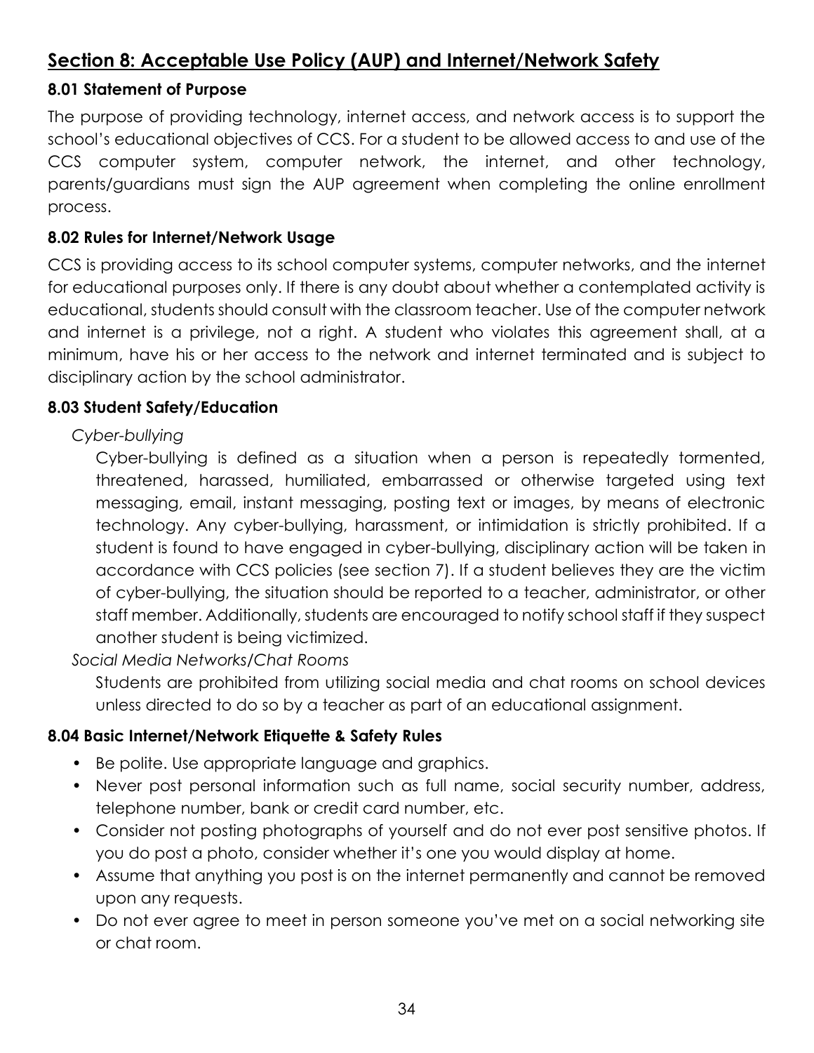## Section 8: Acceptable Use Policy (AUP) and Internet/Network Safety

### 8.01 Statement of Purpose

The purpose of providing technology, internet access, and network access is to support the school's educational objectives of CCS. For a student to be allowed access to and use of the CCS computer system, computer network, the internet, and other technology, parents/guardians must sign the AUP agreement when completing the online enrollment process.

### 8.02 Rules for Internet/Network Usage

CCS is providing access to its school computer systems, computer networks, and the internet for educational purposes only. If there is any doubt about whether a contemplated activity is educational, students should consult with the classroom teacher. Use of the computer network and internet is a privilege, not a right. A student who violates this agreement shall, at a minimum, have his or her access to the network and internet terminated and is subject to disciplinary action by the school administrator.

### 8.03 Student Safety/Education

*Cyber-bullying*

Cyber-bullying is defined as a situation when a person is repeatedly tormented, threatened, harassed, humiliated, embarrassed or otherwise targeted using text messaging, email, instant messaging, posting text or images, by means of electronic technology. Any cyber-bullying, harassment, or intimidation is strictly prohibited. If a student is found to have engaged in cyber-bullying, disciplinary action will be taken in accordance with CCS policies (see section 7). If a student believes they are the victim of cyber-bullying, the situation should be reported to a teacher, administrator, or other staff member. Additionally, students are encouraged to notify school staff if they suspect another student is being victimized.

*Social Media Networks/Chat Rooms*

Students are prohibited from utilizing social media and chat rooms on school devices unless directed to do so by a teacher as part of an educational assignment.

### 8.04 Basic Internet/Network Etiquette & Safety Rules

- Be polite. Use appropriate language and graphics.
- Never post personal information such as full name, social security number, address, telephone number, bank or credit card number, etc.
- Consider not posting photographs of yourself and do not ever post sensitive photos. If you do post a photo, consider whether it's one you would display at home.
- Assume that anything you post is on the internet permanently and cannot be removed upon any requests.
- Do not ever agree to meet in person someone you've met on a social networking site or chat room.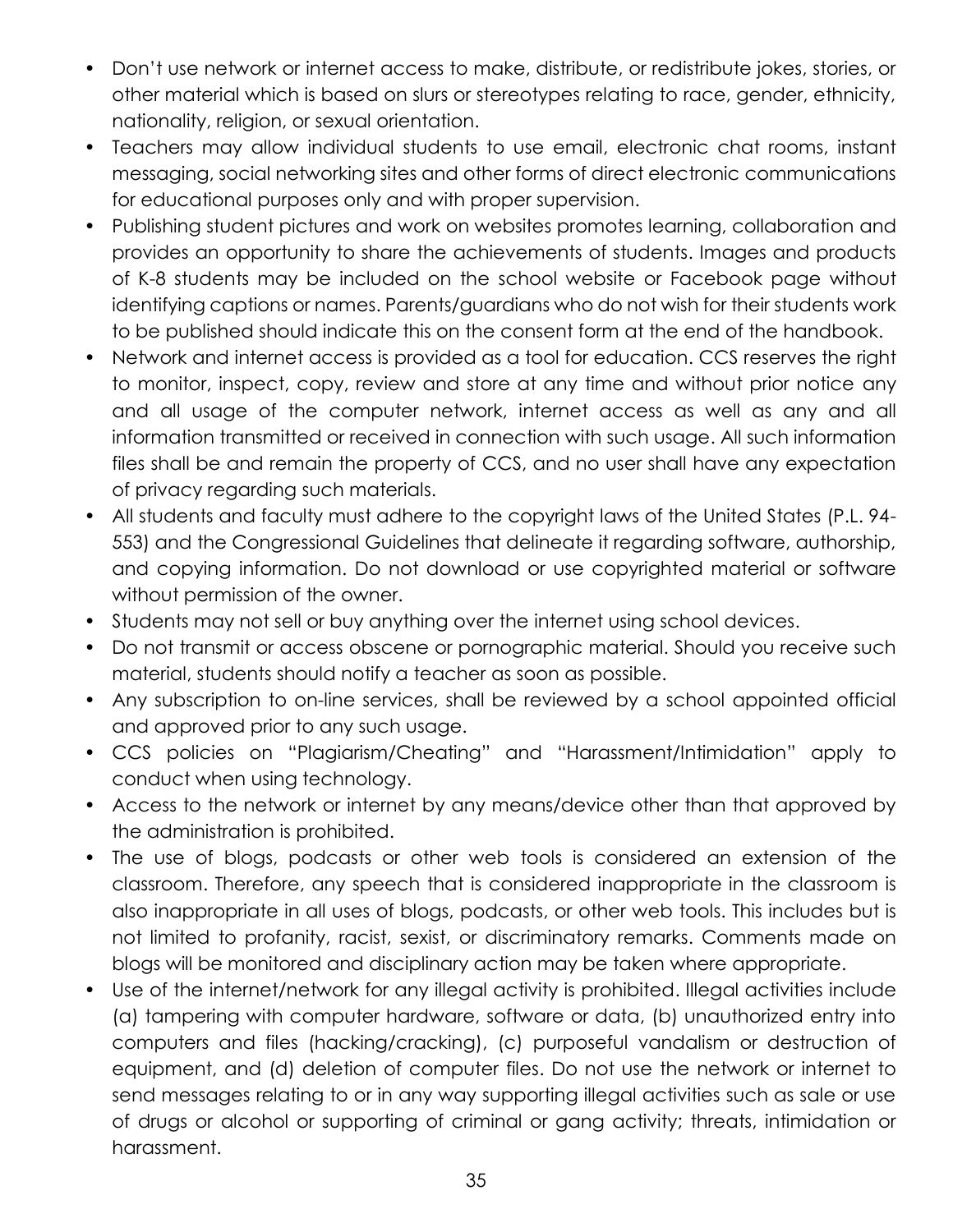- Don't use network or internet access to make, distribute, or redistribute jokes, stories, or other material which is based on slurs or stereotypes relating to race, gender, ethnicity, nationality, religion, or sexual orientation.
- Teachers may allow individual students to use email, electronic chat rooms, instant messaging, social networking sites and other forms of direct electronic communications for educational purposes only and with proper supervision.
- Publishing student pictures and work on websites promotes learning, collaboration and provides an opportunity to share the achievements of students. Images and products of K-8 students may be included on the school website or Facebook page without identifying captions or names. Parents/guardians who do not wish for their students work to be published should indicate this on the consent form at the end of the handbook.
- Network and internet access is provided as a tool for education. CCS reserves the right to monitor, inspect, copy, review and store at any time and without prior notice any and all usage of the computer network, internet access as well as any and all information transmitted or received in connection with such usage. All such information files shall be and remain the property of CCS, and no user shall have any expectation of privacy regarding such materials.
- All students and faculty must adhere to the copyright laws of the United States (P.L. 94-553) and the Congressional Guidelines that delineate it regarding software, authorship, and copying information. Do not download or use copyrighted material or software without permission of the owner.
- Students may not sell or buy anything over the internet using school devices.
- Do not transmit or access obscene or pornographic material. Should you receive such material, students should notify a teacher as soon as possible.
- Any subscription to on-line services, shall be reviewed by a school appointed official and approved prior to any such usage.
- CCS policies on "Plagiarism/Cheating" and "Harassment/Intimidation" apply to conduct when using technology.
- Access to the network or internet by any means/device other than that approved by the administration is prohibited.
- The use of blogs, podcasts or other web tools is considered an extension of the classroom. Therefore, any speech that is considered inappropriate in the classroom is also inappropriate in all uses of blogs, podcasts, or other web tools. This includes but is not limited to profanity, racist, sexist, or discriminatory remarks. Comments made on blogs will be monitored and disciplinary action may be taken where appropriate.
- Use of the internet/network for any illegal activity is prohibited. Illegal activities include (a) tampering with computer hardware, software or data, (b) unauthorized entry into computers and files (hacking/cracking), (c) purposeful vandalism or destruction of equipment, and (d) deletion of computer files. Do not use the network or internet to send messages relating to or in any way supporting illegal activities such as sale or use of drugs or alcohol or supporting of criminal or gang activity; threats, intimidation or harassment.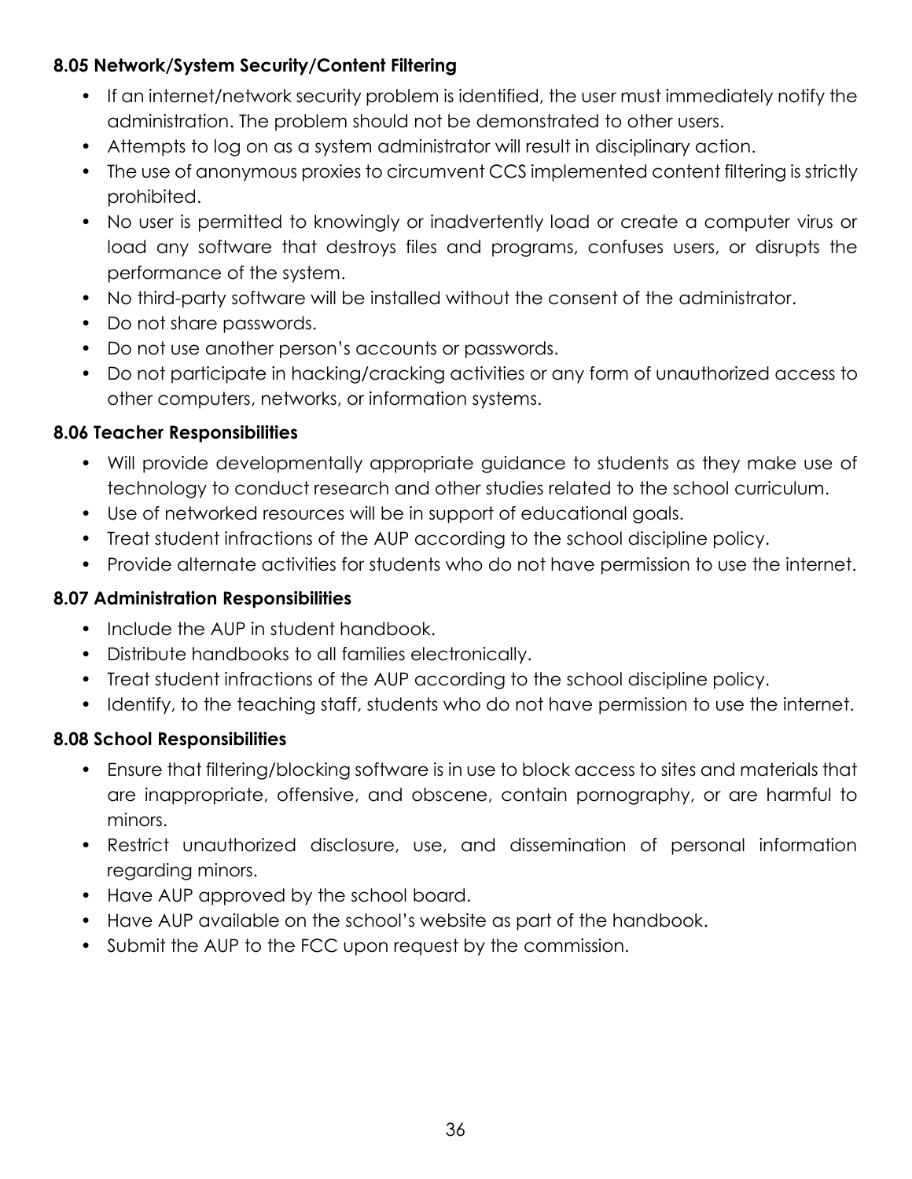### 8.05 Network/System Security/Content Filtering

- If an internet/network security problem is identified, the user must immediately notify the administration. The problem should not be demonstrated to other users.
- Attempts to log on as a system administrator will result in disciplinary action.
- The use of anonymous proxies to circumvent CCS implemented content filtering is strictly prohibited.
- No user is permitted to knowingly or inadvertently load or create a computer virus or load any software that destroys files and programs, confuses users, or disrupts the performance of the system.
- No third-party software will be installed without the consent of the administrator.
- Do not share passwords.
- Do not use another person's accounts or passwords.
- Do not participate in hacking/cracking activities or any form of unauthorized access to other computers, networks, or information systems.

### 8.06 Teacher Responsibilities

- Will provide developmentally appropriate guidance to students as they make use of technology to conduct research and other studies related to the school curriculum.
- Use of networked resources will be in support of educational goals.
- Treat student infractions of the AUP according to the school discipline policy.
- Provide alternate activities for students who do not have permission to use the internet.

### 8.07 Administration Responsibilities

- Include the AUP in student handbook.
- Distribute handbooks to all families electronically.
- Treat student infractions of the AUP according to the school discipline policy.
- Identify, to the teaching staff, students who do not have permission to use the internet.

### 8.08 School Responsibilities

- Ensure that filtering/blocking software is in use to block access to sites and materials that are inappropriate, offensive, and obscene, contain pornography, or are harmful to minors.
- Restrict unauthorized disclosure, use, and dissemination of personal information regarding minors.
- Have AUP approved by the school board.
- Have AUP available on the school's website as part of the handbook.
- Submit the AUP to the FCC upon request by the commission.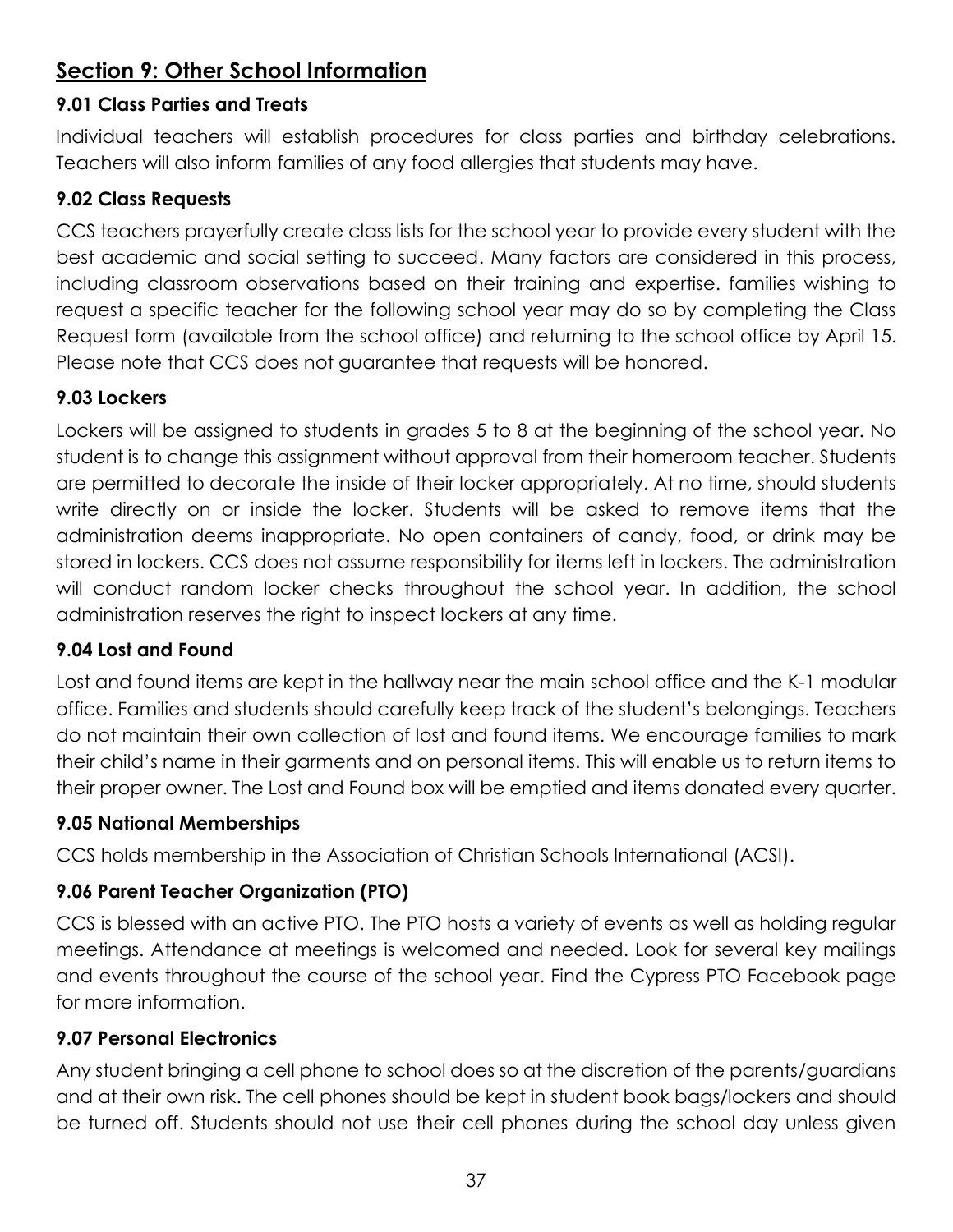## Section 9: Other School Information

### 9.01 Class Parties and Treats

Individual teachers will establish procedures for class parties and birthday celebrations. Teachers will also inform families of any food allergies that students may have.

### 9.02 Class Requests

CCS teachers prayerfully create class lists for the school year to provide every student with the best academic and social setting to succeed. Many factors are considered in this process, including classroom observations based on their training and expertise. families wishing to request a specific teacher for the following school year may do so by completing the Class Request form (available from the school office) and returning to the school office by April 15. Please note that CCS does not guarantee that requests will be honored.

### 9.03 Lockers

Lockers will be assigned to students in grades 5 to 8 at the beginning of the school year. No student is to change this assignment without approval from their homeroom teacher. Students are permitted to decorate the inside of their locker appropriately. At no time, should students write directly on or inside the locker. Students will be asked to remove items that the administration deems inappropriate. No open containers of candy, food, or drink may be stored in lockers. CCS does not assume responsibility for items left in lockers. The administration will conduct random locker checks throughout the school year. In addition, the school administration reserves the right to inspect lockers at any time.

### 9.04 Lost and Found

Lost and found items are kept in the hallway near the main school office and the K-1 modular office. Families and students should carefully keep track of the student's belongings. Teachers do not maintain their own collection of lost and found items. We encourage families to mark their child's name in their garments and on personal items. This will enable us to return items to their proper owner. The Lost and Found box will be emptied and items donated every quarter.

### 9.05 National Memberships

CCS holds membership in the Association of Christian Schools International (ACSI).

### 9.06 Parent Teacher Organization (PTO)

CCS is blessed with an active PTO. The PTO hosts a variety of events as well as holding regular meetings. Attendance at meetings is welcomed and needed. Look for several key mailings and events throughout the course of the school year. Find the Cypress PTO Facebook page for more information.

### 9.07 Personal Electronics

Any student bringing a cell phone to school does so at the discretion of the parents/guardians and at their own risk. The cell phones should be kept in student book bags/lockers and should be turned off. Students should not use their cell phones during the school day unless given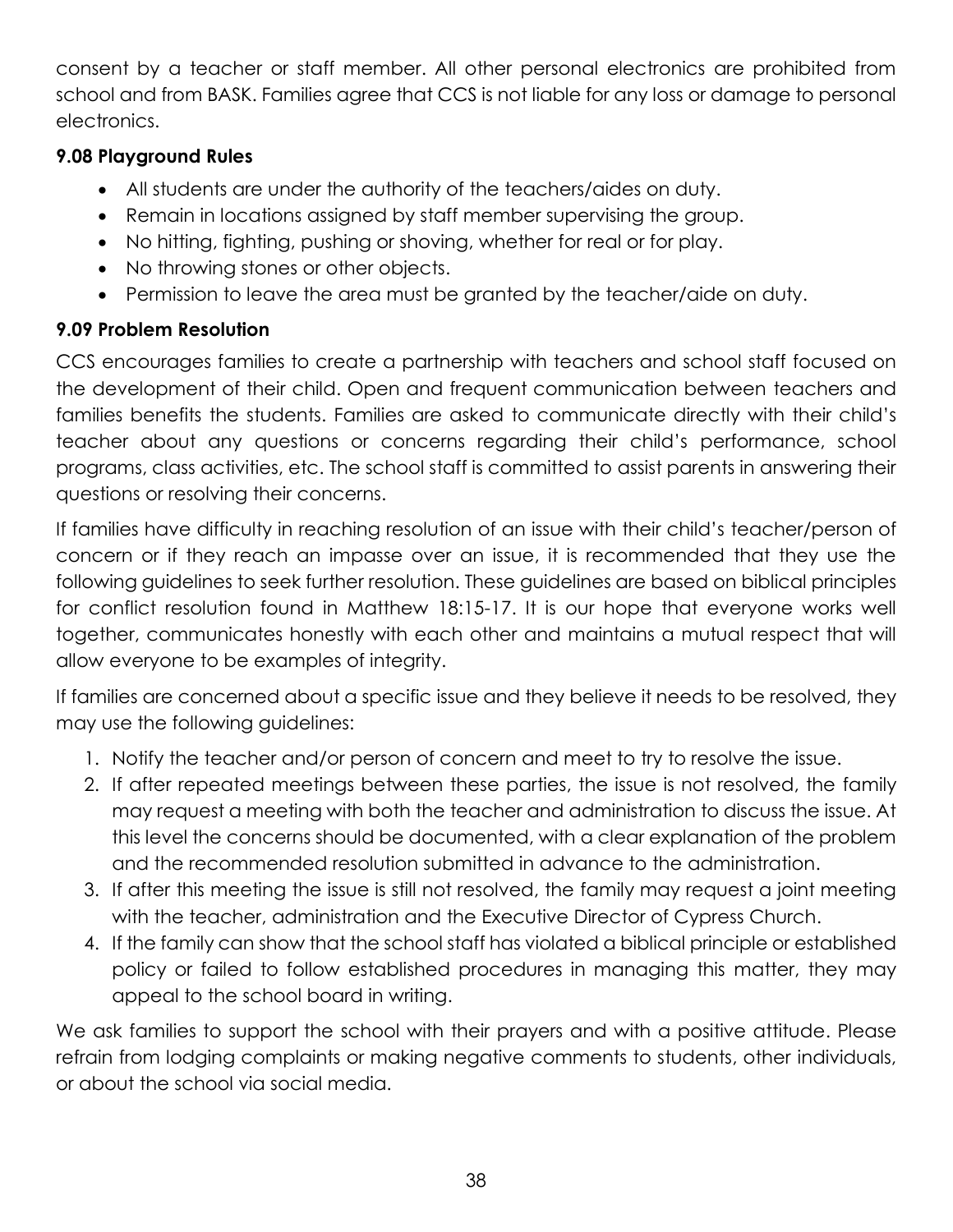consent by a teacher or staff member. All other personal electronics are prohibited from school and from BASK. Families agree that CCS is not liable for any loss or damage to personal electronics.

### 9.08 Playground Rules

- All students are under the authority of the teachers/aides on duty.
- Remain in locations assigned by staff member supervising the group.
- No hitting, fighting, pushing or shoving, whether for real or for play.
- No throwing stones or other objects.
- Permission to leave the area must be granted by the teacher/aide on duty.

### 9.09 Problem Resolution

CCS encourages families to create a partnership with teachers and school staff focused on the development of their child. Open and frequent communication between teachers and families benefits the students. Families are asked to communicate directly with their child's teacher about any questions or concerns regarding their child's performance, school programs, class activities, etc. The school staff is committed to assist parents in answering their questions or resolving their concerns.

If families have difficulty in reaching resolution of an issue with their child's teacher/person of concern or if they reach an impasse over an issue, it is recommended that they use the following guidelines to seek further resolution. These guidelines are based on biblical principles for conflict resolution found in Matthew 18:15-17. It is our hope that everyone works well together, communicates honestly with each other and maintains a mutual respect that will allow everyone to be examples of integrity.

If families are concerned about a specific issue and they believe it needs to be resolved, they may use the following guidelines:

1. Notify the teacher and/or person of concern and meet to try to resolve the issue.
2. If after repeated meetings between these parties, the issue is not resolved, the family may request a meeting with both the teacher and administration to discuss the issue. At this level the concerns should be documented, with a clear explanation of the problem and the recommended resolution submitted in advance to the administration.
3. If after this meeting the issue is still not resolved, the family may request a joint meeting with the teacher, administration and the Executive Director of Cypress Church.
4. If the family can show that the school staff has violated a biblical principle or established policy or failed to follow established procedures in managing this matter, they may appeal to the school board in writing.

We ask families to support the school with their prayers and with a positive attitude. Please refrain from lodging complaints or making negative comments to students, other individuals, or about the school via social media.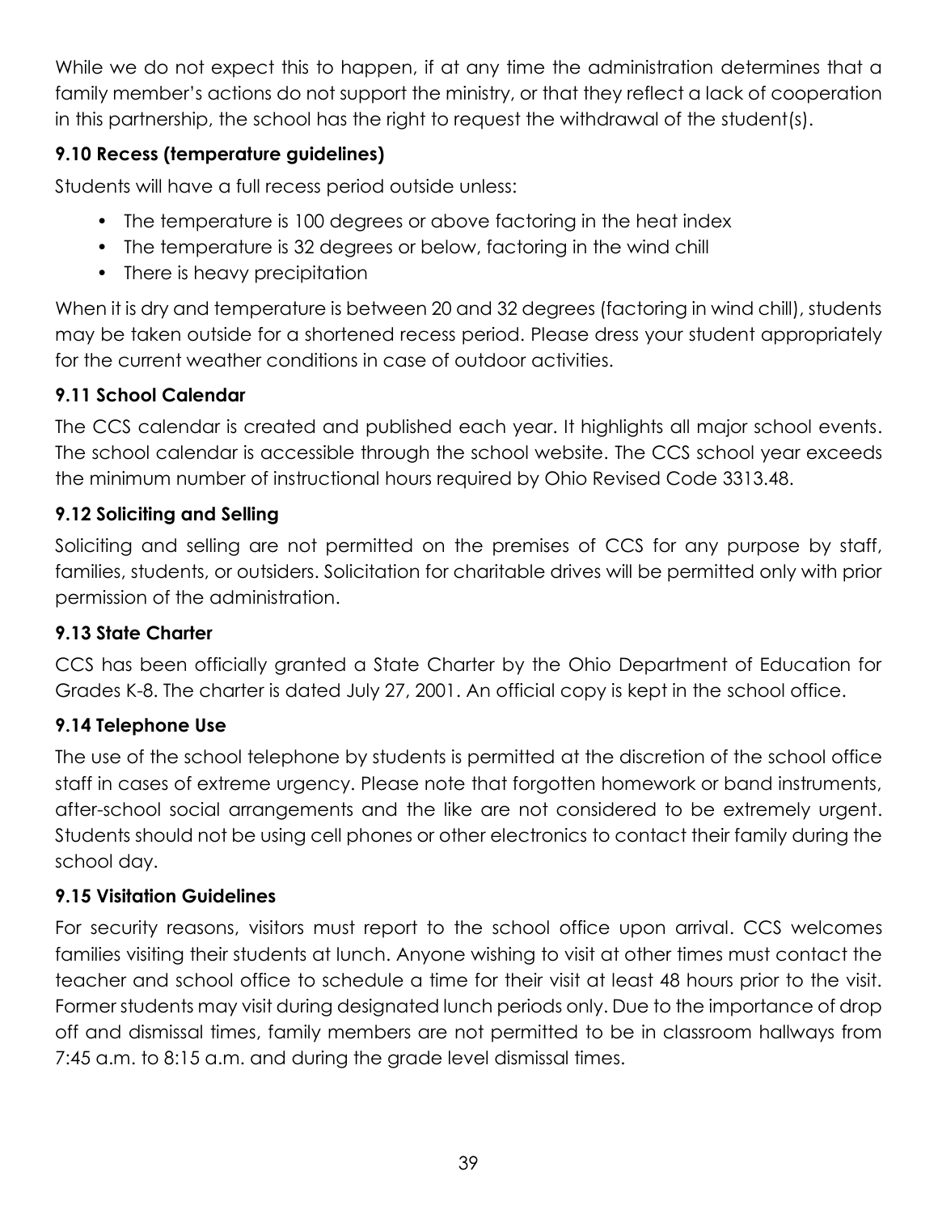While we do not expect this to happen, if at any time the administration determines that a family member's actions do not support the ministry, or that they reflect a lack of cooperation in this partnership, the school has the right to request the withdrawal of the student(s).

### 9.10 Recess (temperature guidelines)

Students will have a full recess period outside unless:

- The temperature is 100 degrees or above factoring in the heat index
- The temperature is 32 degrees or below, factoring in the wind chill
- There is heavy precipitation

When it is dry and temperature is between 20 and 32 degrees (factoring in wind chill), students may be taken outside for a shortened recess period. Please dress your student appropriately for the current weather conditions in case of outdoor activities.

### 9.11 School Calendar

The CCS calendar is created and published each year. It highlights all major school events. The school calendar is accessible through the school website. The CCS school year exceeds the minimum number of instructional hours required by Ohio Revised Code 3313.48.

### 9.12 Soliciting and Selling

Soliciting and selling are not permitted on the premises of CCS for any purpose by staff, families, students, or outsiders. Solicitation for charitable drives will be permitted only with prior permission of the administration.

### 9.13 State Charter

CCS has been officially granted a State Charter by the Ohio Department of Education for Grades K-8. The charter is dated July 27, 2001. An official copy is kept in the school office.

### 9.14 Telephone Use

The use of the school telephone by students is permitted at the discretion of the school office staff in cases of extreme urgency. Please note that forgotten homework or band instruments, after-school social arrangements and the like are not considered to be extremely urgent. Students should not be using cell phones or other electronics to contact their family during the school day.

### 9.15 Visitation Guidelines

For security reasons, visitors must report to the school office upon arrival. CCS welcomes families visiting their students at lunch. Anyone wishing to visit at other times must contact the teacher and school office to schedule a time for their visit at least 48 hours prior to the visit. Former students may visit during designated lunch periods only. Due to the importance of drop off and dismissal times, family members are not permitted to be in classroom hallways from 7:45 a.m. to 8:15 a.m. and during the grade level dismissal times.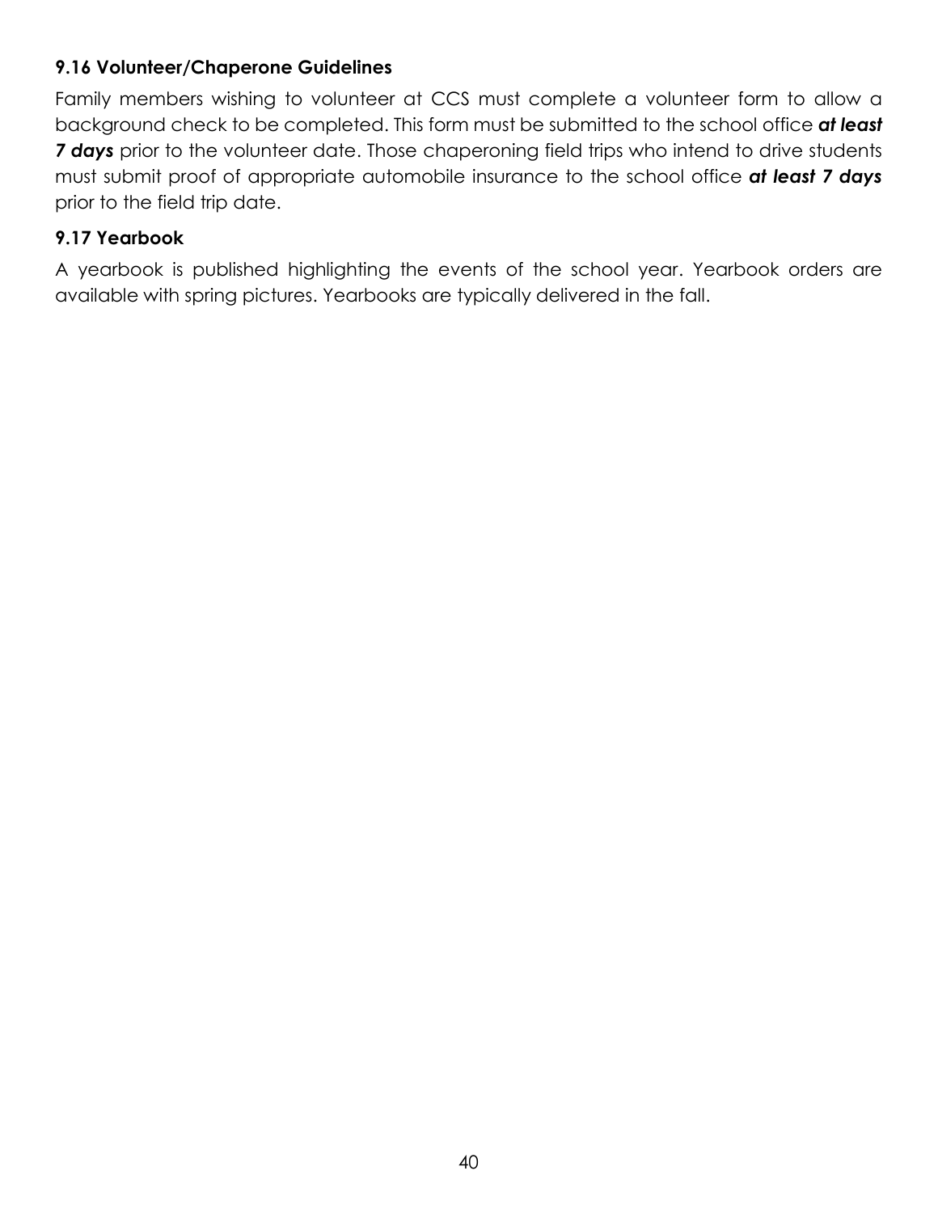### 9.16 Volunteer/Chaperone Guidelines

Family members wishing to volunteer at CCS must complete a volunteer form to allow a background check to be completed. This form must be submitted to the school office ***at least 7 days*** prior to the volunteer date. Those chaperoning field trips who intend to drive students must submit proof of appropriate automobile insurance to the school office ***at least 7 days*** prior to the field trip date.

### 9.17 Yearbook

A yearbook is published highlighting the events of the school year. Yearbook orders are available with spring pictures. Yearbooks are typically delivered in the fall.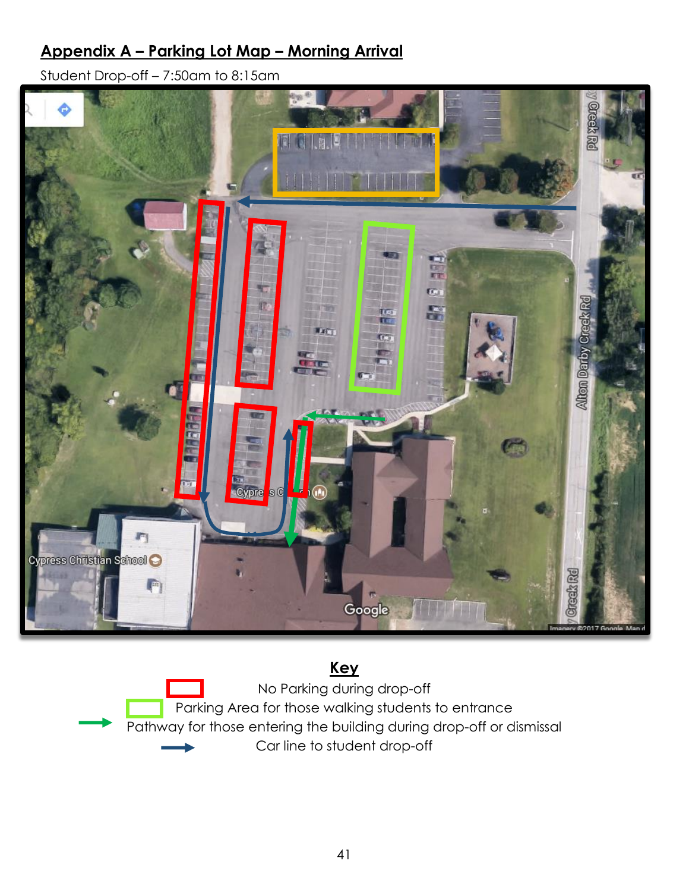## Appendix A – Parking Lot Map – Morning Arrival

Student Drop-off – 7:50am to 8:15am

**Key**

- No Parking during drop-off
- Parking Area for those walking students to entrance
- Pathway for those entering the building during drop-off or dismissal
- Car line to student drop-off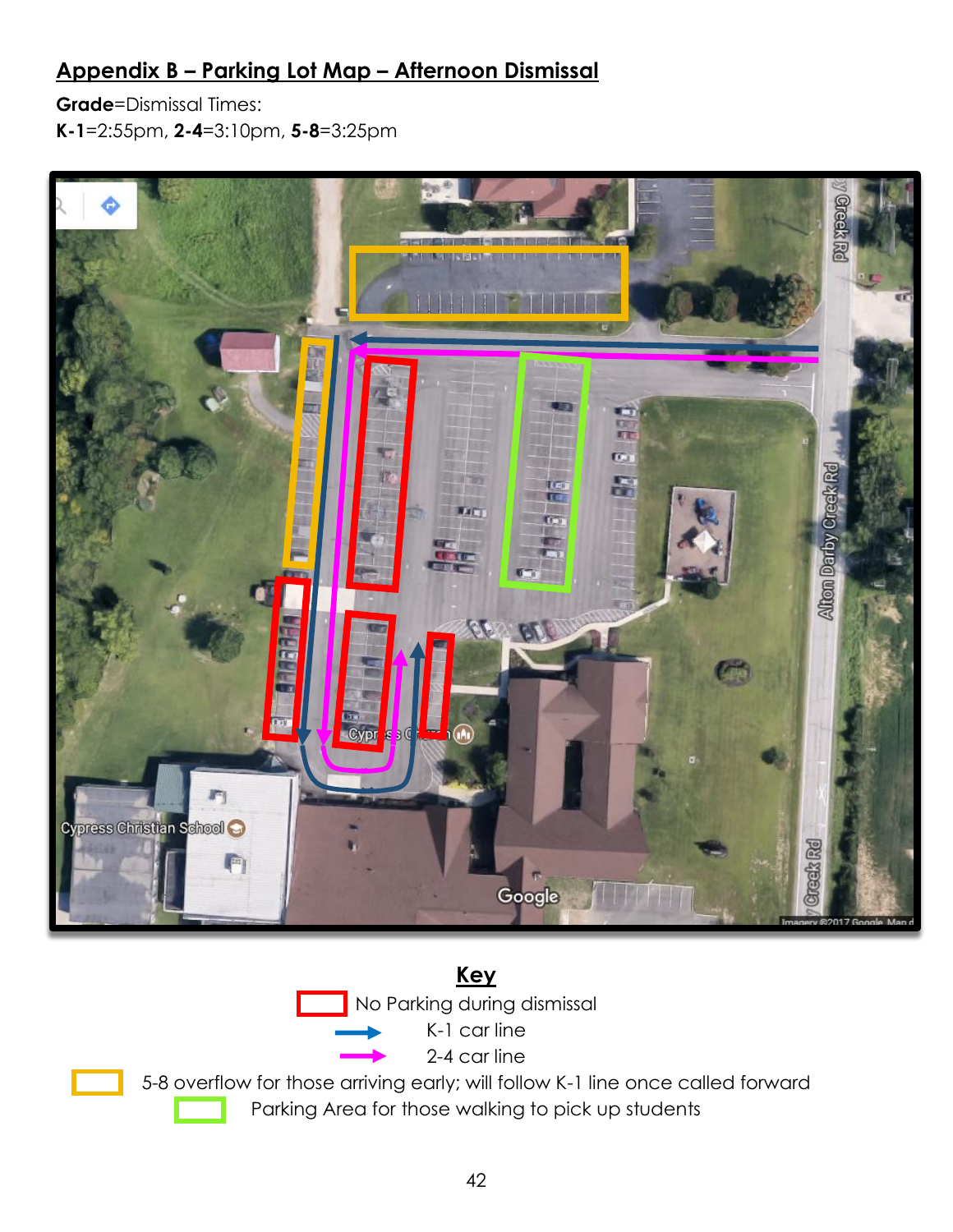## Appendix B – Parking Lot Map – Afternoon Dismissal

**Grade**=Dismissal Times:
**K-1**=2:55pm, **2-4**=3:10pm, **5-8**=3:25pm

**Key**

- No Parking during dismissal
- K-1 car line
- 2-4 car line
- 5-8 overflow for those arriving early; will follow K-1 line once called forward
- Parking Area for those walking to pick up students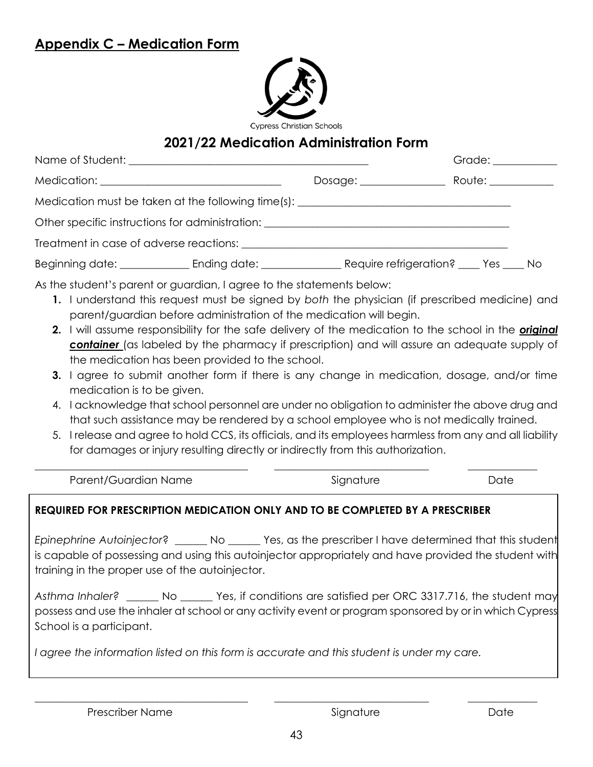## Appendix C – Medication Form

Cypress Christian Schools

## 2021/22 Medication Administration Form

Name of Student: ____________________________________________ Grade: ___________

Medication: ________________________________ Dosage: _______________ Route: ___________

Medication must be taken at the following time(s): ______________________________________

Other specific instructions for administration: ____________________________________________

Treatment in case of adverse reactions: _______________________________________________

Beginning date: ____________ Ending date: ______________ Require refrigeration? ____ Yes ____ No

As the student's parent or guardian, I agree to the statements below:

1. I understand this request must be signed by *both* the physician (if prescribed medicine) and parent/guardian before administration of the medication will begin.
2. I will assume responsibility for the safe delivery of the medication to the school in the ***original container*** (as labeled by the pharmacy if prescription) and will assure an adequate supply of the medication has been provided to the school.
3. I agree to submit another form if there is any change in medication, dosage, and/or time medication is to be given.
4. I acknowledge that school personnel are under no obligation to administer the above drug and that such assistance may be rendered by a school employee who is not medically trained.
5. I release and agree to hold CCS, its officials, and its employees harmless from any and all liability for damages or injury resulting directly or indirectly from this authorization.

_______________________________________ _____________________________ ____________

Parent/Guardian Name Signature Date

**REQUIRED FOR PRESCRIPTION MEDICATION ONLY AND TO BE COMPLETED BY A PRESCRIBER**

*Epinephrine Autoinjector*? ______ No ______ Yes, as the prescriber I have determined that this student is capable of possessing and using this autoinjector appropriately and have provided the student with training in the proper use of the autoinjector.

*Asthma Inhaler?* ______ No ______ Yes, if conditions are satisfied per ORC 3317.716, the student may possess and use the inhaler at school or any activity event or program sponsored by or in which Cypress School is a participant.

*I agree the information listed on this form is accurate and this student is under my care.*

_______________________________________ _____________________________ ____________

Prescriber Name Signature Date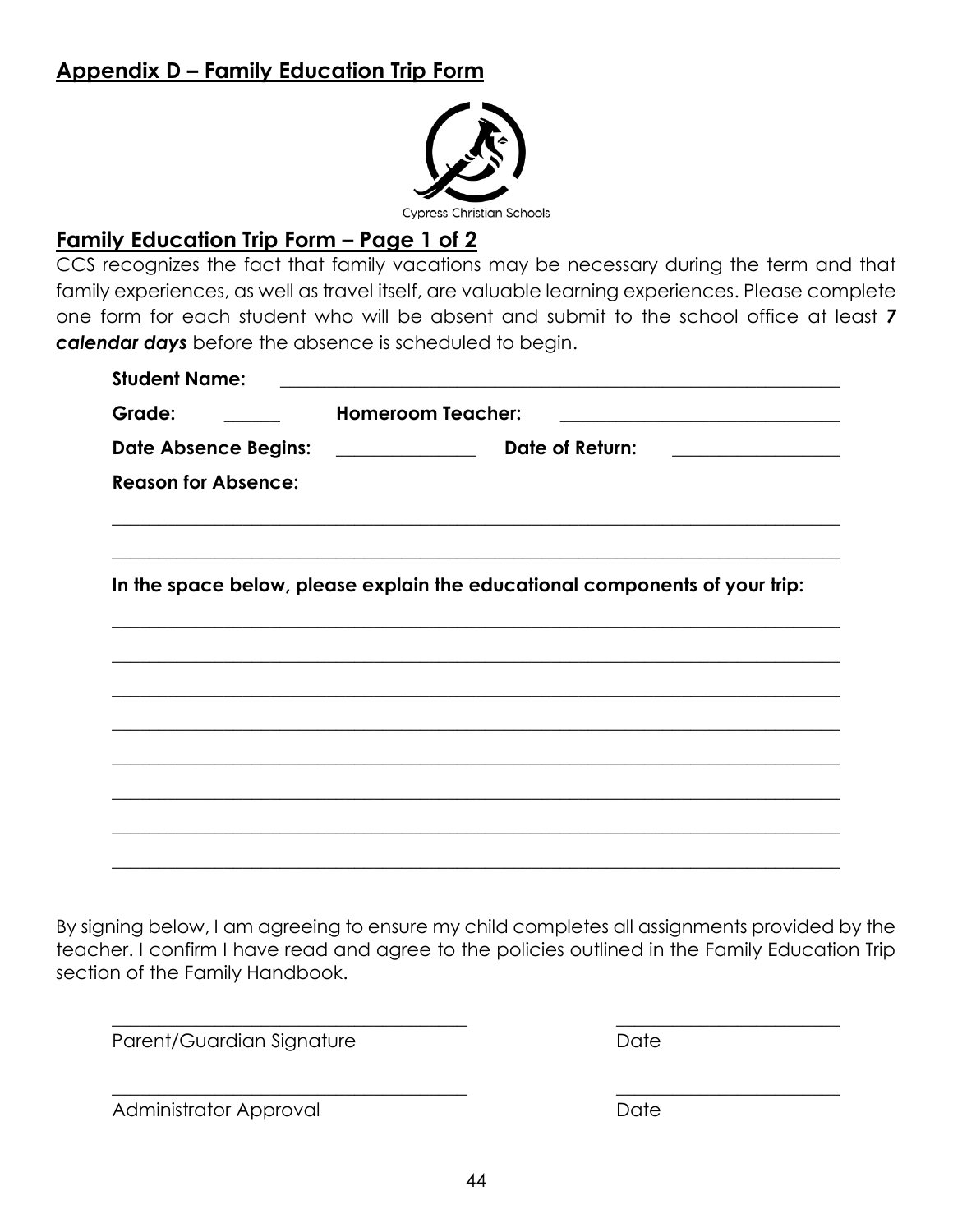## Appendix D – Family Education Trip Form

Cypress Christian Schools

## Family Education Trip Form – Page 1 of 2

CCS recognizes the fact that family vacations may be necessary during the term and that family experiences, as well as travel itself, are valuable learning experiences. Please complete one form for each student who will be absent and submit to the school office at least ***7 calendar days*** before the absence is scheduled to begin.

**Student Name:** ____________________________________________

**Grade:** ______ **Homeroom Teacher:** ______________________________

**Date Absence Begins:** _______________ **Date of Return:** __________________

**Reason for Absence:**

______________________________________________________________________________

______________________________________________________________________________

**In the space below, please explain the educational components of your trip:**

______________________________________________________________________________

______________________________________________________________________________

______________________________________________________________________________

______________________________________________________________________________

______________________________________________________________________________

______________________________________________________________________________

______________________________________________________________________________

______________________________________________________________________________

By signing below, I am agreeing to ensure my child completes all assignments provided by the teacher. I confirm I have read and agree to the policies outlined in the Family Education Trip section of the Family Handbook.

_______________________________________ ________________________

Parent/Guardian Signature Date

_______________________________________ ________________________

Administrator Approval Date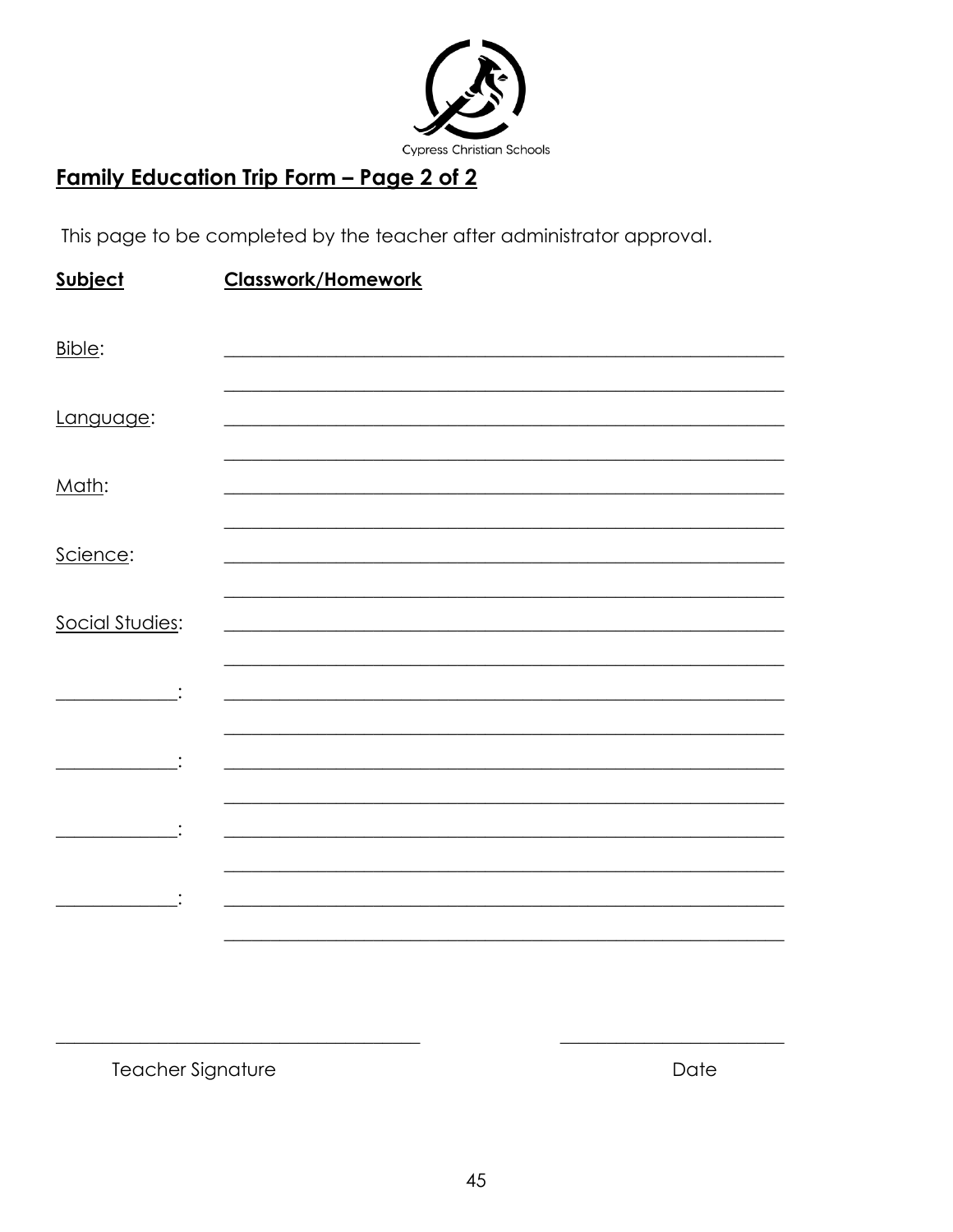Cypress Christian Schools

## Family Education Trip Form – Page 2 of 2

This page to be completed by the teacher after administrator approval.

| **Subject** | **Classwork/Homework** |
|---|---|
| Bible: | ____________________________________________ |
| | ____________________________________________ |
| Language: | ____________________________________________ |
| | ____________________________________________ |
| Math: | ____________________________________________ |
| | ____________________________________________ |
| Science: | ____________________________________________ |
| | ____________________________________________ |
| Social Studies: | ____________________________________________ |
| | ____________________________________________ |
| __________: | ____________________________________________ |
| | ____________________________________________ |
| __________: | ____________________________________________ |
| | ____________________________________________ |
| __________: | ____________________________________________ |
| | ____________________________________________ |
| __________: | ____________________________________________ |
| | ____________________________________________ |

______________________________ ____________________

Teacher Signature Date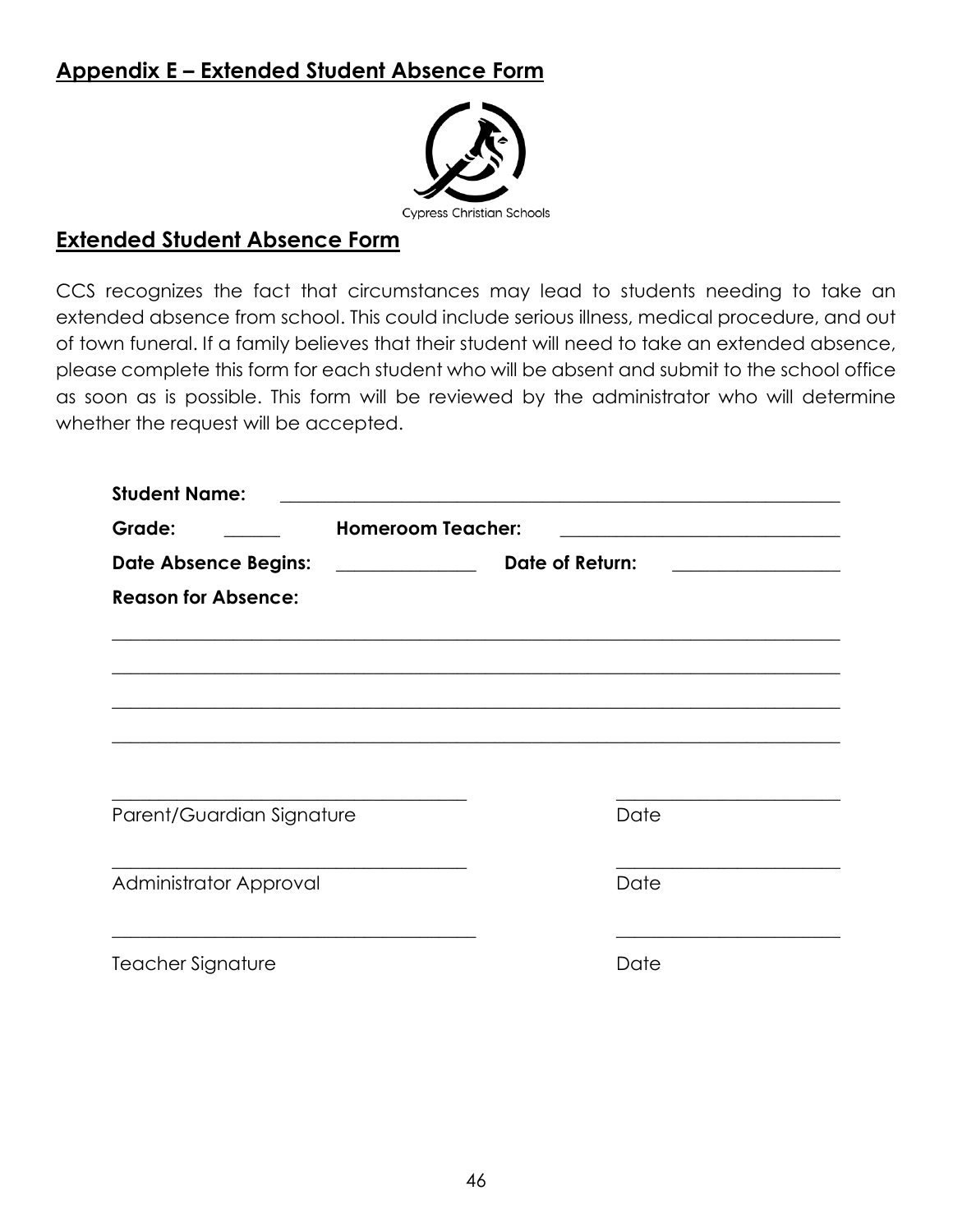## Appendix E – Extended Student Absence Form

Cypress Christian Schools

## Extended Student Absence Form

CCS recognizes the fact that circumstances may lead to students needing to take an extended absence from school. This could include serious illness, medical procedure, and out of town funeral. If a family believes that their student will need to take an extended absence, please complete this form for each student who will be absent and submit to the school office as soon as is possible. This form will be reviewed by the administrator who will determine whether the request will be accepted.

**Student Name:** ____________________________________________________________

**Grade:** ______ **Homeroom Teacher:** ______________________________

**Date Absence Begins:** _______________ **Date of Return:** __________________

**Reason for Absence:**

_________________________________________________________________________________

_________________________________________________________________________________

_________________________________________________________________________________

_________________________________________________________________________________

______________________________________ ________________________

Parent/Guardian Signature Date

______________________________________ ________________________

Administrator Approval Date

______________________________________ ________________________

Teacher Signature Date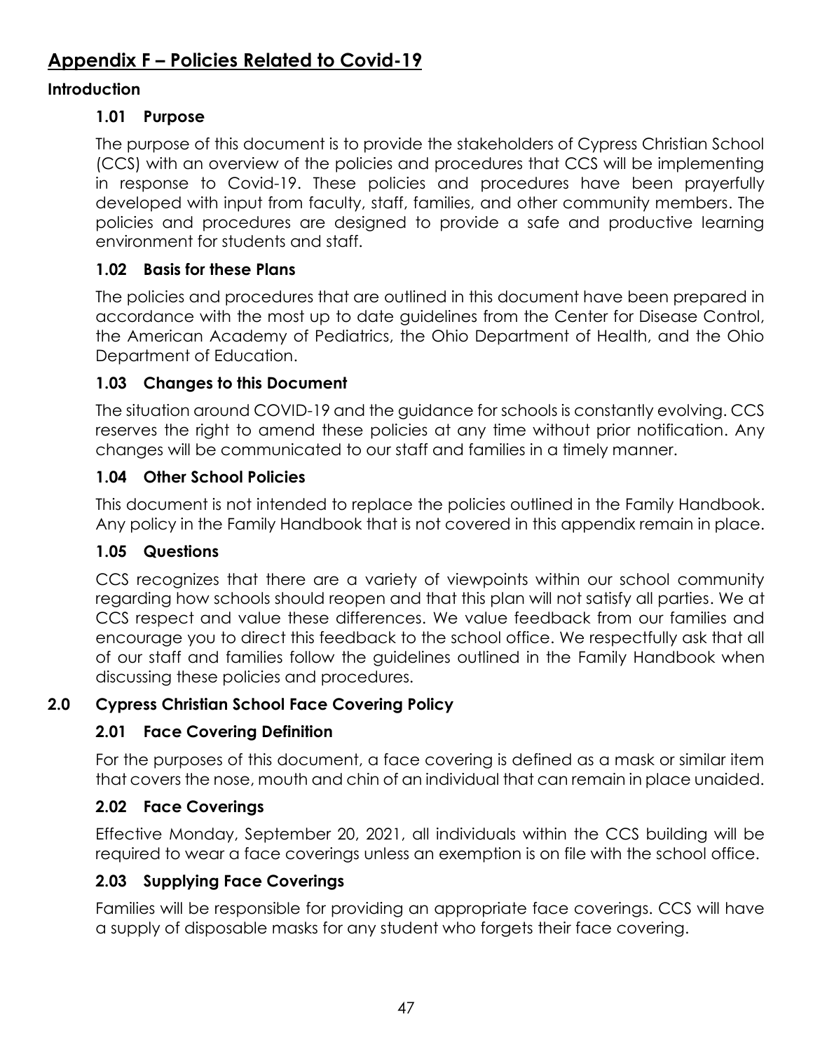# Appendix F – Policies Related to Covid-19

## Introduction

### 1.01 Purpose

The purpose of this document is to provide the stakeholders of Cypress Christian School (CCS) with an overview of the policies and procedures that CCS will be implementing in response to Covid-19. These policies and procedures have been prayerfully developed with input from faculty, staff, families, and other community members. The policies and procedures are designed to provide a safe and productive learning environment for students and staff.

### 1.02 Basis for these Plans

The policies and procedures that are outlined in this document have been prepared in accordance with the most up to date guidelines from the Center for Disease Control, the American Academy of Pediatrics, the Ohio Department of Health, and the Ohio Department of Education.

### 1.03 Changes to this Document

The situation around COVID-19 and the guidance for schools is constantly evolving. CCS reserves the right to amend these policies at any time without prior notification. Any changes will be communicated to our staff and families in a timely manner.

### 1.04 Other School Policies

This document is not intended to replace the policies outlined in the Family Handbook. Any policy in the Family Handbook that is not covered in this appendix remain in place.

### 1.05 Questions

CCS recognizes that there are a variety of viewpoints within our school community regarding how schools should reopen and that this plan will not satisfy all parties. We at CCS respect and value these differences. We value feedback from our families and encourage you to direct this feedback to the school office. We respectfully ask that all of our staff and families follow the guidelines outlined in the Family Handbook when discussing these policies and procedures.

## 2.0 Cypress Christian School Face Covering Policy

### 2.01 Face Covering Definition

For the purposes of this document, a face covering is defined as a mask or similar item that covers the nose, mouth and chin of an individual that can remain in place unaided.

### 2.02 Face Coverings

Effective Monday, September 20, 2021, all individuals within the CCS building will be required to wear a face coverings unless an exemption is on file with the school office.

### 2.03 Supplying Face Coverings

Families will be responsible for providing an appropriate face coverings. CCS will have a supply of disposable masks for any student who forgets their face covering.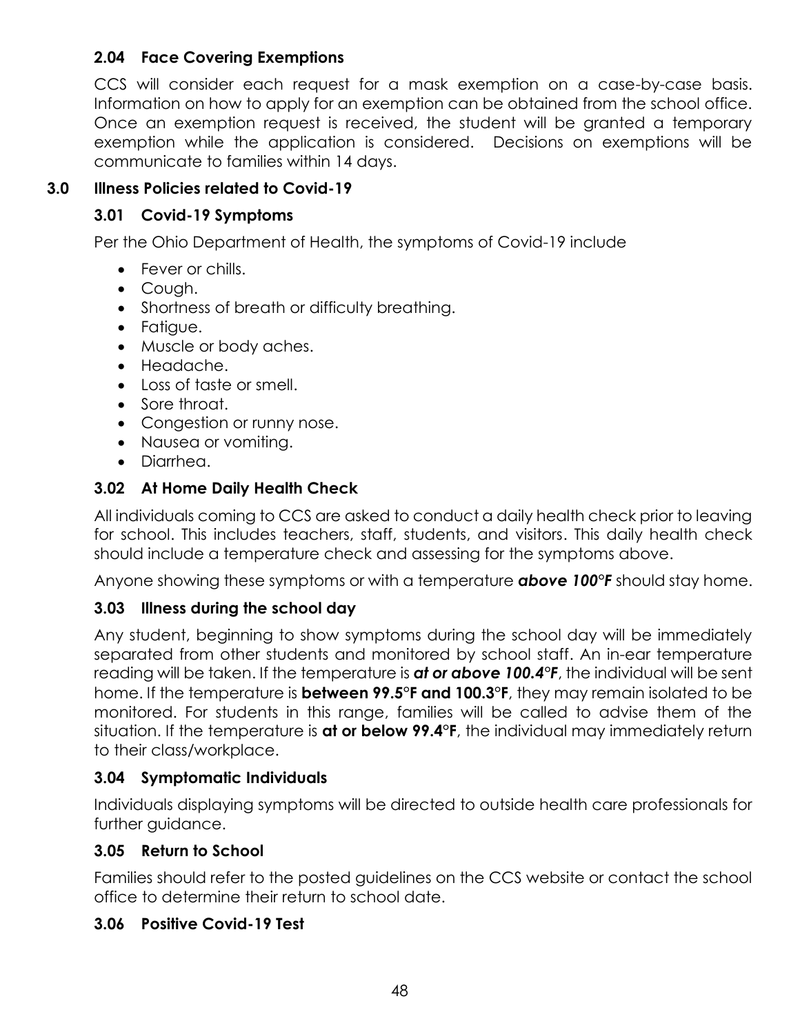### 2.04 Face Covering Exemptions

CCS will consider each request for a mask exemption on a case-by-case basis. Information on how to apply for an exemption can be obtained from the school office. Once an exemption request is received, the student will be granted a temporary exemption while the application is considered. Decisions on exemptions will be communicate to families within 14 days.

## 3.0 Illness Policies related to Covid-19

### 3.01 Covid-19 Symptoms

Per the Ohio Department of Health, the symptoms of Covid-19 include

- Fever or chills.
- Cough.
- Shortness of breath or difficulty breathing.
- Fatigue.
- Muscle or body aches.
- Headache.
- Loss of taste or smell.
- Sore throat.
- Congestion or runny nose.
- Nausea or vomiting.
- Diarrhea.

### 3.02 At Home Daily Health Check

All individuals coming to CCS are asked to conduct a daily health check prior to leaving for school. This includes teachers, staff, students, and visitors. This daily health check should include a temperature check and assessing for the symptoms above.

Anyone showing these symptoms or with a temperature ***above 100°F*** should stay home.

### 3.03 Illness during the school day

Any student, beginning to show symptoms during the school day will be immediately separated from other students and monitored by school staff. An in-ear temperature reading will be taken. If the temperature is ***at or above 100.4°F***, the individual will be sent home. If the temperature is **between 99.5°F and 100.3°F**, they may remain isolated to be monitored. For students in this range, families will be called to advise them of the situation. If the temperature is **at or below 99.4°F**, the individual may immediately return to their class/workplace.

### 3.04 Symptomatic Individuals

Individuals displaying symptoms will be directed to outside health care professionals for further guidance.

### 3.05 Return to School

Families should refer to the posted guidelines on the CCS website or contact the school office to determine their return to school date.

### 3.06 Positive Covid-19 Test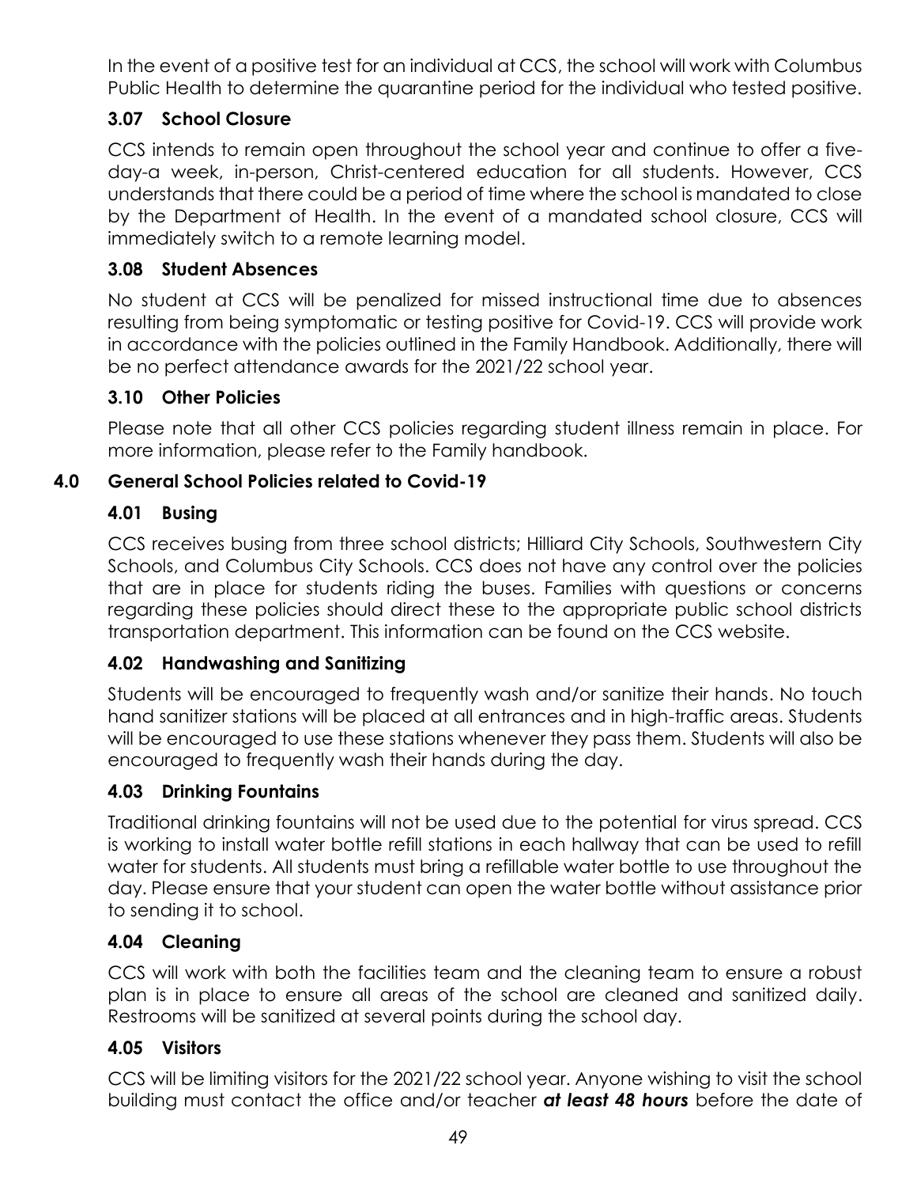In the event of a positive test for an individual at CCS, the school will work with Columbus Public Health to determine the quarantine period for the individual who tested positive.

### 3.07 School Closure

CCS intends to remain open throughout the school year and continue to offer a five-day-a week, in-person, Christ-centered education for all students. However, CCS understands that there could be a period of time where the school is mandated to close by the Department of Health. In the event of a mandated school closure, CCS will immediately switch to a remote learning model.

### 3.08 Student Absences

No student at CCS will be penalized for missed instructional time due to absences resulting from being symptomatic or testing positive for Covid-19. CCS will provide work in accordance with the policies outlined in the Family Handbook. Additionally, there will be no perfect attendance awards for the 2021/22 school year.

### 3.10 Other Policies

Please note that all other CCS policies regarding student illness remain in place. For more information, please refer to the Family handbook.

## 4.0 General School Policies related to Covid-19

### 4.01 Busing

CCS receives busing from three school districts; Hilliard City Schools, Southwestern City Schools, and Columbus City Schools. CCS does not have any control over the policies that are in place for students riding the buses. Families with questions or concerns regarding these policies should direct these to the appropriate public school districts transportation department. This information can be found on the CCS website.

### 4.02 Handwashing and Sanitizing

Students will be encouraged to frequently wash and/or sanitize their hands. No touch hand sanitizer stations will be placed at all entrances and in high-traffic areas. Students will be encouraged to use these stations whenever they pass them. Students will also be encouraged to frequently wash their hands during the day.

### 4.03 Drinking Fountains

Traditional drinking fountains will not be used due to the potential for virus spread. CCS is working to install water bottle refill stations in each hallway that can be used to refill water for students. All students must bring a refillable water bottle to use throughout the day. Please ensure that your student can open the water bottle without assistance prior to sending it to school.

### 4.04 Cleaning

CCS will work with both the facilities team and the cleaning team to ensure a robust plan is in place to ensure all areas of the school are cleaned and sanitized daily. Restrooms will be sanitized at several points during the school day.

### 4.05 Visitors

CCS will be limiting visitors for the 2021/22 school year. Anyone wishing to visit the school building must contact the office and/or teacher ***at least 48 hours*** before the date of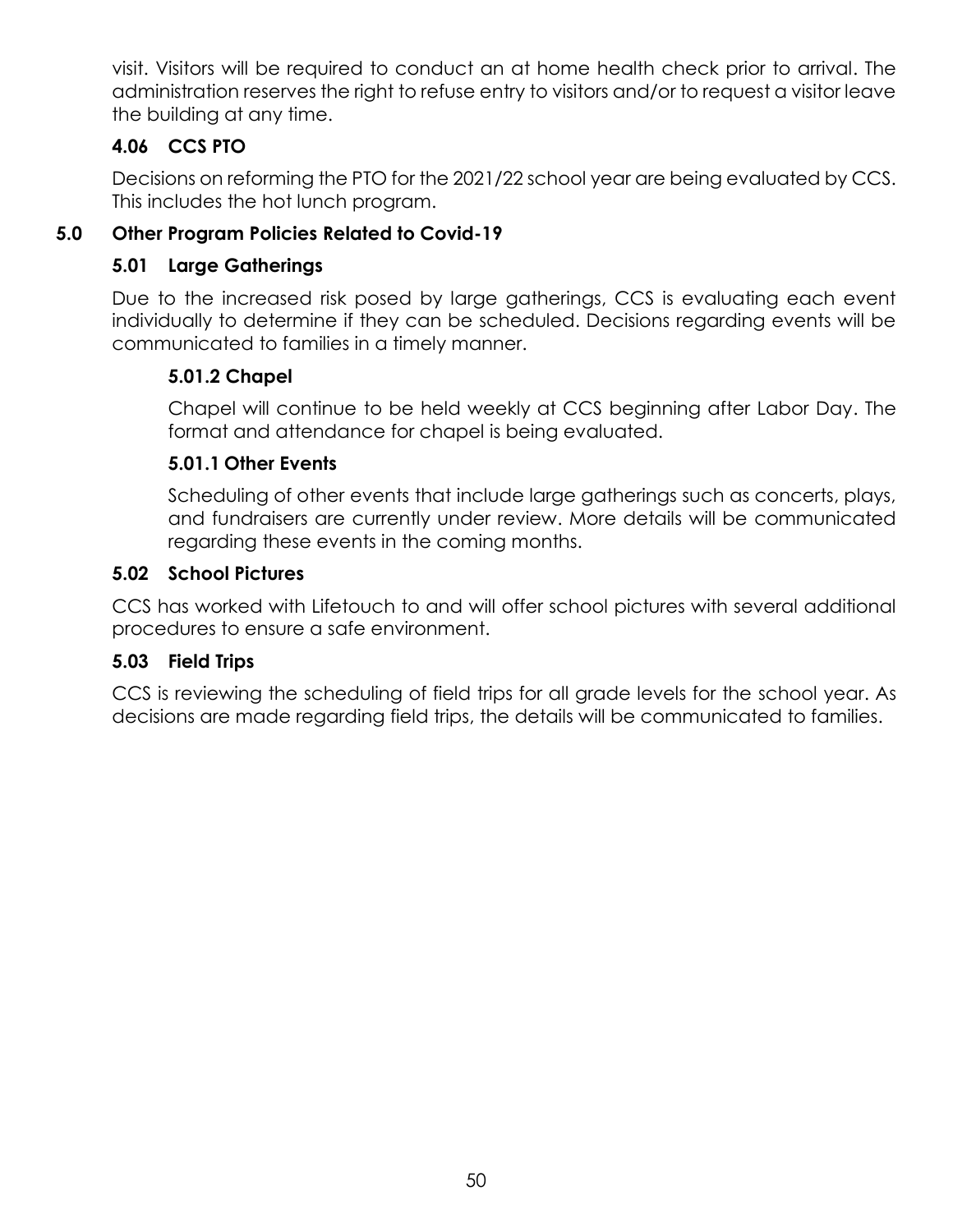visit. Visitors will be required to conduct an at home health check prior to arrival. The administration reserves the right to refuse entry to visitors and/or to request a visitor leave the building at any time.

### 4.06 CCS PTO

Decisions on reforming the PTO for the 2021/22 school year are being evaluated by CCS. This includes the hot lunch program.

## 5.0 Other Program Policies Related to Covid-19

### 5.01 Large Gatherings

Due to the increased risk posed by large gatherings, CCS is evaluating each event individually to determine if they can be scheduled. Decisions regarding events will be communicated to families in a timely manner.

#### 5.01.2 Chapel

Chapel will continue to be held weekly at CCS beginning after Labor Day. The format and attendance for chapel is being evaluated.

#### 5.01.1 Other Events

Scheduling of other events that include large gatherings such as concerts, plays, and fundraisers are currently under review. More details will be communicated regarding these events in the coming months.

### 5.02 School Pictures

CCS has worked with Lifetouch to and will offer school pictures with several additional procedures to ensure a safe environment.

### 5.03 Field Trips

CCS is reviewing the scheduling of field trips for all grade levels for the school year. As decisions are made regarding field trips, the details will be communicated to families.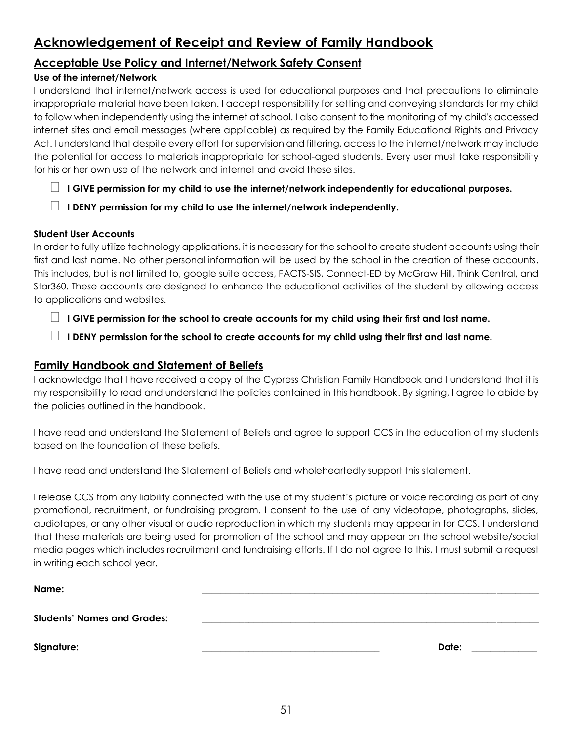# Acknowledgement of Receipt and Review of Family Handbook

## Acceptable Use Policy and Internet/Network Safety Consent

**Use of the internet/Network**

I understand that internet/network access is used for educational purposes and that precautions to eliminate inappropriate material have been taken. I accept responsibility for setting and conveying standards for my child to follow when independently using the internet at school. I also consent to the monitoring of my child's accessed internet sites and email messages (where applicable) as required by the Family Educational Rights and Privacy Act. I understand that despite every effort for supervision and filtering, access to the internet/network may include the potential for access to materials inappropriate for school-aged students. Every user must take responsibility for his or her own use of the network and internet and avoid these sites.

- ☐ **I GIVE permission for my child to use the internet/network independently for educational purposes.**
- ☐ **I DENY permission for my child to use the internet/network independently.**

**Student User Accounts**

In order to fully utilize technology applications, it is necessary for the school to create student accounts using their first and last name. No other personal information will be used by the school in the creation of these accounts. This includes, but is not limited to, google suite access, FACTS-SIS, Connect-ED by McGraw Hill, Think Central, and Star360. These accounts are designed to enhance the educational activities of the student by allowing access to applications and websites.

- ☐ **I GIVE permission for the school to create accounts for my child using their first and last name.**
- ☐ **I DENY permission for the school to create accounts for my child using their first and last name.**

## Family Handbook and Statement of Beliefs

I acknowledge that I have received a copy of the Cypress Christian Family Handbook and I understand that it is my responsibility to read and understand the policies contained in this handbook. By signing, I agree to abide by the policies outlined in the handbook.

I have read and understand the Statement of Beliefs and agree to support CCS in the education of my students based on the foundation of these beliefs.

I have read and understand the Statement of Beliefs and wholeheartedly support this statement.

I release CCS from any liability connected with the use of my student's picture or voice recording as part of any promotional, recruitment, or fundraising program. I consent to the use of any videotape, photographs, slides, audiotapes, or any other visual or audio reproduction in which my students may appear in for CCS. I understand that these materials are being used for promotion of the school and may appear on the school website/social media pages which includes recruitment and fundraising efforts. If I do not agree to this, I must submit a request in writing each school year.

**Name:** ______________________________________________

**Students' Names and Grades:** ______________________________________________

**Signature:** ______________________________ **Date:** ______________